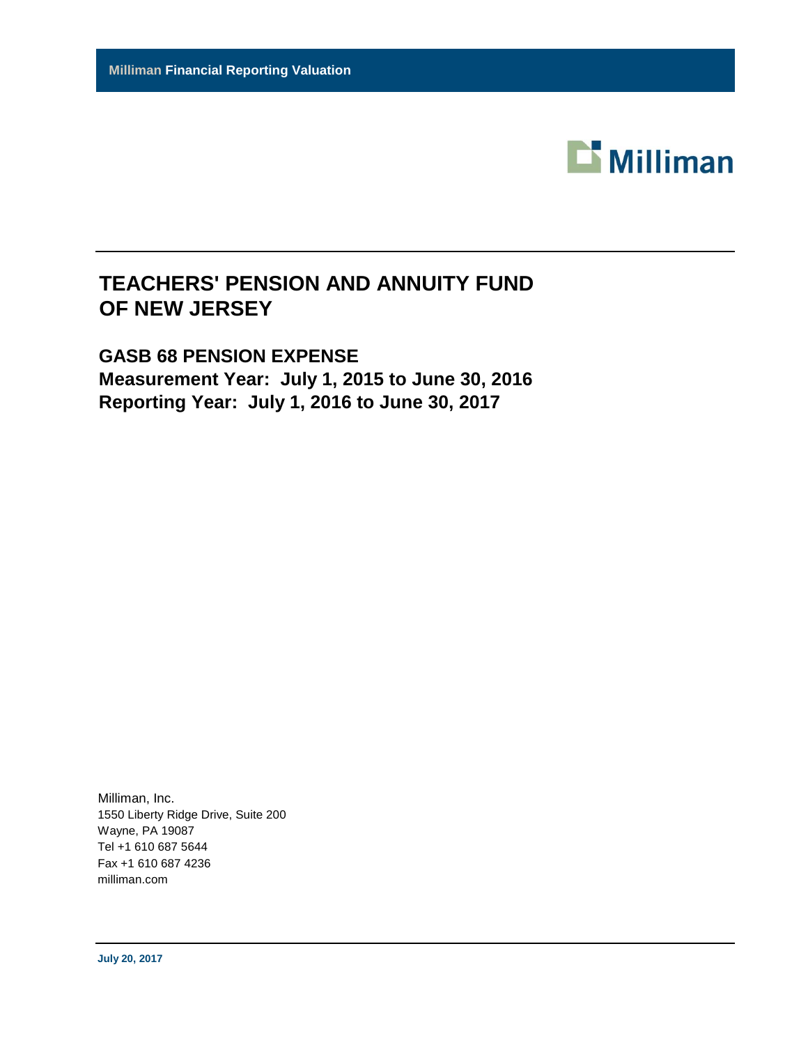**Milliman Financial Reporting Valuation**

Milliman

# TEACHERS' PENSION AND ANNUITY FUND OF NEW JERSEY

## GASB 68 PENSION EXPENSE
## Measurement Year: July 1, 2015 to June 30, 2016
## Reporting Year: July 1, 2016 to June 30, 2017

Milliman, Inc.
1550 Liberty Ridge Drive, Suite 200
Wayne, PA 19087
Tel +1 610 687 5644
Fax +1 610 687 4236
milliman.com

**July 20, 2017**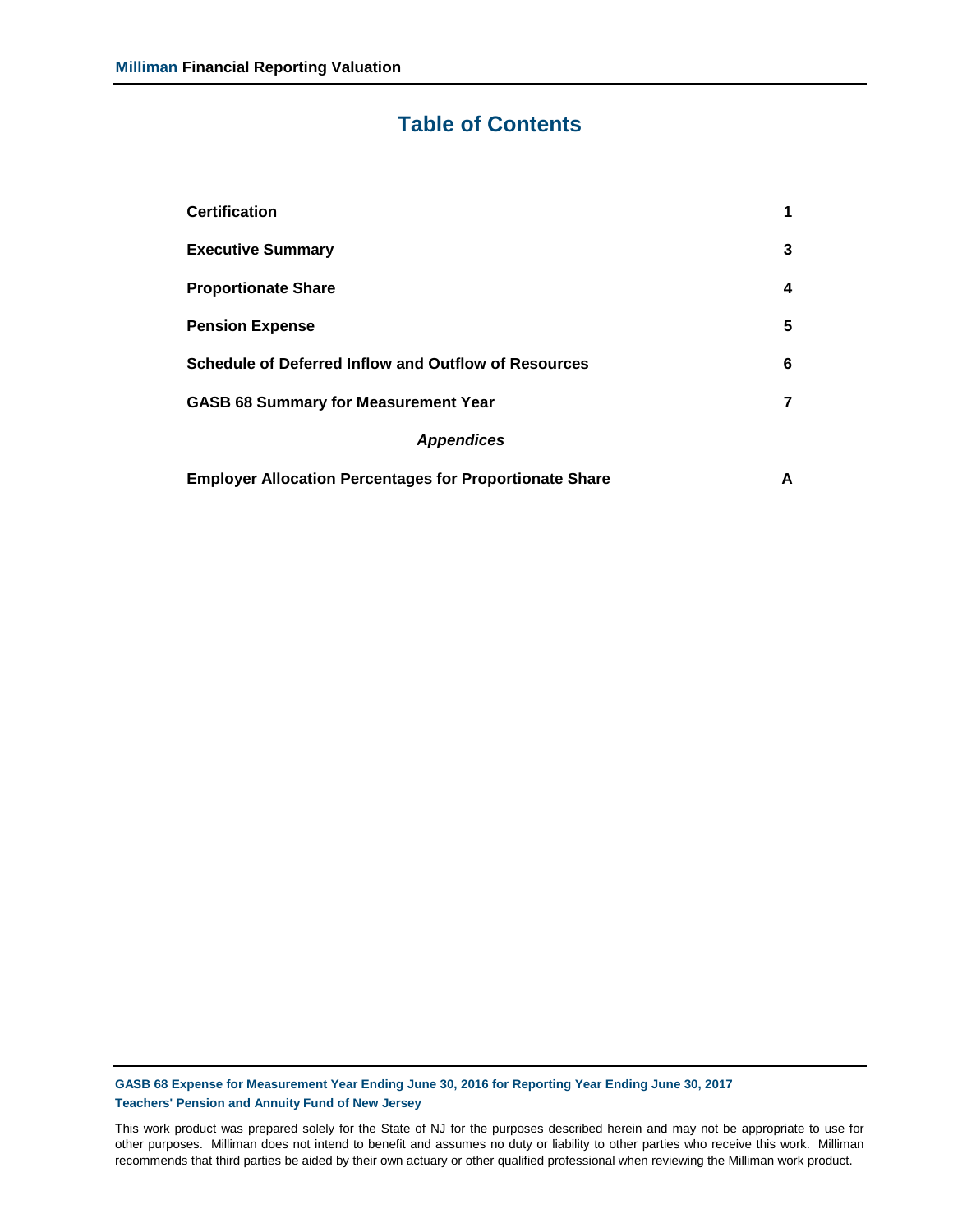# Table of Contents

| | |
|---|---|
| **Certification** | **1** |
| **Executive Summary** | **3** |
| **Proportionate Share** | **4** |
| **Pension Expense** | **5** |
| **Schedule of Deferred Inflow and Outflow of Resources** | **6** |
| **GASB 68 Summary for Measurement Year** | **7** |
| ***Appendices*** | |
| **Employer Allocation Percentages for Proportionate Share** | **A** |

This work product was prepared solely for the State of NJ for the purposes described herein and may not be appropriate to use for other purposes. Milliman does not intend to benefit and assumes no duty or liability to other parties who receive this work. Milliman recommends that third parties be aided by their own actuary or other qualified professional when reviewing the Milliman work product.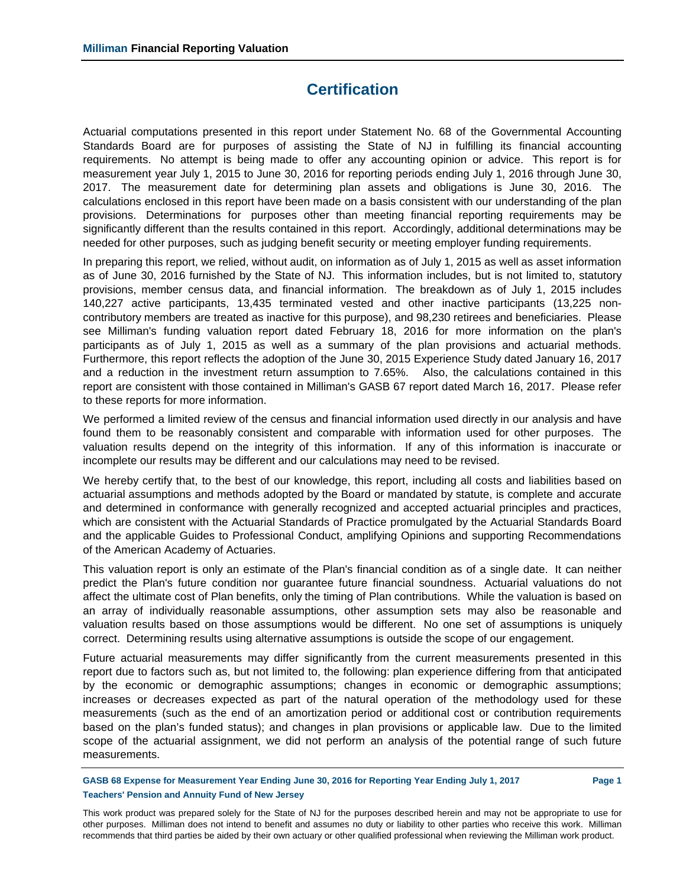# Certification

Actuarial computations presented in this report under Statement No. 68 of the Governmental Accounting Standards Board are for purposes of assisting the State of NJ in fulfilling its financial accounting requirements. No attempt is being made to offer any accounting opinion or advice. This report is for measurement year July 1, 2015 to June 30, 2016 for reporting periods ending July 1, 2016 through June 30, 2017. The measurement date for determining plan assets and obligations is June 30, 2016. The calculations enclosed in this report have been made on a basis consistent with our understanding of the plan provisions. Determinations for purposes other than meeting financial reporting requirements may be significantly different than the results contained in this report. Accordingly, additional determinations may be needed for other purposes, such as judging benefit security or meeting employer funding requirements.

In preparing this report, we relied, without audit, on information as of July 1, 2015 as well as asset information as of June 30, 2016 furnished by the State of NJ. This information includes, but is not limited to, statutory provisions, member census data, and financial information. The breakdown as of July 1, 2015 includes 140,227 active participants, 13,435 terminated vested and other inactive participants (13,225 non-contributory members are treated as inactive for this purpose), and 98,230 retirees and beneficiaries. Please see Milliman's funding valuation report dated February 18, 2016 for more information on the plan's participants as of July 1, 2015 as well as a summary of the plan provisions and actuarial methods. Furthermore, this report reflects the adoption of the June 30, 2015 Experience Study dated January 16, 2017 and a reduction in the investment return assumption to 7.65%. Also, the calculations contained in this report are consistent with those contained in Milliman's GASB 67 report dated March 16, 2017. Please refer to these reports for more information.

We performed a limited review of the census and financial information used directly in our analysis and have found them to be reasonably consistent and comparable with information used for other purposes. The valuation results depend on the integrity of this information. If any of this information is inaccurate or incomplete our results may be different and our calculations may need to be revised.

We hereby certify that, to the best of our knowledge, this report, including all costs and liabilities based on actuarial assumptions and methods adopted by the Board or mandated by statute, is complete and accurate and determined in conformance with generally recognized and accepted actuarial principles and practices, which are consistent with the Actuarial Standards of Practice promulgated by the Actuarial Standards Board and the applicable Guides to Professional Conduct, amplifying Opinions and supporting Recommendations of the American Academy of Actuaries.

This valuation report is only an estimate of the Plan's financial condition as of a single date. It can neither predict the Plan's future condition nor guarantee future financial soundness. Actuarial valuations do not affect the ultimate cost of Plan benefits, only the timing of Plan contributions. While the valuation is based on an array of individually reasonable assumptions, other assumption sets may also be reasonable and valuation results based on those assumptions would be different. No one set of assumptions is uniquely correct. Determining results using alternative assumptions is outside the scope of our engagement.

Future actuarial measurements may differ significantly from the current measurements presented in this report due to factors such as, but not limited to, the following: plan experience differing from that anticipated by the economic or demographic assumptions; changes in economic or demographic assumptions; increases or decreases expected as part of the natural operation of the methodology used for these measurements (such as the end of an amortization period or additional cost or contribution requirements based on the plan's funded status); and changes in plan provisions or applicable law. Due to the limited scope of the actuarial assignment, we did not perform an analysis of the potential range of such future measurements.

This work product was prepared solely for the State of NJ for the purposes described herein and may not be appropriate to use for other purposes. Milliman does not intend to benefit and assumes no duty or liability to other parties who receive this work. Milliman recommends that third parties be aided by their own actuary or other qualified professional when reviewing the Milliman work product.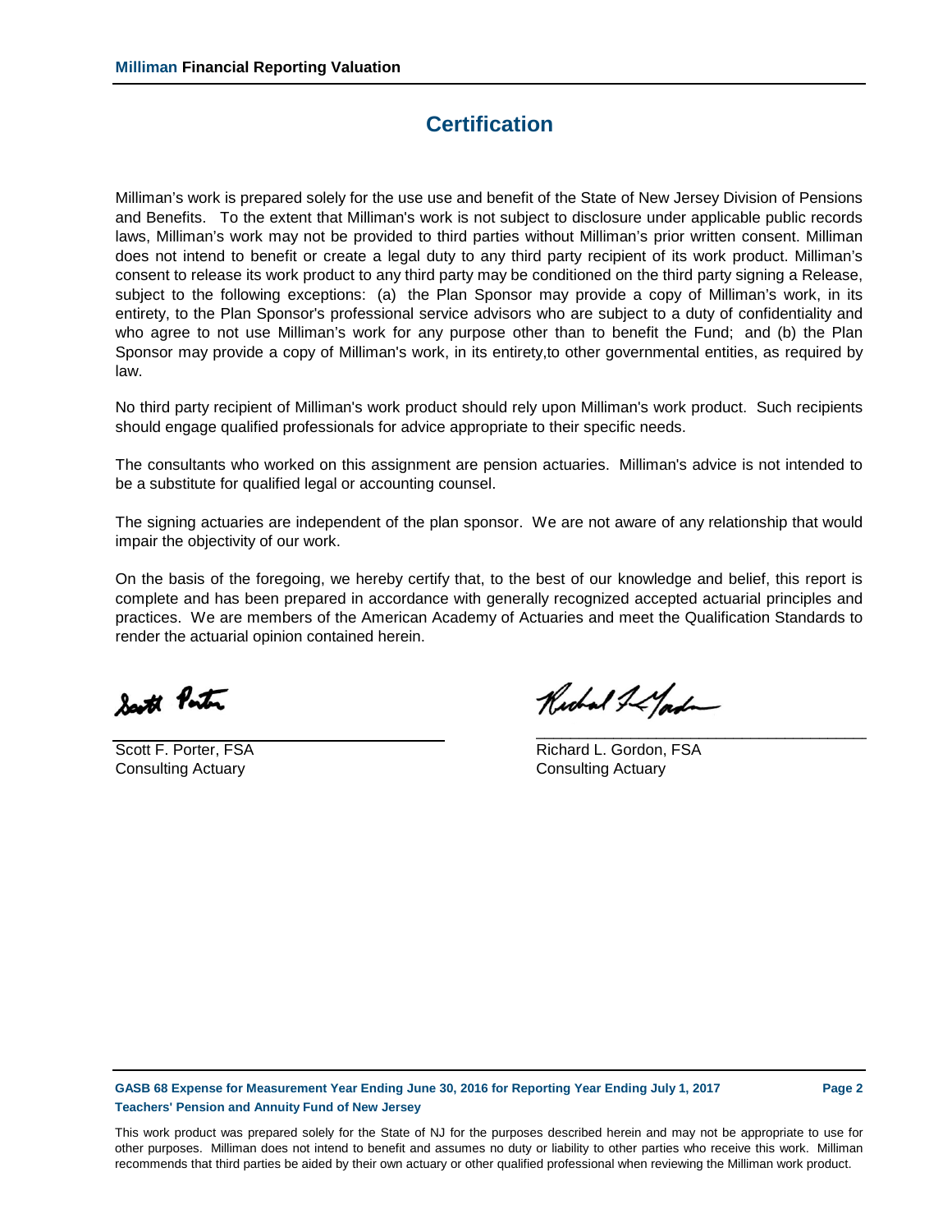# Certification

Milliman's work is prepared solely for the use use and benefit of the State of New Jersey Division of Pensions and Benefits. To the extent that Milliman's work is not subject to disclosure under applicable public records laws, Milliman's work may not be provided to third parties without Milliman's prior written consent. Milliman does not intend to benefit or create a legal duty to any third party recipient of its work product. Milliman's consent to release its work product to any third party may be conditioned on the third party signing a Release, subject to the following exceptions: (a) the Plan Sponsor may provide a copy of Milliman's work, in its entirety, to the Plan Sponsor's professional service advisors who are subject to a duty of confidentiality and who agree to not use Milliman's work for any purpose other than to benefit the Fund; and (b) the Plan Sponsor may provide a copy of Milliman's work, in its entirety,to other governmental entities, as required by law.

No third party recipient of Milliman's work product should rely upon Milliman's work product. Such recipients should engage qualified professionals for advice appropriate to their specific needs.

The consultants who worked on this assignment are pension actuaries. Milliman's advice is not intended to be a substitute for qualified legal or accounting counsel.

The signing actuaries are independent of the plan sponsor. We are not aware of any relationship that would impair the objectivity of our work.

On the basis of the foregoing, we hereby certify that, to the best of our knowledge and belief, this report is complete and has been prepared in accordance with generally recognized accepted actuarial principles and practices. We are members of the American Academy of Actuaries and meet the Qualification Standards to render the actuarial opinion contained herein.

Scott F. Porter, FSA
Consulting Actuary

Richard L. Gordon, FSA
Consulting Actuary

This work product was prepared solely for the State of NJ for the purposes described herein and may not be appropriate to use for other purposes. Milliman does not intend to benefit and assumes no duty or liability to other parties who receive this work. Milliman recommends that third parties be aided by their own actuary or other qualified professional when reviewing the Milliman work product.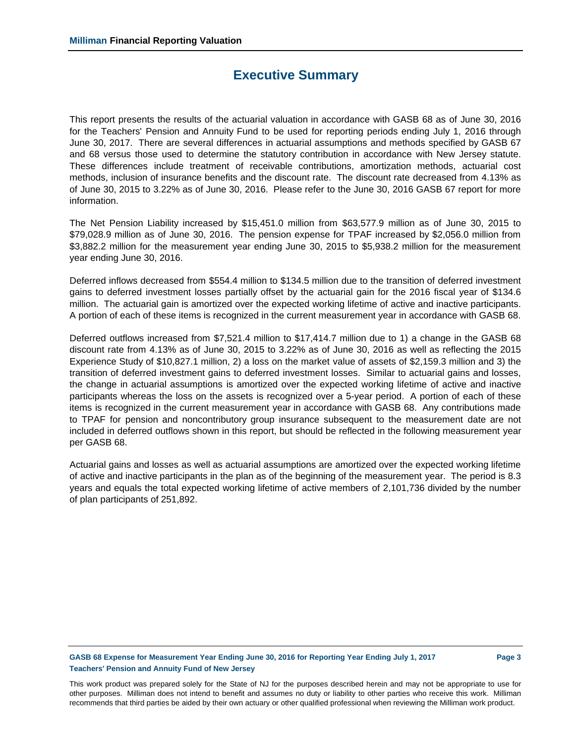# Executive Summary

This report presents the results of the actuarial valuation in accordance with GASB 68 as of June 30, 2016 for the Teachers' Pension and Annuity Fund to be used for reporting periods ending July 1, 2016 through June 30, 2017. There are several differences in actuarial assumptions and methods specified by GASB 67 and 68 versus those used to determine the statutory contribution in accordance with New Jersey statute. These differences include treatment of receivable contributions, amortization methods, actuarial cost methods, inclusion of insurance benefits and the discount rate. The discount rate decreased from 4.13% as of June 30, 2015 to 3.22% as of June 30, 2016. Please refer to the June 30, 2016 GASB 67 report for more information.

The Net Pension Liability increased by $15,451.0 million from $63,577.9 million as of June 30, 2015 to $79,028.9 million as of June 30, 2016. The pension expense for TPAF increased by $2,056.0 million from $3,882.2 million for the measurement year ending June 30, 2015 to $5,938.2 million for the measurement year ending June 30, 2016.

Deferred inflows decreased from $554.4 million to $134.5 million due to the transition of deferred investment gains to deferred investment losses partially offset by the actuarial gain for the 2016 fiscal year of $134.6 million. The actuarial gain is amortized over the expected working lifetime of active and inactive participants. A portion of each of these items is recognized in the current measurement year in accordance with GASB 68.

Deferred outflows increased from $7,521.4 million to $17,414.7 million due to 1) a change in the GASB 68 discount rate from 4.13% as of June 30, 2015 to 3.22% as of June 30, 2016 as well as reflecting the 2015 Experience Study of $10,827.1 million, 2) a loss on the market value of assets of $2,159.3 million and 3) the transition of deferred investment gains to deferred investment losses. Similar to actuarial gains and losses, the change in actuarial assumptions is amortized over the expected working lifetime of active and inactive participants whereas the loss on the assets is recognized over a 5-year period. A portion of each of these items is recognized in the current measurement year in accordance with GASB 68. Any contributions made to TPAF for pension and noncontributory group insurance subsequent to the measurement date are not included in deferred outflows shown in this report, but should be reflected in the following measurement year per GASB 68.

Actuarial gains and losses as well as actuarial assumptions are amortized over the expected working lifetime of active and inactive participants in the plan as of the beginning of the measurement year. The period is 8.3 years and equals the total expected working lifetime of active members of 2,101,736 divided by the number of plan participants of 251,892.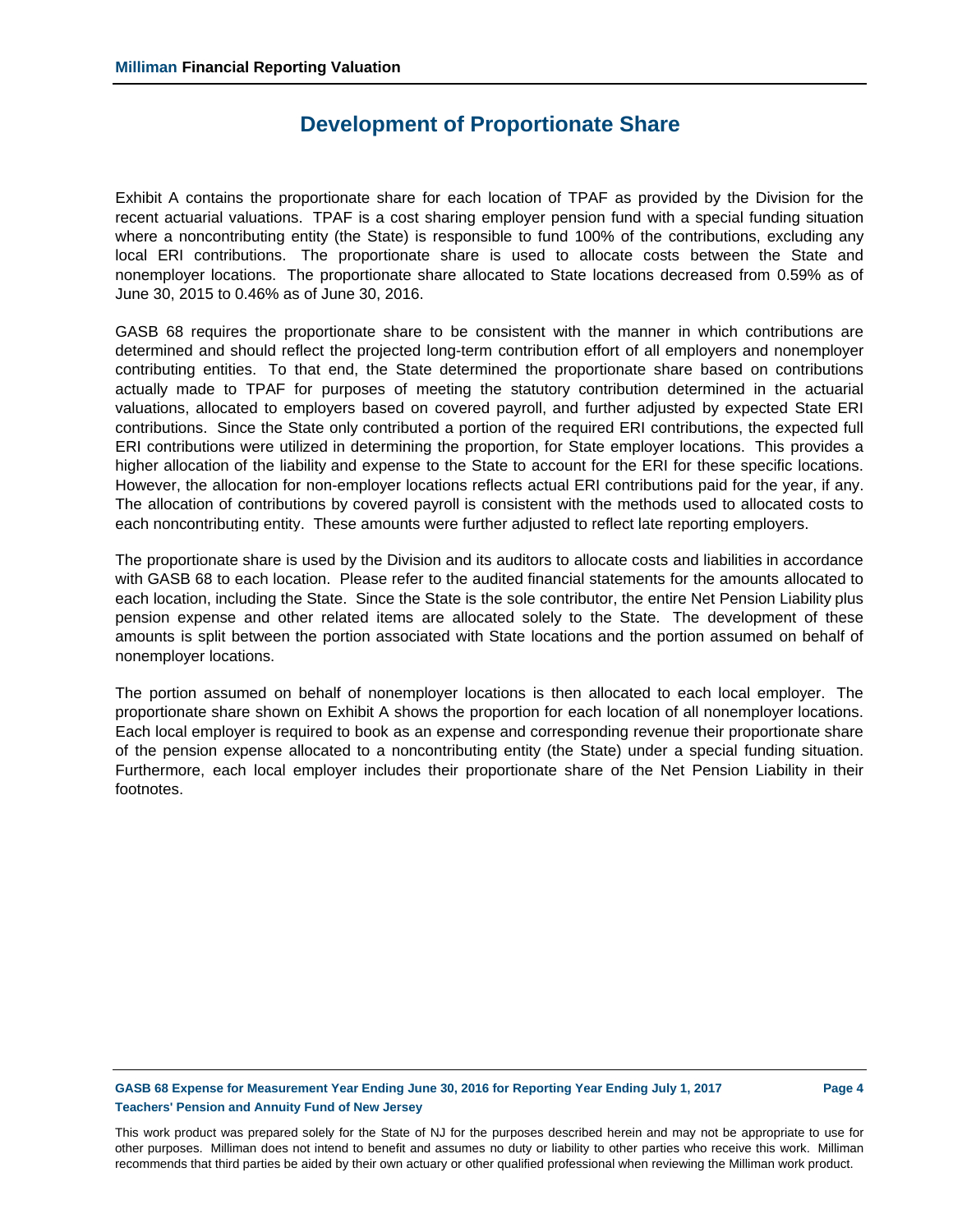# Development of Proportionate Share

Exhibit A contains the proportionate share for each location of TPAF as provided by the Division for the recent actuarial valuations. TPAF is a cost sharing employer pension fund with a special funding situation where a noncontributing entity (the State) is responsible to fund 100% of the contributions, excluding any local ERI contributions. The proportionate share is used to allocate costs between the State and nonemployer locations. The proportionate share allocated to State locations decreased from 0.59% as of June 30, 2015 to 0.46% as of June 30, 2016.

GASB 68 requires the proportionate share to be consistent with the manner in which contributions are determined and should reflect the projected long-term contribution effort of all employers and nonemployer contributing entities. To that end, the State determined the proportionate share based on contributions actually made to TPAF for purposes of meeting the statutory contribution determined in the actuarial valuations, allocated to employers based on covered payroll, and further adjusted by expected State ERI contributions. Since the State only contributed a portion of the required ERI contributions, the expected full ERI contributions were utilized in determining the proportion, for State employer locations. This provides a higher allocation of the liability and expense to the State to account for the ERI for these specific locations. However, the allocation for non-employer locations reflects actual ERI contributions paid for the year, if any. The allocation of contributions by covered payroll is consistent with the methods used to allocated costs to each noncontributing entity. These amounts were further adjusted to reflect late reporting employers.

The proportionate share is used by the Division and its auditors to allocate costs and liabilities in accordance with GASB 68 to each location. Please refer to the audited financial statements for the amounts allocated to each location, including the State. Since the State is the sole contributor, the entire Net Pension Liability plus pension expense and other related items are allocated solely to the State. The development of these amounts is split between the portion associated with State locations and the portion assumed on behalf of nonemployer locations.

The portion assumed on behalf of nonemployer locations is then allocated to each local employer. The proportionate share shown on Exhibit A shows the proportion for each location of all nonemployer locations. Each local employer is required to book as an expense and corresponding revenue their proportionate share of the pension expense allocated to a noncontributing entity (the State) under a special funding situation. Furthermore, each local employer includes their proportionate share of the Net Pension Liability in their footnotes.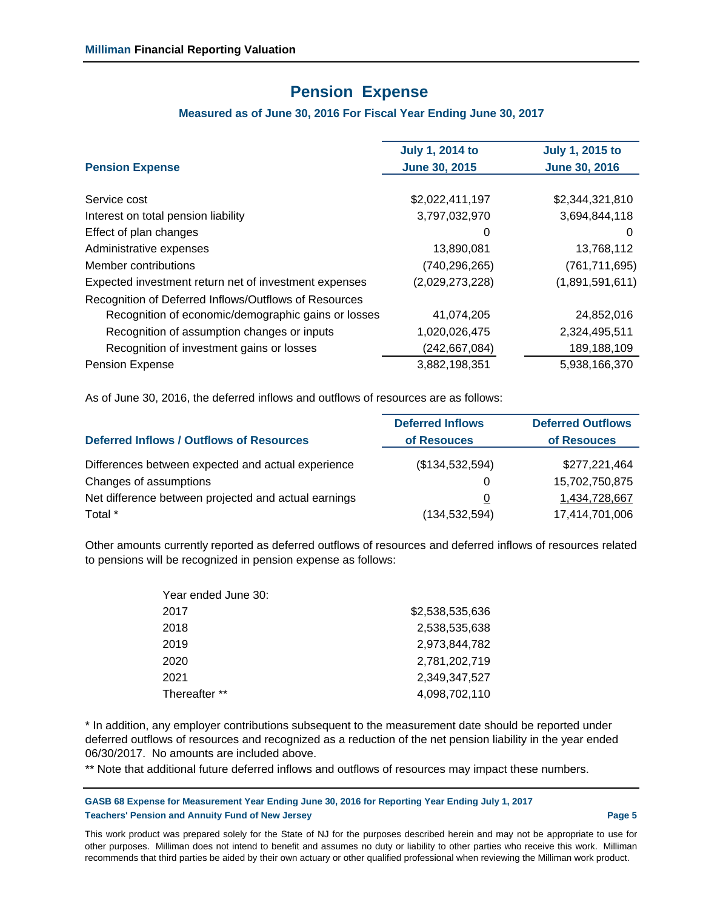# Pension Expense

### Measured as of June 30, 2016 For Fiscal Year Ending June 30, 2017

| Pension Expense | July 1, 2014 to June 30, 2015 | July 1, 2015 to June 30, 2016 |
|---|---|---|
| Service cost | $2,022,411,197 | $2,344,321,810 |
| Interest on total pension liability | 3,797,032,970 | 3,694,844,118 |
| Effect of plan changes | 0 | 0 |
| Administrative expenses | 13,890,081 | 13,768,112 |
| Member contributions | (740,296,265) | (761,711,695) |
| Expected investment return net of investment expenses | (2,029,273,228) | (1,891,591,611) |
| Recognition of Deferred Inflows/Outflows of Resources | | |
| Recognition of economic/demographic gains or losses | 41,074,205 | 24,852,016 |
| Recognition of assumption changes or inputs | 1,020,026,475 | 2,324,495,511 |
| Recognition of investment gains or losses | (242,667,084) | 189,188,109 |
| Pension Expense | 3,882,198,351 | 5,938,166,370 |

As of June 30, 2016, the deferred inflows and outflows of resources are as follows:

| Deferred Inflows / Outflows of Resources | Deferred Inflows of Resouces | Deferred Outflows of Resouces |
|---|---|---|
| Differences between expected and actual experience | ($134,532,594) | $277,221,464 |
| Changes of assumptions | 0 | 15,702,750,875 |
| Net difference between projected and actual earnings | 0 | 1,434,728,667 |
| Total * | (134,532,594) | 17,414,701,006 |

Other amounts currently reported as deferred outflows of resources and deferred inflows of resources related to pensions will be recognized in pension expense as follows:

| Year ended June 30: | |
|---|---|
| 2017 | $2,538,535,636 |
| 2018 | 2,538,535,638 |
| 2019 | 2,973,844,782 |
| 2020 | 2,781,202,719 |
| 2021 | 2,349,347,527 |
| Thereafter ** | 4,098,702,110 |

* In addition, any employer contributions subsequent to the measurement date should be reported under deferred outflows of resources and recognized as a reduction of the net pension liability in the year ended 06/30/2017. No amounts are included above.

** Note that additional future deferred inflows and outflows of resources may impact these numbers.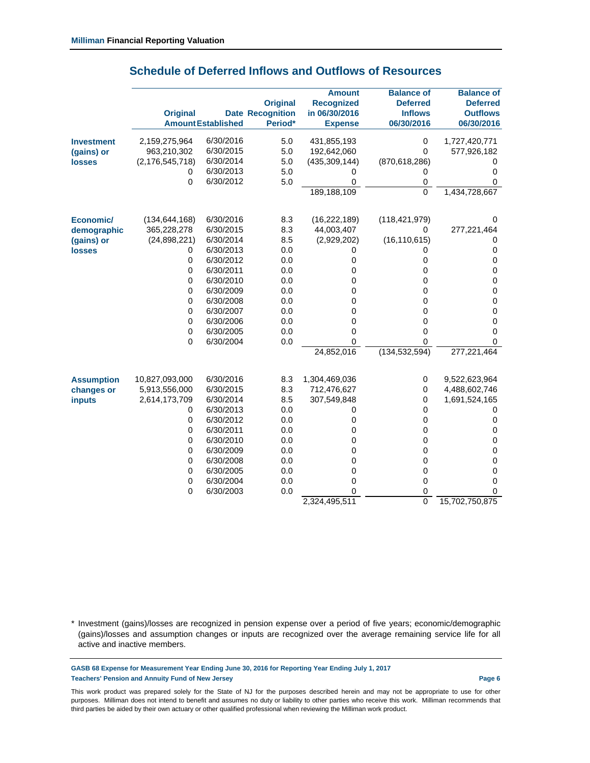## Schedule of Deferred Inflows and Outflows of Resources

| | Original Amount | Date Established | Original Recognition Period* | Amount Recognized in 06/30/2016 Expense | Balance of Deferred Inflows 06/30/2016 | Balance of Deferred Outflows 06/30/2016 |
|---|---|---|---|---|---|---|
| **Investment (gains) or losses** | 2,159,275,964 | 6/30/2016 | 5.0 | 431,855,193 | 0 | 1,727,420,771 |
| | 963,210,302 | 6/30/2015 | 5.0 | 192,642,060 | 0 | 577,926,182 |
| | (2,176,545,718) | 6/30/2014 | 5.0 | (435,309,144) | (870,618,286) | 0 |
| | 0 | 6/30/2013 | 5.0 | 0 | 0 | 0 |
| | 0 | 6/30/2012 | 5.0 | 0 | 0 | 0 |
| | | | | 189,188,109 | 0 | 1,434,728,667 |
| **Economic/ demographic (gains) or losses** | (134,644,168) | 6/30/2016 | 8.3 | (16,222,189) | (118,421,979) | 0 |
| | 365,228,278 | 6/30/2015 | 8.3 | 44,003,407 | 0 | 277,221,464 |
| | (24,898,221) | 6/30/2014 | 8.5 | (2,929,202) | (16,110,615) | 0 |
| | 0 | 6/30/2013 | 0.0 | 0 | 0 | 0 |
| | 0 | 6/30/2012 | 0.0 | 0 | 0 | 0 |
| | 0 | 6/30/2011 | 0.0 | 0 | 0 | 0 |
| | 0 | 6/30/2010 | 0.0 | 0 | 0 | 0 |
| | 0 | 6/30/2009 | 0.0 | 0 | 0 | 0 |
| | 0 | 6/30/2008 | 0.0 | 0 | 0 | 0 |
| | 0 | 6/30/2007 | 0.0 | 0 | 0 | 0 |
| | 0 | 6/30/2006 | 0.0 | 0 | 0 | 0 |
| | 0 | 6/30/2005 | 0.0 | 0 | 0 | 0 |
| | 0 | 6/30/2004 | 0.0 | 0 | 0 | 0 |
| | | | | 24,852,016 | (134,532,594) | 277,221,464 |
| **Assumption changes or inputs** | 10,827,093,000 | 6/30/2016 | 8.3 | 1,304,469,036 | 0 | 9,522,623,964 |
| | 5,913,556,000 | 6/30/2015 | 8.3 | 712,476,627 | 0 | 4,488,602,746 |
| | 2,614,173,709 | 6/30/2014 | 8.5 | 307,549,848 | 0 | 1,691,524,165 |
| | 0 | 6/30/2013 | 0.0 | 0 | 0 | 0 |
| | 0 | 6/30/2012 | 0.0 | 0 | 0 | 0 |
| | 0 | 6/30/2011 | 0.0 | 0 | 0 | 0 |
| | 0 | 6/30/2010 | 0.0 | 0 | 0 | 0 |
| | 0 | 6/30/2009 | 0.0 | 0 | 0 | 0 |
| | 0 | 6/30/2008 | 0.0 | 0 | 0 | 0 |
| | 0 | 6/30/2005 | 0.0 | 0 | 0 | 0 |
| | 0 | 6/30/2004 | 0.0 | 0 | 0 | 0 |
| | 0 | 6/30/2003 | 0.0 | 0 | 0 | 0 |
| | | | | 2,324,495,511 | 0 | 15,702,750,875 |

\* Investment (gains)/losses are recognized in pension expense over a period of five years; economic/demographic (gains)/losses and assumption changes or inputs are recognized over the average remaining service life for all active and inactive members.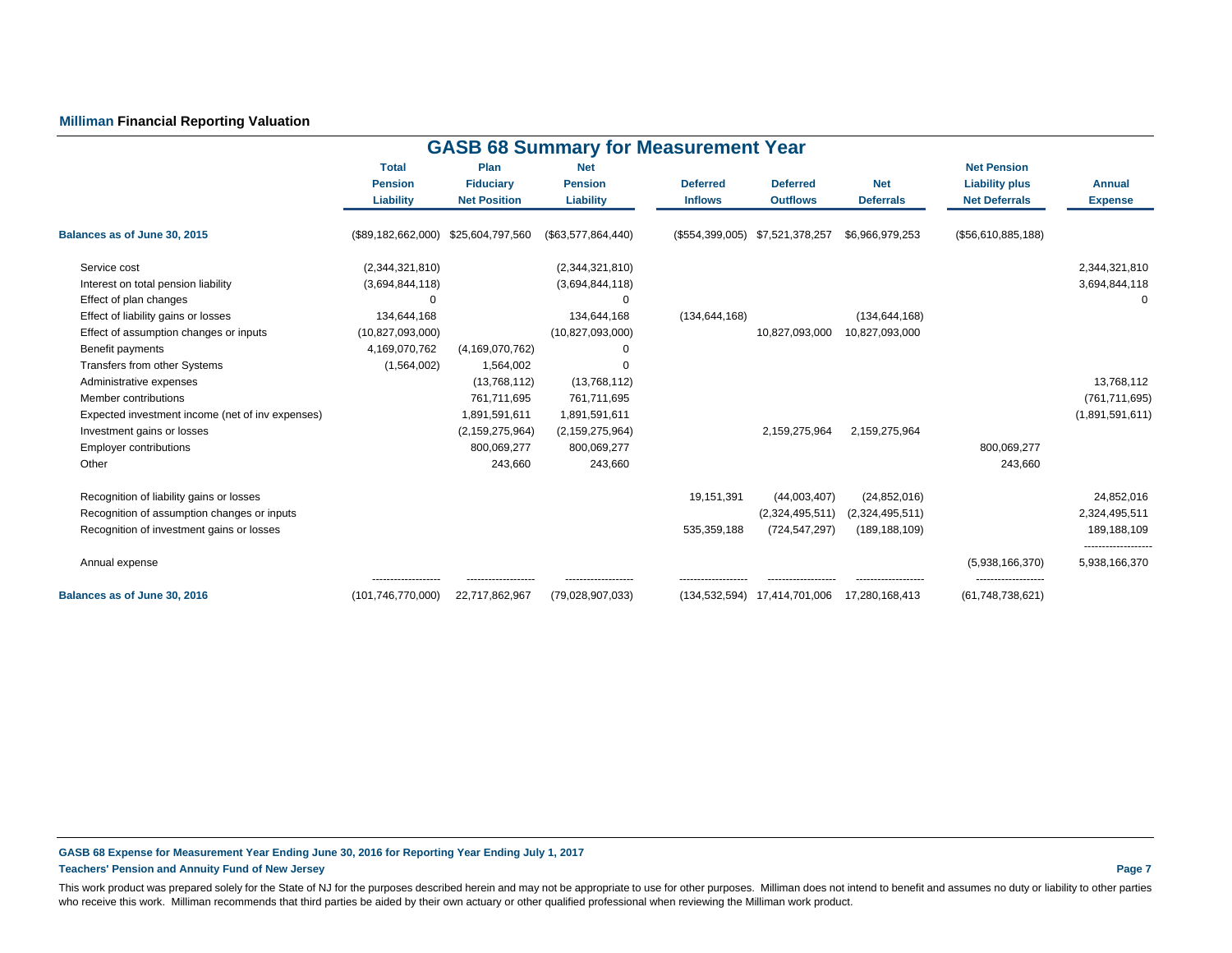**Milliman Financial Reporting Valuation**

## GASB 68 Summary for Measurement Year

| | Total Pension Liability | Plan Fiduciary Net Position | Net Pension Liability | Deferred Inflows | Deferred Outflows | Net Deferrals | Net Pension Liability plus Net Deferrals | Annual Expense |
|---|---|---|---|---|---|---|---|---|
| **Balances as of June 30, 2015** | ($89,182,662,000) | $25,604,797,560 | ($63,577,864,440) | ($554,399,005) | $7,521,378,257 | $6,966,979,253 | ($56,610,885,188) | |
| Service cost | (2,344,321,810) | | (2,344,321,810) | | | | | 2,344,321,810 |
| Interest on total pension liability | (3,694,844,118) | | (3,694,844,118) | | | | | 3,694,844,118 |
| Effect of plan changes | 0 | | 0 | | | | | 0 |
| Effect of liability gains or losses | 134,644,168 | | 134,644,168 | (134,644,168) | | (134,644,168) | | |
| Effect of assumption changes or inputs | (10,827,093,000) | | (10,827,093,000) | | 10,827,093,000 | 10,827,093,000 | | |
| Benefit payments | 4,169,070,762 | (4,169,070,762) | 0 | | | | | |
| Transfers from other Systems | (1,564,002) | 1,564,002 | 0 | | | | | |
| Administrative expenses | | (13,768,112) | (13,768,112) | | | | | 13,768,112 |
| Member contributions | | 761,711,695 | 761,711,695 | | | | | (761,711,695) |
| Expected investment income (net of inv expenses) | | 1,891,591,611 | 1,891,591,611 | | | | | (1,891,591,611) |
| Investment gains or losses | | (2,159,275,964) | (2,159,275,964) | | 2,159,275,964 | 2,159,275,964 | | |
| Employer contributions | | 800,069,277 | 800,069,277 | | | | 800,069,277 | |
| Other | | 243,660 | 243,660 | | | | 243,660 | |
| Recognition of liability gains or losses | | | | 19,151,391 | (44,003,407) | (24,852,016) | | 24,852,016 |
| Recognition of assumption changes or inputs | | | | | (2,324,495,511) | (2,324,495,511) | | 2,324,495,511 |
| Recognition of investment gains or losses | | | | 535,359,188 | (724,547,297) | (189,188,109) | | 189,188,109 |
| Annual expense | | | | | | | (5,938,166,370) | 5,938,166,370 |
| **Balances as of June 30, 2016** | (101,746,770,000) | 22,717,862,967 | (79,028,907,033) | (134,532,594) | 17,414,701,006 | 17,280,168,413 | (61,748,738,621) | |

**GASB 68 Expense for Measurement Year Ending June 30, 2016 for Reporting Year Ending July 1, 2017**

**Teachers' Pension and Annuity Fund of New Jersey**

This work product was prepared solely for the State of NJ for the purposes described herein and may not be appropriate to use for other purposes. Milliman does not intend to benefit and assumes no duty or liability to other parties who receive this work. Milliman recommends that third parties be aided by their own actuary or other qualified professional when reviewing the Milliman work product.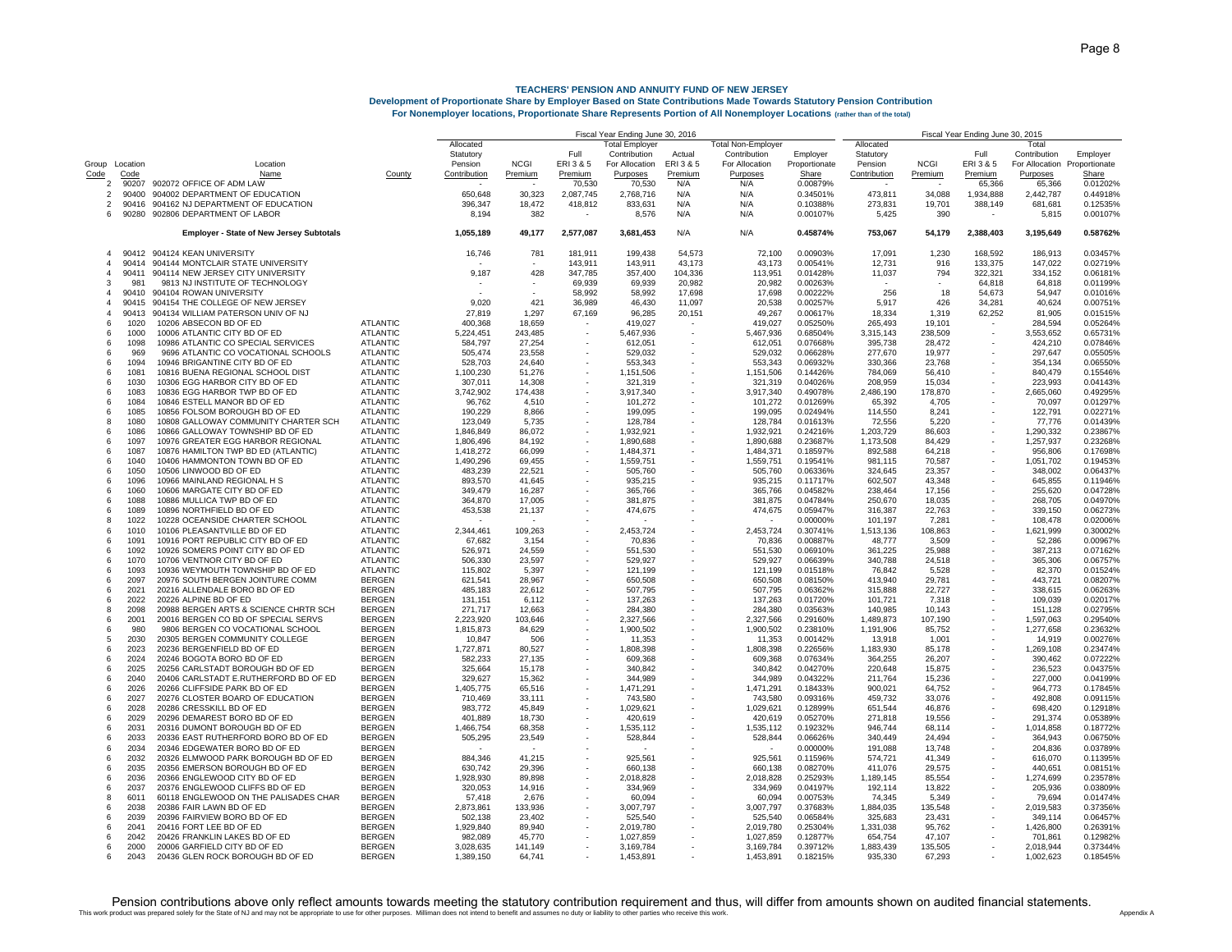## TEACHERS' PENSION AND ANNUITY FUND OF NEW JERSEY

### Development of Proportionate Share by Employer Based on State Contributions Made Towards Statutory Pension Contribution

**For Nonemployer locations, Proportionate Share Represents Portion of All Nonemployer Locations** (rather than of the total)

| | | | | Fiscal Year Ending June 30, 2016 | | | | | | | | Fiscal Year Ending June 30, 2015 | | | | |
|---|---|---|---|---|---|---|---|---|---|---|---|---|---|---|---|---|
| Group Code | Location Code | Location Name | County | Allocated Statutory Pension Contribution | NCGI Premium | Full ERI 3 & 5 Premium | Total Employer Contribution For Allocation Purposes | Actual ERI 3 & 5 Premium | Total Non-Employer Contribution For Allocation Purposes | Employer Proportionate Share | Allocated Statutory Pension Contribution | NCGI Premium | Full ERI 3 & 5 Premium | Total Contribution For Allocation Purposes | Employer Proportionate Share |
| 2 | 90207 | 902072 OFFICE OF ADM LAW | | - | - | 70,530 | 70,530 | N/A | N/A | 0.00879% | - | - | 65,366 | 65,366 | 0.01202% |
| 2 | 90400 | 904002 DEPARTMENT OF EDUCATION | | 650,648 | 30,323 | 2,087,745 | 2,768,716 | N/A | N/A | 0.34501% | 473,811 | 34,088 | 1,934,888 | 2,442,787 | 0.44918% |
| 2 | 90416 | 904162 NJ DEPARTMENT OF EDUCATION | | 396,347 | 18,472 | 418,812 | 833,631 | N/A | N/A | 0.10388% | 273,831 | 19,701 | 388,149 | 681,681 | 0.12535% |
| 6 | 90280 | 902806 DEPARTMENT OF LABOR | | 8,194 | 382 | - | 8,576 | N/A | N/A | 0.00107% | 5,425 | 390 | - | 5,815 | 0.00107% |
| | | **Employer - State of New Jersey Subtotals** | | **1,055,189** | **49,177** | **2,577,087** | **3,681,453** | N/A | N/A | **0.45874%** | **753,067** | **54,179** | **2,388,403** | **3,195,649** | **0.58762%** |
| 4 | 90412 | 904124 KEAN UNIVERSITY | | 16,746 | 781 | 181,911 | 199,438 | 54,573 | 72,100 | 0.00903% | 17,091 | 1,230 | 168,592 | 186,913 | 0.03457% |
| 4 | 90414 | 904144 MONTCLAIR STATE UNIVERSITY | | - | - | 143,911 | 143,911 | 43,173 | 43,173 | 0.00541% | 12,731 | 916 | 133,375 | 147,022 | 0.02719% |
| 4 | 90411 | 904114 NEW JERSEY CITY UNIVERSITY | | 9,187 | 428 | 347,785 | 357,400 | 104,336 | 113,951 | 0.01428% | 11,037 | 794 | 322,321 | 334,152 | 0.06181% |
| 3 | 981 | 9813 NJ INSTITUTE OF TECHNOLOGY | | - | - | 69,939 | 69,939 | 20,982 | 20,982 | 0.00263% | - | - | 64,818 | 64,818 | 0.01199% |
| 4 | 90410 | 904104 ROWAN UNIVERSITY | | - | - | 58,992 | 58,992 | 17,698 | 17,698 | 0.00222% | 256 | 18 | 54,673 | 54,947 | 0.01016% |
| 4 | 90415 | 904154 THE COLLEGE OF NEW JERSEY | | 9,020 | 421 | 36,989 | 46,430 | 11,097 | 20,538 | 0.00257% | 5,917 | 426 | 34,281 | 40,624 | 0.00751% |
| 4 | 90413 | 904134 WILLIAM PATERSON UNIV OF NJ | | 27,819 | 1,297 | 67,169 | 96,285 | 20,151 | 49,267 | 0.00617% | 18,334 | 1,319 | 62,252 | 81,905 | 0.01515% |
| 6 | 1020 | 10206 ABSECON BD OF ED | ATLANTIC | 400,368 | 18,659 | - | 419,027 | - | 419,027 | 0.05250% | 265,493 | 19,101 | - | 284,594 | 0.05264% |
| 6 | 1000 | 10006 ATLANTIC CITY BD OF ED | ATLANTIC | 5,224,451 | 243,485 | - | 5,467,936 | - | 5,467,936 | 0.68504% | 3,315,143 | 238,509 | - | 3,553,652 | 0.65731% |
| 6 | 1098 | 10986 ATLANTIC CO SPECIAL SERVICES | ATLANTIC | 584,797 | 27,254 | - | 612,051 | - | 612,051 | 0.07668% | 395,738 | 28,472 | - | 424,210 | 0.07846% |
| 6 | 969 | 9696 ATLANTIC CO VOCATIONAL SCHOOLS | ATLANTIC | 505,474 | 23,558 | - | 529,032 | - | 529,032 | 0.06628% | 277,670 | 19,977 | - | 297,647 | 0.05505% |
| 6 | 1094 | 10946 BRIGANTINE CITY BD OF ED | ATLANTIC | 528,703 | 24,640 | - | 553,343 | - | 553,343 | 0.06932% | 330,366 | 23,768 | - | 354,134 | 0.06550% |
| 6 | 1081 | 10816 BUENA REGIONAL SCHOOL DIST | ATLANTIC | 1,100,230 | 51,276 | - | 1,151,506 | - | 1,151,506 | 0.14426% | 784,069 | 56,410 | - | 840,479 | 0.15546% |
| 6 | 1030 | 10306 EGG HARBOR CITY BD OF ED | ATLANTIC | 307,011 | 14,308 | - | 321,319 | - | 321,319 | 0.04026% | 208,959 | 15,034 | - | 223,993 | 0.04143% |
| 6 | 1083 | 10836 EGG HARBOR TWP BD OF ED | ATLANTIC | 3,742,902 | 174,438 | - | 3,917,340 | - | 3,917,340 | 0.49078% | 2,486,190 | 178,870 | - | 2,665,060 | 0.49295% |
| 6 | 1084 | 10846 ESTELL MANOR BD OF ED | ATLANTIC | 96,762 | 4,510 | - | 101,272 | - | 101,272 | 0.01269% | 65,392 | 4,705 | - | 70,097 | 0.01297% |
| 6 | 1085 | 10856 FOLSOM BOROUGH BD OF ED | ATLANTIC | 190,229 | 8,866 | - | 199,095 | - | 199,095 | 0.02494% | 114,550 | 8,241 | - | 122,791 | 0.02271% |
| 8 | 1080 | 10808 GALLOWAY COMMUNITY CHARTER SCH | ATLANTIC | 123,049 | 5,735 | - | 128,784 | - | 128,784 | 0.01613% | 72,556 | 5,220 | - | 77,776 | 0.01439% |
| 6 | 1086 | 10866 GALLOWAY TOWNSHIP BD OF ED | ATLANTIC | 1,846,849 | 86,072 | - | 1,932,921 | - | 1,932,921 | 0.24216% | 1,203,729 | 86,603 | - | 1,290,332 | 0.23867% |
| 6 | 1097 | 10976 GREATER EGG HARBOR REGIONAL | ATLANTIC | 1,806,496 | 84,192 | - | 1,890,688 | - | 1,890,688 | 0.23687% | 1,173,508 | 84,429 | - | 1,257,937 | 0.23268% |
| 6 | 1087 | 10876 HAMILTON TWP BD ED (ATLANTIC) | ATLANTIC | 1,418,272 | 66,099 | - | 1,484,371 | - | 1,484,371 | 0.18597% | 892,588 | 64,218 | - | 956,806 | 0.17698% |
| 6 | 1040 | 10406 HAMMONTON TOWN BD OF ED | ATLANTIC | 1,490,296 | 69,455 | - | 1,559,751 | - | 1,559,751 | 0.19541% | 981,115 | 70,587 | - | 1,051,702 | 0.19453% |
| 6 | 1050 | 10506 LINWOOD BD OF ED | ATLANTIC | 483,239 | 22,521 | - | 505,760 | - | 505,760 | 0.06336% | 324,645 | 23,357 | - | 348,002 | 0.06437% |
| 6 | 1096 | 10966 MAINLAND REGIONAL H S | ATLANTIC | 893,570 | 41,645 | - | 935,215 | - | 935,215 | 0.11717% | 602,507 | 43,348 | - | 645,855 | 0.11946% |
| 6 | 1060 | 10606 MARGATE CITY BD OF ED | ATLANTIC | 349,479 | 16,287 | - | 365,766 | - | 365,766 | 0.04582% | 238,464 | 17,156 | - | 255,620 | 0.04728% |
| 6 | 1088 | 10886 MULLICA TWP BD OF ED | ATLANTIC | 364,870 | 17,005 | - | 381,875 | - | 381,875 | 0.04784% | 250,670 | 18,035 | - | 268,705 | 0.04970% |
| 6 | 1089 | 10896 NORTHFIELD BD OF ED | ATLANTIC | 453,538 | 21,137 | - | 474,675 | - | 474,675 | 0.05947% | 316,387 | 22,763 | - | 339,150 | 0.06273% |
| 8 | 1022 | 10228 OCEANSIDE CHARTER SCHOOL | ATLANTIC | - | - | - | - | - | - | 0.00000% | 101,197 | 7,281 | - | 108,478 | 0.02006% |
| 6 | 1010 | 10106 PLEASANTVILLE BD OF ED | ATLANTIC | 2,344,461 | 109,263 | - | 2,453,724 | - | 2,453,724 | 0.30741% | 1,513,136 | 108,863 | - | 1,621,999 | 0.30002% |
| 6 | 1091 | 10916 PORT REPUBLIC CITY BD OF ED | ATLANTIC | 67,682 | 3,154 | - | 70,836 | - | 70,836 | 0.00887% | 48,777 | 3,509 | - | 52,286 | 0.00967% |
| 6 | 1092 | 10926 SOMERS POINT CITY BD OF ED | ATLANTIC | 526,971 | 24,559 | - | 551,530 | - | 551,530 | 0.06910% | 361,225 | 25,988 | - | 387,213 | 0.07162% |
| 6 | 1070 | 10706 VENTNOR CITY BD OF ED | ATLANTIC | 506,330 | 23,597 | - | 529,927 | - | 529,927 | 0.06639% | 340,788 | 24,518 | - | 365,306 | 0.06757% |
| 6 | 1093 | 10936 WEYMOUTH TOWNSHIP BD OF ED | ATLANTIC | 115,802 | 5,397 | - | 121,199 | - | 121,199 | 0.01518% | 76,842 | 5,528 | - | 82,370 | 0.01524% |
| 6 | 2097 | 20976 SOUTH BERGEN JOINTURE COMM | BERGEN | 621,541 | 28,967 | - | 650,508 | - | 650,508 | 0.08150% | 413,940 | 29,781 | - | 443,721 | 0.08207% |
| 6 | 2021 | 20216 ALLENDALE BORO BD OF ED | BERGEN | 485,183 | 22,612 | - | 507,795 | - | 507,795 | 0.06362% | 315,888 | 22,727 | - | 338,615 | 0.06263% |
| 6 | 2022 | 20226 ALPINE BD OF ED | BERGEN | 131,151 | 6,112 | - | 137,263 | - | 137,263 | 0.01720% | 101,721 | 7,318 | - | 109,039 | 0.02017% |
| 8 | 2098 | 20988 BERGEN ARTS & SCIENCE CHRTR SCH | BERGEN | 271,717 | 12,663 | - | 284,380 | - | 284,380 | 0.03563% | 140,985 | 10,143 | - | 151,128 | 0.02795% |
| 6 | 2001 | 20016 BERGEN CO BD OF SPECIAL SERVS | BERGEN | 2,223,920 | 103,646 | - | 2,327,566 | - | 2,327,566 | 0.29160% | 1,489,873 | 107,190 | - | 1,597,063 | 0.29540% |
| 6 | 980 | 9806 BERGEN CO VOCATIONAL SCHOOL | BERGEN | 1,815,873 | 84,629 | - | 1,900,502 | - | 1,900,502 | 0.23810% | 1,191,906 | 85,752 | - | 1,277,658 | 0.23632% |
| 5 | 2030 | 20305 BERGEN COMMUNITY COLLEGE | BERGEN | 10,847 | 506 | - | 11,353 | - | 11,353 | 0.00142% | 13,918 | 1,001 | - | 14,919 | 0.00276% |
| 6 | 2023 | 20236 BERGENFIELD BD OF ED | BERGEN | 1,727,871 | 80,527 | - | 1,808,398 | - | 1,808,398 | 0.22656% | 1,183,930 | 85,178 | - | 1,269,108 | 0.23474% |
| 6 | 2024 | 20246 BOGOTA BORO BD OF ED | BERGEN | 582,233 | 27,135 | - | 609,368 | - | 609,368 | 0.07634% | 364,255 | 26,207 | - | 390,462 | 0.07222% |
| 6 | 2025 | 20256 CARLSTADT BOROUGH BD OF ED | BERGEN | 325,664 | 15,178 | - | 340,842 | - | 340,842 | 0.04270% | 220,648 | 15,875 | - | 236,523 | 0.04375% |
| 6 | 2040 | 20406 CARLSTADT E.RUTHERFORD BD OF ED | BERGEN | 329,627 | 15,362 | - | 344,989 | - | 344,989 | 0.04322% | 211,764 | 15,236 | - | 227,000 | 0.04199% |
| 6 | 2026 | 20266 CLIFFSIDE PARK BD OF ED | BERGEN | 1,405,775 | 65,516 | - | 1,471,291 | - | 1,471,291 | 0.18433% | 900,021 | 64,752 | - | 964,773 | 0.17845% |
| 6 | 2027 | 20276 CLOSTER BOARD OF EDUCATION | BERGEN | 710,469 | 33,111 | - | 743,580 | - | 743,580 | 0.09316% | 459,732 | 33,076 | - | 492,808 | 0.09115% |
| 6 | 2028 | 20286 CRESSKILL BD OF ED | BERGEN | 983,772 | 45,849 | - | 1,029,621 | - | 1,029,621 | 0.12899% | 651,544 | 46,876 | - | 698,420 | 0.12918% |
| 6 | 2029 | 20296 DEMAREST BORO BD OF ED | BERGEN | 401,889 | 18,730 | - | 420,619 | - | 420,619 | 0.05270% | 271,818 | 19,556 | - | 291,374 | 0.05389% |
| 6 | 2031 | 20316 DUMONT BOROUGH BD OF ED | BERGEN | 1,466,754 | 68,358 | - | 1,535,112 | - | 1,535,112 | 0.19232% | 946,744 | 68,114 | - | 1,014,858 | 0.18772% |
| 6 | 2033 | 20336 EAST RUTHERFORD BORO BD OF ED | BERGEN | 505,295 | 23,549 | - | 528,844 | - | 528,844 | 0.06626% | 340,449 | 24,494 | - | 364,943 | 0.06750% |
| 6 | 2034 | 20346 EDGEWATER BORO BD OF ED | BERGEN | - | - | - | - | - | - | 0.00000% | 191,088 | 13,748 | - | 204,836 | 0.03789% |
| 6 | 2032 | 20326 ELMWOOD PARK BOROUGH BD OF ED | BERGEN | 884,346 | 41,215 | - | 925,561 | - | 925,561 | 0.11596% | 574,721 | 41,349 | - | 616,070 | 0.11395% |
| 6 | 2035 | 20356 EMERSON BOROUGH BD OF ED | BERGEN | 630,742 | 29,396 | - | 660,138 | - | 660,138 | 0.08270% | 411,076 | 29,575 | - | 440,651 | 0.08151% |
| 6 | 2036 | 20366 ENGLEWOOD CITY BD OF ED | BERGEN | 1,928,930 | 89,898 | - | 2,018,828 | - | 2,018,828 | 0.25293% | 1,189,145 | 85,554 | - | 1,274,699 | 0.23578% |
| 6 | 2037 | 20376 ENGLEWOOD CLIFFS BD OF ED | BERGEN | 320,053 | 14,916 | - | 334,969 | - | 334,969 | 0.04197% | 192,114 | 13,822 | - | 205,936 | 0.03809% |
| 8 | 6011 | 60118 ENGLEWOOD ON THE PALISADES CHAR | BERGEN | 57,418 | 2,676 | - | 60,094 | - | 60,094 | 0.00753% | 74,345 | 5,349 | - | 79,694 | 0.01474% |
| 6 | 2038 | 20386 FAIR LAWN BD OF ED | BERGEN | 2,873,861 | 133,936 | - | 3,007,797 | - | 3,007,797 | 0.37683% | 1,884,035 | 135,548 | - | 2,019,583 | 0.37356% |
| 6 | 2039 | 20396 FAIRVIEW BORO BD OF ED | BERGEN | 502,138 | 23,402 | - | 525,540 | - | 525,540 | 0.06584% | 325,683 | 23,431 | - | 349,114 | 0.06457% |
| 6 | 2041 | 20416 FORT LEE BD OF ED | BERGEN | 1,929,840 | 89,940 | - | 2,019,780 | - | 2,019,780 | 0.25304% | 1,331,038 | 95,762 | - | 1,426,800 | 0.26391% |
| 6 | 2042 | 20426 FRANKLIN LAKES BD OF ED | BERGEN | 982,089 | 45,770 | - | 1,027,859 | - | 1,027,859 | 0.12877% | 654,754 | 47,107 | - | 701,861 | 0.12982% |
| 6 | 2000 | 20006 GARFIELD CITY BD OF ED | BERGEN | 3,028,635 | 141,149 | - | 3,169,784 | - | 3,169,784 | 0.39712% | 1,883,439 | 135,505 | - | 2,018,944 | 0.37344% |
| 6 | 2043 | 20436 GLEN ROCK BOROUGH BD OF ED | BERGEN | 1,389,150 | 64,741 | - | 1,453,891 | - | 1,453,891 | 0.18215% | 935,330 | 67,293 | - | 1,002,623 | 0.18545% |

Pension contributions above only reflect amounts towards meeting the statutory contribution requirement and thus, will differ from amounts shown on audited financial statements.

This work product was prepared solely for the State of NJ and may not be appropriate to use for other purposes. Milliman does not intend to benefit and assumes no duty or liability to other parties who receive this work.

Appendix A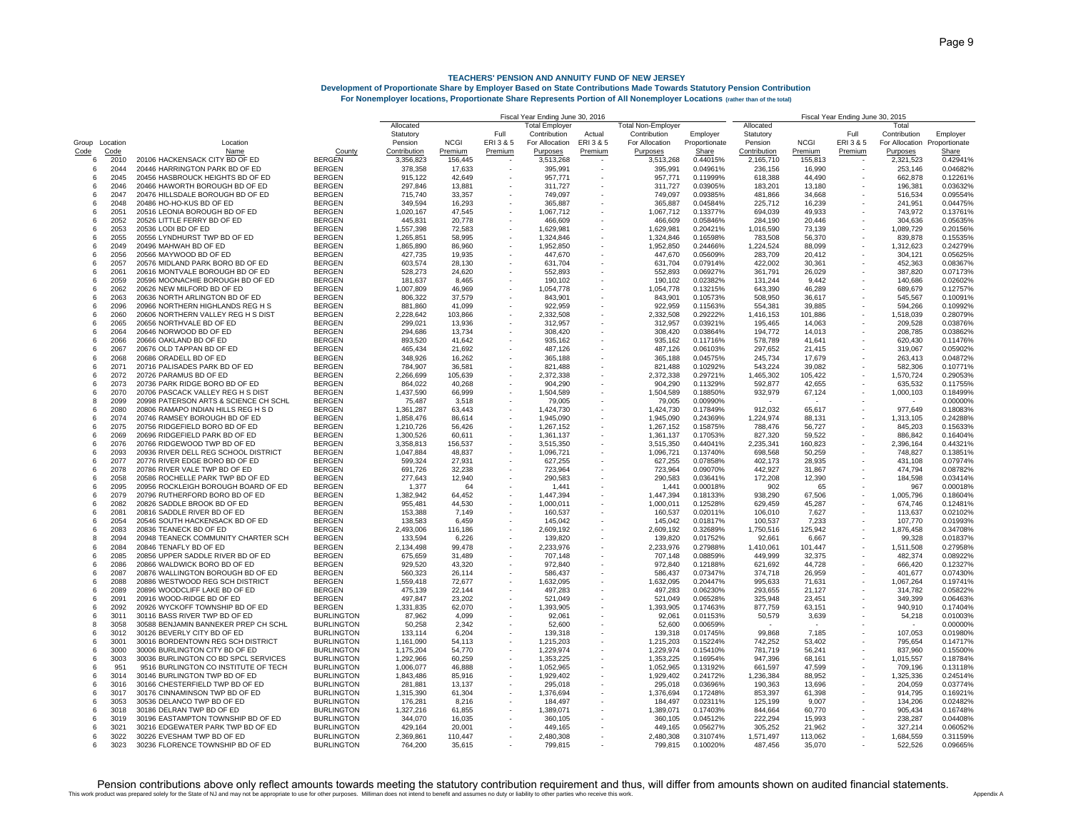# TEACHERS' PENSION AND ANNUITY FUND OF NEW JERSEY

**Development of Proportionate Share by Employer Based on State Contributions Made Towards Statutory Pension Contribution**

**For Nonemployer locations, Proportionate Share Represents Portion of All Nonemployer Locations (rather than of the total)**

| | | | | Fiscal Year Ending June 30, 2016 | | | | | | | Fiscal Year Ending June 30, 2015 | | | | |
|---|---|---|---|---|---|---|---|---|---|---|---|---|---|---|---|
| Group Code | Location Code | Location Name | County | Allocated Statutory Pension Contribution | NCGI Premium | Full ERI 3 & 5 Premium | Total Employer Contribution For Allocation Purposes | Actual ERI 3 & 5 Premium | Total Non-Employer Contribution For Allocation Purposes | Employer Proportionate Share | Allocated Statutory Pension Contribution | NCGI Premium | Full ERI 3 & 5 Premium | Total Contribution For Allocation Purposes | Employer Proportionate Share |
| 6 | 2010 | 20106 HACKENSACK CITY BD OF ED | BERGEN | 3,356,823 | 156,445 | - | 3,513,268 | - | 3,513,268 | 0.44015% | 2,165,710 | 155,813 | - | 2,321,523 | 0.42941% |
| 6 | 2044 | 20446 HARRINGTON PARK BD OF ED | BERGEN | 378,358 | 17,633 | - | 395,991 | - | 395,991 | 0.04961% | 236,156 | 16,990 | - | 253,146 | 0.04682% |
| 6 | 2045 | 20456 HASBROUCK HEIGHTS BD OF ED | BERGEN | 915,122 | 42,649 | - | 957,771 | - | 957,771 | 0.11999% | 618,388 | 44,490 | - | 662,878 | 0.12261% |
| 6 | 2046 | 20466 HAWORTH BOROUGH BD OF ED | BERGEN | 297,846 | 13,881 | - | 311,727 | - | 311,727 | 0.03905% | 183,201 | 13,180 | - | 196,381 | 0.03632% |
| 6 | 2047 | 20476 HILLSDALE BOROUGH BD OF ED | BERGEN | 715,740 | 33,357 | - | 749,097 | - | 749,097 | 0.09385% | 481,866 | 34,668 | - | 516,534 | 0.09554% |
| 6 | 2048 | 20486 HO-HO-KUS BD OF ED | BERGEN | 349,594 | 16,293 | - | 365,887 | - | 365,887 | 0.04584% | 225,712 | 16,239 | - | 241,951 | 0.04475% |
| 6 | 2051 | 20516 LEONIA BOROUGH BD OF ED | BERGEN | 1,020,167 | 47,545 | - | 1,067,712 | - | 1,067,712 | 0.13377% | 694,039 | 49,933 | - | 743,972 | 0.13761% |
| 6 | 2052 | 20526 LITTLE FERRY BD OF ED | BERGEN | 445,831 | 20,778 | - | 466,609 | - | 466,609 | 0.05846% | 284,190 | 20,446 | - | 304,636 | 0.05635% |
| 6 | 2053 | 20536 LODI BD OF ED | BERGEN | 1,557,398 | 72,583 | - | 1,629,981 | - | 1,629,981 | 0.20421% | 1,016,590 | 73,139 | - | 1,089,729 | 0.20156% |
| 6 | 2055 | 20556 LYNDHURST TWP BD OF ED | BERGEN | 1,265,851 | 58,995 | - | 1,324,846 | - | 1,324,846 | 0.16598% | 783,508 | 56,370 | - | 839,878 | 0.15535% |
| 6 | 2049 | 20496 MAHWAH BD OF ED | BERGEN | 1,865,890 | 86,960 | - | 1,952,850 | - | 1,952,850 | 0.24466% | 1,224,524 | 88,099 | - | 1,312,623 | 0.24279% |
| 6 | 2056 | 20566 MAYWOOD BD OF ED | BERGEN | 427,735 | 19,935 | - | 447,670 | - | 447,670 | 0.05609% | 283,709 | 20,412 | - | 304,121 | 0.05625% |
| 6 | 2057 | 20576 MIDLAND PARK BORO BD OF ED | BERGEN | 603,574 | 28,130 | - | 631,704 | - | 631,704 | 0.07914% | 422,002 | 30,361 | - | 452,363 | 0.08367% |
| 6 | 2061 | 20616 MONTVALE BOROUGH BD OF ED | BERGEN | 528,273 | 24,620 | - | 552,893 | - | 552,893 | 0.06927% | 361,791 | 26,029 | - | 387,820 | 0.07173% |
| 6 | 2059 | 20596 MOONACHIE BOROUGH BD OF ED | BERGEN | 181,637 | 8,465 | - | 190,102 | - | 190,102 | 0.02382% | 131,244 | 9,442 | - | 140,686 | 0.02602% |
| 6 | 2062 | 20626 NEW MILFORD BD OF ED | BERGEN | 1,007,809 | 46,969 | - | 1,054,778 | - | 1,054,778 | 0.13215% | 643,390 | 46,289 | - | 689,679 | 0.12757% |
| 6 | 2063 | 20636 NORTH ARLINGTON BD OF ED | BERGEN | 806,322 | 37,579 | - | 843,901 | - | 843,901 | 0.10573% | 508,950 | 36,617 | - | 545,567 | 0.10091% |
| 6 | 2096 | 20966 NORTHERN HIGHLANDS REG H S | BERGEN | 881,860 | 41,099 | - | 922,959 | - | 922,959 | 0.11563% | 554,381 | 39,885 | - | 594,266 | 0.10992% |
| 6 | 2060 | 20606 NORTHERN VALLEY REG H S DIST | BERGEN | 2,228,642 | 103,866 | - | 2,332,508 | - | 2,332,508 | 0.29222% | 1,416,153 | 101,886 | - | 1,518,039 | 0.28079% |
| 6 | 2065 | 20656 NORTHVALE BD OF ED | BERGEN | 299,021 | 13,936 | - | 312,957 | - | 312,957 | 0.03921% | 195,465 | 14,063 | - | 209,528 | 0.03876% |
| 6 | 2064 | 20646 NORWOOD BD OF ED | BERGEN | 294,686 | 13,734 | - | 308,420 | - | 308,420 | 0.03864% | 194,772 | 14,013 | - | 208,785 | 0.03862% |
| 6 | 2066 | 20666 OAKLAND BD OF ED | BERGEN | 893,520 | 41,642 | - | 935,162 | - | 935,162 | 0.11716% | 578,789 | 41,641 | - | 620,430 | 0.11476% |
| 6 | 2067 | 20676 OLD TAPPAN BD OF ED | BERGEN | 465,434 | 21,692 | - | 487,126 | - | 487,126 | 0.06103% | 297,652 | 21,415 | - | 319,067 | 0.05902% |
| 6 | 2068 | 20686 ORADELL BD OF ED | BERGEN | 348,926 | 16,262 | - | 365,188 | - | 365,188 | 0.04575% | 245,734 | 17,679 | - | 263,413 | 0.04872% |
| 6 | 2071 | 20716 PALISADES PARK BD OF ED | BERGEN | 784,907 | 36,581 | - | 821,488 | - | 821,488 | 0.10292% | 543,224 | 39,082 | - | 582,306 | 0.10771% |
| 6 | 2072 | 20726 PARAMUS BD OF ED | BERGEN | 2,266,699 | 105,639 | - | 2,372,338 | - | 2,372,338 | 0.29721% | 1,465,302 | 105,422 | - | 1,570,724 | 0.29053% |
| 6 | 2073 | 20736 PARK RIDGE BORO BD OF ED | BERGEN | 864,022 | 40,268 | - | 904,290 | - | 904,290 | 0.11329% | 592,877 | 42,655 | - | 635,532 | 0.11755% |
| 6 | 2070 | 20706 PASCACK VALLEY REG H S DIST | BERGEN | 1,437,590 | 66,999 | - | 1,504,589 | - | 1,504,589 | 0.18850% | 932,979 | 67,124 | - | 1,000,103 | 0.18499% |
| 8 | 2099 | 20998 PATERSON ARTS & SCIENCE CH SCHL | BERGEN | 75,487 | 3,518 | - | 79,005 | - | 79,005 | 0.00990% | - | - | - | - | 0.00000% |
| 6 | 2080 | 20806 RAMAPO INDIAN HILLS REG H S D | BERGEN | 1,361,287 | 63,443 | - | 1,424,730 | - | 1,424,730 | 0.17849% | 912,032 | 65,617 | - | 977,649 | 0.18083% |
| 6 | 2074 | 20746 RAMSEY BOROUGH BD OF ED | BERGEN | 1,858,476 | 86,614 | - | 1,945,090 | - | 1,945,090 | 0.24369% | 1,224,974 | 88,131 | - | 1,313,105 | 0.24288% |
| 6 | 2075 | 20756 RIDGEFIELD BORO BD OF ED | BERGEN | 1,210,726 | 56,426 | - | 1,267,152 | - | 1,267,152 | 0.15875% | 788,476 | 56,727 | - | 845,203 | 0.15633% |
| 6 | 2069 | 20696 RIDGEFIELD PARK BD OF ED | BERGEN | 1,300,526 | 60,611 | - | 1,361,137 | - | 1,361,137 | 0.17053% | 827,320 | 59,522 | - | 886,842 | 0.16404% |
| 6 | 2076 | 20766 RIDGEWOOD TWP BD OF ED | BERGEN | 3,358,813 | 156,537 | - | 3,515,350 | - | 3,515,350 | 0.44041% | 2,235,341 | 160,823 | - | 2,396,164 | 0.44321% |
| 6 | 2093 | 20936 RIVER DELL REG SCHOOL DISTRICT | BERGEN | 1,047,884 | 48,837 | - | 1,096,721 | - | 1,096,721 | 0.13740% | 698,568 | 50,259 | - | 748,827 | 0.13851% |
| 6 | 2077 | 20776 RIVER EDGE BORO BD OF ED | BERGEN | 599,324 | 27,931 | - | 627,255 | - | 627,255 | 0.07858% | 402,173 | 28,935 | - | 431,108 | 0.07974% |
| 6 | 2078 | 20786 RIVER VALE TWP BD OF ED | BERGEN | 691,726 | 32,238 | - | 723,964 | - | 723,964 | 0.09070% | 442,927 | 31,867 | - | 474,794 | 0.08782% |
| 6 | 2058 | 20586 ROCHELLE PARK TWP BD OF ED | BERGEN | 277,643 | 12,940 | - | 290,583 | - | 290,583 | 0.03641% | 172,208 | 12,390 | - | 184,598 | 0.03414% |
| 6 | 2095 | 20956 ROCKLEIGH BOROUGH BOARD OF ED | BERGEN | 1,377 | 64 | - | 1,441 | - | 1,441 | 0.00018% | 902 | 65 | - | 967 | 0.00018% |
| 6 | 2079 | 20796 RUTHERFORD BORO BD OF ED | BERGEN | 1,382,942 | 64,452 | - | 1,447,394 | - | 1,447,394 | 0.18133% | 938,290 | 67,506 | - | 1,005,796 | 0.18604% |
| 6 | 2082 | 20826 SADDLE BROOK BD OF ED | BERGEN | 955,481 | 44,530 | - | 1,000,011 | - | 1,000,011 | 0.12528% | 629,459 | 45,287 | - | 674,746 | 0.12481% |
| 6 | 2081 | 20816 SADDLE RIVER BD OF ED | BERGEN | 153,388 | 7,149 | - | 160,537 | - | 160,537 | 0.02011% | 106,010 | 7,627 | - | 113,637 | 0.02102% |
| 6 | 2054 | 20546 SOUTH HACKENSACK BD OF ED | BERGEN | 138,583 | 6,459 | - | 145,042 | - | 145,042 | 0.01817% | 100,537 | 7,233 | - | 107,770 | 0.01993% |
| 6 | 2083 | 20836 TEANECK BD OF ED | BERGEN | 2,493,006 | 116,186 | - | 2,609,192 | - | 2,609,192 | 0.32689% | 1,750,516 | 125,942 | - | 1,876,458 | 0.34708% |
| 8 | 2094 | 20948 TEANECK COMMUNITY CHARTER SCH | BERGEN | 133,594 | 6,226 | - | 139,820 | - | 139,820 | 0.01752% | 92,661 | 6,667 | - | 99,328 | 0.01837% |
| 6 | 2084 | 20846 TENAFLY BD OF ED | BERGEN | 2,134,498 | 99,478 | - | 2,233,976 | - | 2,233,976 | 0.27988% | 1,410,061 | 101,447 | - | 1,511,508 | 0.27958% |
| 6 | 2085 | 20856 UPPER SADDLE RIVER BD OF ED | BERGEN | 675,659 | 31,489 | - | 707,148 | - | 707,148 | 0.08859% | 449,999 | 32,375 | - | 482,374 | 0.08922% |
| 6 | 2086 | 20866 WALDWICK BORO BD OF ED | BERGEN | 929,520 | 43,320 | - | 972,840 | - | 972,840 | 0.12188% | 621,692 | 44,728 | - | 666,420 | 0.12327% |
| 6 | 2087 | 20876 WALLINGTON BOROUGH BD OF ED | BERGEN | 560,323 | 26,114 | - | 586,437 | - | 586,437 | 0.07347% | 374,718 | 26,959 | - | 401,677 | 0.07430% |
| 6 | 2088 | 20886 WESTWOOD REG SCH DISTRICT | BERGEN | 1,559,418 | 72,677 | - | 1,632,095 | - | 1,632,095 | 0.20447% | 995,633 | 71,631 | - | 1,067,264 | 0.19741% |
| 6 | 2089 | 20896 WOODCLIFF LAKE BD OF ED | BERGEN | 475,139 | 22,144 | - | 497,283 | - | 497,283 | 0.06230% | 293,655 | 21,127 | - | 314,782 | 0.05822% |
| 6 | 2091 | 20916 WOOD-RIDGE BD OF ED | BERGEN | 497,847 | 23,202 | - | 521,049 | - | 521,049 | 0.06528% | 325,948 | 23,451 | - | 349,399 | 0.06463% |
| 6 | 2092 | 20926 WYCKOFF TOWNSHIP BD OF ED | BERGEN | 1,331,835 | 62,070 | - | 1,393,905 | - | 1,393,905 | 0.17463% | 877,759 | 63,151 | - | 940,910 | 0.17404% |
| 6 | 3011 | 30116 BASS RIVER TWP BD OF ED | BURLINGTON | 87,962 | 4,099 | - | 92,061 | - | 92,061 | 0.01153% | 50,579 | 3,639 | - | 54,218 | 0.01003% |
| 8 | 3058 | 30588 BENJAMIN BANNEKER PREP CH SCHL | BURLINGTON | 50,258 | 2,342 | - | 52,600 | - | 52,600 | 0.00659% | - | - | - | - | 0.00000% |
| 6 | 3012 | 30126 BEVERLY CITY BD OF ED | BURLINGTON | 133,114 | 6,204 | - | 139,318 | - | 139,318 | 0.01745% | 99,868 | 7,185 | - | 107,053 | 0.01980% |
| 6 | 3001 | 30016 BORDENTOWN REG SCH DISTRICT | BURLINGTON | 1,161,090 | 54,113 | - | 1,215,203 | - | 1,215,203 | 0.15224% | 742,252 | 53,402 | - | 795,654 | 0.14717% |
| 6 | 3000 | 30006 BURLINGTON CITY BD OF ED | BURLINGTON | 1,175,204 | 54,770 | - | 1,229,974 | - | 1,229,974 | 0.15410% | 781,719 | 56,241 | - | 837,960 | 0.15500% |
| 6 | 3003 | 30036 BURLINGTON CO BD SPCL SERVICES | BURLINGTON | 1,292,966 | 60,259 | - | 1,353,225 | - | 1,353,225 | 0.16954% | 947,396 | 68,161 | - | 1,015,557 | 0.18784% |
| 6 | 951 | 9516 BURLINGTON CO INSTITUTE OF TECH | BURLINGTON | 1,006,077 | 46,888 | - | 1,052,965 | - | 1,052,965 | 0.13192% | 661,597 | 47,599 | - | 709,196 | 0.13118% |
| 6 | 3014 | 30146 BURLINGTON TWP BD OF ED | BURLINGTON | 1,843,486 | 85,916 | - | 1,929,402 | - | 1,929,402 | 0.24172% | 1,236,384 | 88,952 | - | 1,325,336 | 0.24514% |
| 6 | 3016 | 30166 CHESTERFIELD TWP BD OF ED | BURLINGTON | 281,881 | 13,137 | - | 295,018 | - | 295,018 | 0.03696% | 190,363 | 13,696 | - | 204,059 | 0.03774% |
| 6 | 3017 | 30176 CINNAMINSON TWP BD OF ED | BURLINGTON | 1,315,390 | 61,304 | - | 1,376,694 | - | 1,376,694 | 0.17248% | 853,397 | 61,398 | - | 914,795 | 0.16921% |
| 6 | 3053 | 30536 DELANCO TWP BD OF ED | BURLINGTON | 176,281 | 8,216 | - | 184,497 | - | 184,497 | 0.02311% | 125,199 | 9,007 | - | 134,206 | 0.02482% |
| 6 | 3018 | 30186 DELRAN TWP BD OF ED | BURLINGTON | 1,327,216 | 61,855 | - | 1,389,071 | - | 1,389,071 | 0.17403% | 844,664 | 60,770 | - | 905,434 | 0.16748% |
| 6 | 3019 | 30196 EASTAMPTON TOWNSHIP BD OF ED | BURLINGTON | 344,070 | 16,035 | - | 360,105 | - | 360,105 | 0.04512% | 222,294 | 15,993 | - | 238,287 | 0.04408% |
| 6 | 3021 | 30216 EDGEWATER PARK TWP BD OF ED | BURLINGTON | 429,164 | 20,001 | - | 449,165 | - | 449,165 | 0.05627% | 305,252 | 21,962 | - | 327,214 | 0.06052% |
| 6 | 3022 | 30226 EVESHAM TWP BD OF ED | BURLINGTON | 2,369,861 | 110,447 | - | 2,480,308 | - | 2,480,308 | 0.31074% | 1,571,497 | 113,062 | - | 1,684,559 | 0.31159% |
| 6 | 3023 | 30236 FLORENCE TOWNSHIP BD OF ED | BURLINGTON | 764,200 | 35,615 | - | 799,815 | - | 799,815 | 0.10020% | 487,456 | 35,070 | - | 522,526 | 0.09665% |

Pension contributions above only reflect amounts towards meeting the statutory contribution requirement and thus, will differ from amounts shown on audited financial statements.

This work product was prepared solely for the State of NJ and may not be appropriate to use for other purposes. Milliman does not intend to benefit and assumes no duty or liability to other parties who receive this work.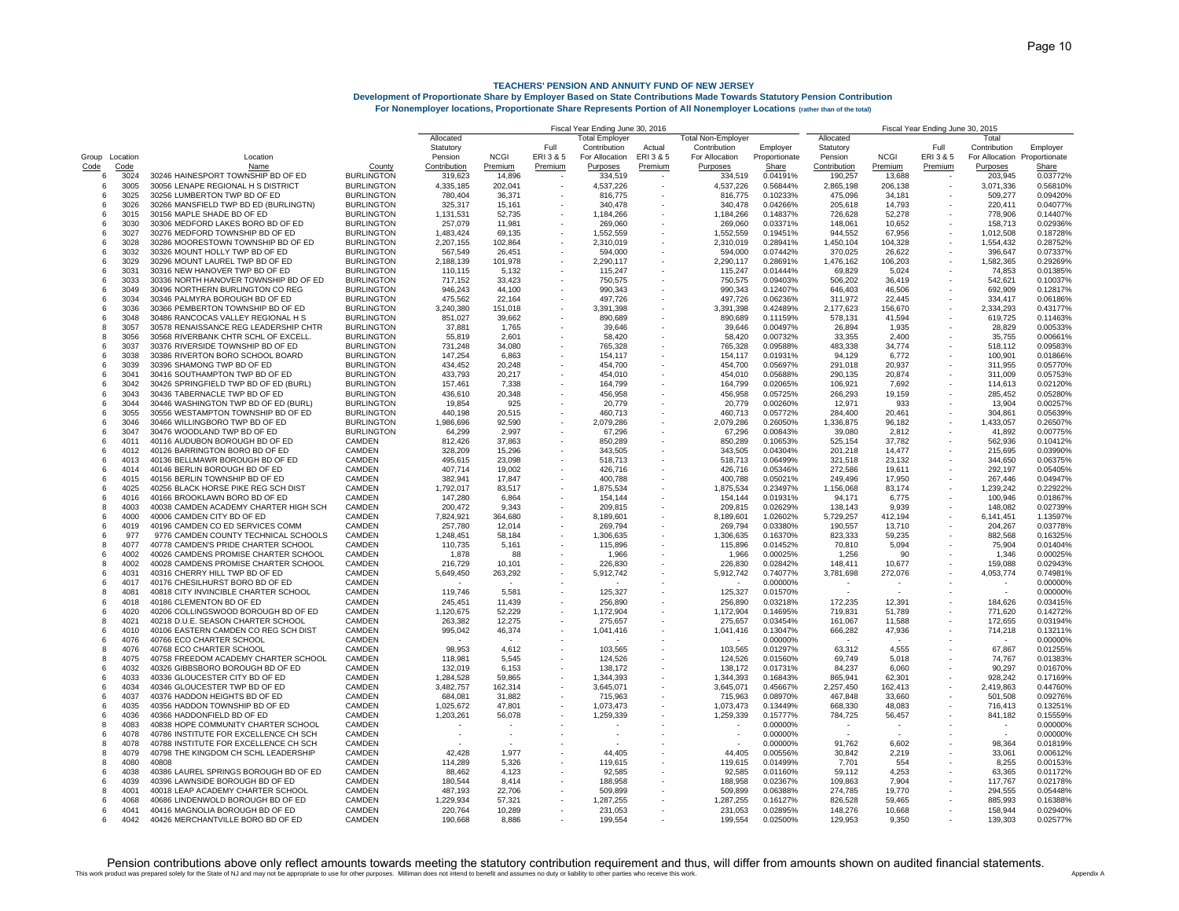**TEACHERS' PENSION AND ANNUITY FUND OF NEW JERSEY**

**Development of Proportionate Share by Employer Based on State Contributions Made Towards Statutory Pension Contribution**

**For Nonemployer locations, Proportionate Share Represents Portion of All Nonemployer Locations (rather than of the total)**

| | | | | Fiscal Year Ending June 30, 2016 | | | | | | | Fiscal Year Ending June 30, 2015 | | | | |
|---|---|---|---|---|---|---|---|---|---|---|---|---|---|---|---|
| Group Code | Location Code | Location Name | County | Allocated Statutory Pension Contribution | NCGI Premium | Full ERI 3 & 5 Premium | Total Employer Contribution For Allocation Purposes | Actual ERI 3 & 5 Premium | Total Non-Employer Contribution For Allocation Purposes | Employer Proportionate Share | Allocated Statutory Pension Contribution | NCGI Premium | Full ERI 3 & 5 Premium | Total Contribution For Allocation Purposes | Employer Proportionate Share |
| 6 | 3024 | 30246 HAINESPORT TOWNSHIP BD OF ED | BURLINGTON | 319,623 | 14,896 | - | 334,519 | - | 334,519 | 0.04191% | 190,257 | 13,688 | - | 203,945 | 0.03772% |
| 6 | 3005 | 30056 LENAPE REGIONAL H S DISTRICT | BURLINGTON | 4,335,185 | 202,041 | - | 4,537,226 | - | 4,537,226 | 0.56844% | 2,865,198 | 206,138 | - | 3,071,336 | 0.56810% |
| 6 | 3025 | 30256 LUMBERTON TWP BD OF ED | BURLINGTON | 780,404 | 36,371 | - | 816,775 | - | 816,775 | 0.10233% | 475,096 | 34,181 | - | 509,277 | 0.09420% |
| 6 | 3026 | 30266 MANSFIELD TWP BD OF ED (BURLINGTN) | BURLINGTON | 325,317 | 15,161 | - | 340,478 | - | 340,478 | 0.04266% | 205,618 | 14,793 | - | 220,411 | 0.04077% |
| 6 | 3015 | 30156 MAPLE SHADE BD OF ED | BURLINGTON | 1,131,531 | 52,735 | - | 1,184,266 | - | 1,184,266 | 0.14837% | 726,628 | 52,278 | - | 778,906 | 0.14407% |
| 6 | 3030 | 30306 MEDFORD LAKES BORO BD OF ED | BURLINGTON | 257,079 | 11,981 | - | 269,060 | - | 269,060 | 0.03371% | 148,061 | 10,652 | - | 158,713 | 0.02936% |
| 6 | 3027 | 30276 MEDFORD TOWNSHIP BD OF ED | BURLINGTON | 1,483,424 | 69,135 | - | 1,552,559 | - | 1,552,559 | 0.19451% | 944,552 | 67,956 | - | 1,012,508 | 0.18728% |
| 6 | 3028 | 30286 MOORESTOWN TOWNSHIP BD OF ED | BURLINGTON | 2,207,155 | 102,864 | - | 2,310,019 | - | 2,310,019 | 0.28941% | 1,450,104 | 104,328 | - | 1,554,432 | 0.28752% |
| 6 | 3032 | 30326 MOUNT HOLLY TWP BD OF ED | BURLINGTON | 567,549 | 26,451 | - | 594,000 | - | 594,000 | 0.07442% | 370,025 | 26,622 | - | 396,647 | 0.07337% |
| 6 | 3029 | 30296 MOUNT LAUREL TWP BD OF ED | BURLINGTON | 2,188,139 | 101,978 | - | 2,290,117 | - | 2,290,117 | 0.28691% | 1,476,162 | 106,203 | - | 1,582,365 | 0.29269% |
| 6 | 3031 | 30316 NEW HANOVER TWP BD OF ED | BURLINGTON | 110,115 | 5,132 | - | 115,247 | - | 115,247 | 0.01444% | 69,829 | 5,024 | - | 74,853 | 0.01385% |
| 6 | 3033 | 30336 NORTH HANOVER TOWNSHIP BD OF ED | BURLINGTON | 717,152 | 33,423 | - | 750,575 | - | 750,575 | 0.09403% | 506,202 | 36,419 | - | 542,621 | 0.10037% |
| 6 | 3049 | 30496 NORTHERN BURLINGTON CO REG | BURLINGTON | 946,243 | 44,100 | - | 990,343 | - | 990,343 | 0.12407% | 646,403 | 46,506 | - | 692,909 | 0.12817% |
| 6 | 3034 | 30346 PALMYRA BOROUGH BD OF ED | BURLINGTON | 475,562 | 22,164 | - | 497,726 | - | 497,726 | 0.06236% | 311,972 | 22,445 | - | 334,417 | 0.06186% |
| 6 | 3036 | 30366 PEMBERTON TOWNSHIP BD OF ED | BURLINGTON | 3,240,380 | 151,018 | - | 3,391,398 | - | 3,391,398 | 0.42489% | 2,177,623 | 156,670 | - | 2,334,293 | 0.43177% |
| 6 | 3048 | 30486 RANCOCAS VALLEY REGIONAL H S | BURLINGTON | 851,027 | 39,662 | - | 890,689 | - | 890,689 | 0.11159% | 578,131 | 41,594 | - | 619,725 | 0.11463% |
| 8 | 3057 | 30578 RENAISSANCE REG LEADERSHIP CHTR | BURLINGTON | 37,881 | 1,765 | - | 39,646 | - | 39,646 | 0.00497% | 26,894 | 1,935 | - | 28,829 | 0.00533% |
| 8 | 3056 | 30568 RIVERBANK CHTR SCHL OF EXCELL. | BURLINGTON | 55,819 | 2,601 | - | 58,420 | - | 58,420 | 0.00732% | 33,355 | 2,400 | - | 35,755 | 0.00661% |
| 6 | 3037 | 30376 RIVERSIDE TOWNSHIP BD OF ED | BURLINGTON | 731,248 | 34,080 | - | 765,328 | - | 765,328 | 0.09588% | 483,338 | 34,774 | - | 518,112 | 0.09583% |
| 6 | 3038 | 30386 RIVERTON BORO SCHOOL BOARD | BURLINGTON | 147,254 | 6,863 | - | 154,117 | - | 154,117 | 0.01931% | 94,129 | 6,772 | - | 100,901 | 0.01866% |
| 6 | 3039 | 30396 SHAMONG TWP BD OF ED | BURLINGTON | 434,452 | 20,248 | - | 454,700 | - | 454,700 | 0.05697% | 291,018 | 20,937 | - | 311,955 | 0.05770% |
| 6 | 3041 | 30416 SOUTHAMPTON TWP BD OF ED | BURLINGTON | 433,793 | 20,217 | - | 454,010 | - | 454,010 | 0.05688% | 290,135 | 20,874 | - | 311,009 | 0.05753% |
| 6 | 3042 | 30426 SPRINGFIELD TWP BD OF ED (BURL) | BURLINGTON | 157,461 | 7,338 | - | 164,799 | - | 164,799 | 0.02065% | 106,921 | 7,692 | - | 114,613 | 0.02120% |
| 6 | 3043 | 30436 TABERNACLE TWP BD OF ED | BURLINGTON | 436,610 | 20,348 | - | 456,958 | - | 456,958 | 0.05725% | 266,293 | 19,159 | - | 285,452 | 0.05280% |
| 6 | 3044 | 30446 WASHINGTON TWP BD OF ED (BURL) | BURLINGTON | 19,854 | 925 | - | 20,779 | - | 20,779 | 0.00260% | 12,971 | 933 | - | 13,904 | 0.00257% |
| 6 | 3055 | 30556 WESTAMPTON TOWNSHIP BD OF ED | BURLINGTON | 440,198 | 20,515 | - | 460,713 | - | 460,713 | 0.05772% | 284,400 | 20,461 | - | 304,861 | 0.05639% |
| 6 | 3046 | 30466 WILLINGBORO TWP BD OF ED | BURLINGTON | 1,986,696 | 92,590 | - | 2,079,286 | - | 2,079,286 | 0.26050% | 1,336,875 | 96,182 | - | 1,433,057 | 0.26507% |
| 6 | 3047 | 30476 WOODLAND TWP BD OF ED | BURLINGTON | 64,299 | 2,997 | - | 67,296 | - | 67,296 | 0.00843% | 39,080 | 2,812 | - | 41,892 | 0.00775% |
| 6 | 4011 | 40116 AUDUBON BOROUGH BD OF ED | CAMDEN | 812,426 | 37,863 | - | 850,289 | - | 850,289 | 0.10653% | 525,154 | 37,782 | - | 562,936 | 0.10412% |
| 6 | 4012 | 40126 BARRINGTON BORO BD OF ED | CAMDEN | 328,209 | 15,296 | - | 343,505 | - | 343,505 | 0.04304% | 201,218 | 14,477 | - | 215,695 | 0.03990% |
| 6 | 4013 | 40136 BELLMAWR BOROUGH BD OF ED | CAMDEN | 495,615 | 23,098 | - | 518,713 | - | 518,713 | 0.06499% | 321,518 | 23,132 | - | 344,650 | 0.06375% |
| 6 | 4014 | 40146 BERLIN BOROUGH BD OF ED | CAMDEN | 407,714 | 19,002 | - | 426,716 | - | 426,716 | 0.05346% | 272,586 | 19,611 | - | 292,197 | 0.05405% |
| 6 | 4015 | 40156 BERLIN TOWNSHIP BD OF ED | CAMDEN | 382,941 | 17,847 | - | 400,788 | - | 400,788 | 0.05021% | 249,496 | 17,950 | - | 267,446 | 0.04947% |
| 6 | 4025 | 40256 BLACK HORSE PIKE REG SCH DIST | CAMDEN | 1,792,017 | 83,517 | - | 1,875,534 | - | 1,875,534 | 0.23497% | 1,156,068 | 83,174 | - | 1,239,242 | 0.22922% |
| 6 | 4016 | 40166 BROOKLAWN BORO BD OF ED | CAMDEN | 147,280 | 6,864 | - | 154,144 | - | 154,144 | 0.01931% | 94,171 | 6,775 | - | 100,946 | 0.01867% |
| 8 | 4003 | 40038 CAMDEN ACADEMY CHARTER HIGH SCH | CAMDEN | 200,472 | 9,343 | - | 209,815 | - | 209,815 | 0.02629% | 138,143 | 9,939 | - | 148,082 | 0.02739% |
| 6 | 4000 | 40006 CAMDEN CITY BD OF ED | CAMDEN | 7,824,921 | 364,680 | - | 8,189,601 | - | 8,189,601 | 1.02602% | 5,729,257 | 412,194 | - | 6,141,451 | 1.13597% |
| 6 | 4019 | 40196 CAMDEN CO ED SERVICES COMM | CAMDEN | 257,780 | 12,014 | - | 269,794 | - | 269,794 | 0.03380% | 190,557 | 13,710 | - | 204,267 | 0.03778% |
| 6 | 977 | 9776 CAMDEN COUNTY TECHNICAL SCHOOLS | CAMDEN | 1,248,451 | 58,184 | - | 1,306,635 | - | 1,306,635 | 0.16370% | 823,333 | 59,235 | - | 882,568 | 0.16325% |
| 8 | 4077 | 40778 CAMDEN'S PRIDE CHARTER SCHOOL | CAMDEN | 110,735 | 5,161 | - | 115,896 | - | 115,896 | 0.01452% | 70,810 | 5,094 | - | 75,904 | 0.01404% |
| 6 | 4002 | 40026 CAMDENS PROMISE CHARTER SCHOOL | CAMDEN | 1,878 | 88 | - | 1,966 | - | 1,966 | 0.00025% | 1,256 | 90 | - | 1,346 | 0.00025% |
| 8 | 4002 | 40028 CAMDENS PROMISE CHARTER SCHOOL | CAMDEN | 216,729 | 10,101 | - | 226,830 | - | 226,830 | 0.02842% | 148,411 | 10,677 | - | 159,088 | 0.02943% |
| 6 | 4031 | 40316 CHERRY HILL TWP BD OF ED | CAMDEN | 5,649,450 | 263,292 | - | 5,912,742 | - | 5,912,742 | 0.74077% | 3,781,698 | 272,076 | - | 4,053,774 | 0.74981% |
| 6 | 4017 | 40176 CHESILHURST BORO BD OF ED | CAMDEN | - | - | - | - | - | - | 0.00000% | - | - | - | - | 0.00000% |
| 8 | 4081 | 40818 CITY INVINCIBLE CHARTER SCHOOL | CAMDEN | 119,746 | 5,581 | - | 125,327 | - | 125,327 | 0.01570% | - | - | - | - | 0.00000% |
| 6 | 4018 | 40186 CLEMENTON BD OF ED | CAMDEN | 245,451 | 11,439 | - | 256,890 | - | 256,890 | 0.03218% | 172,235 | 12,391 | - | 184,626 | 0.03415% |
| 6 | 4020 | 40206 COLLINGSWOOD BOROUGH BD OF ED | CAMDEN | 1,120,675 | 52,229 | - | 1,172,904 | - | 1,172,904 | 0.14695% | 719,831 | 51,789 | - | 771,620 | 0.14272% |
| 8 | 4021 | 40218 D.U.E. SEASON CHARTER SCHOOL | CAMDEN | 263,382 | 12,275 | - | 275,657 | - | 275,657 | 0.03454% | 161,067 | 11,588 | - | 172,655 | 0.03194% |
| 6 | 4010 | 40106 EASTERN CAMDEN CO REG SCH DIST | CAMDEN | 995,042 | 46,374 | - | 1,041,416 | - | 1,041,416 | 0.13047% | 666,282 | 47,936 | - | 714,218 | 0.13211% |
| 6 | 4076 | 40766 ECO CHARTER SCHOOL | CAMDEN | - | - | - | - | - | - | 0.00000% | - | - | - | - | 0.00000% |
| 8 | 4076 | 40768 ECO CHARTER SCHOOL | CAMDEN | 98,953 | 4,612 | - | 103,565 | - | 103,565 | 0.01297% | 63,312 | 4,555 | - | 67,867 | 0.01255% |
| 8 | 4075 | 40758 FREEDOM ACADEMY CHARTER SCHOOL | CAMDEN | 118,981 | 5,545 | - | 124,526 | - | 124,526 | 0.01560% | 69,749 | 5,018 | - | 74,767 | 0.01383% |
| 6 | 4032 | 40326 GIBBSBORO BOROUGH BD OF ED | CAMDEN | 132,019 | 6,153 | - | 138,172 | - | 138,172 | 0.01731% | 84,237 | 6,060 | - | 90,297 | 0.01670% |
| 6 | 4033 | 40336 GLOUCESTER CITY BD OF ED | CAMDEN | 1,284,528 | 59,865 | - | 1,344,393 | - | 1,344,393 | 0.16843% | 865,941 | 62,301 | - | 928,242 | 0.17169% |
| 6 | 4034 | 40346 GLOUCESTER TWP BD OF ED | CAMDEN | 3,482,757 | 162,314 | - | 3,645,071 | - | 3,645,071 | 0.45667% | 2,257,450 | 162,413 | - | 2,419,863 | 0.44760% |
| 6 | 4037 | 40376 HADDON HEIGHTS BD OF ED | CAMDEN | 684,081 | 31,882 | - | 715,963 | - | 715,963 | 0.08970% | 467,848 | 33,660 | - | 501,508 | 0.09276% |
| 6 | 4035 | 40356 HADDON TOWNSHIP BD OF ED | CAMDEN | 1,025,672 | 47,801 | - | 1,073,473 | - | 1,073,473 | 0.13449% | 668,330 | 48,083 | - | 716,413 | 0.13251% |
| 6 | 4036 | 40366 HADDONFIELD BD OF ED | CAMDEN | 1,203,261 | 56,078 | - | 1,259,339 | - | 1,259,339 | 0.15777% | 784,725 | 56,457 | - | 841,182 | 0.15559% |
| 8 | 4083 | 40838 HOPE COMMUNITY CHARTER SCHOOL | CAMDEN | - | - | - | - | - | - | 0.00000% | - | - | - | - | 0.00000% |
| 6 | 4078 | 40786 INSTITUTE FOR EXCELLENCE CH SCH | CAMDEN | - | - | - | - | - | - | 0.00000% | - | - | - | - | 0.00000% |
| 8 | 4078 | 40788 INSTITUTE FOR EXCELLENCE CH SCH | CAMDEN | - | - | - | - | - | - | 0.00000% | 91,762 | 6,602 | - | 98,364 | 0.01819% |
| 8 | 4079 | 40798 THE KINGDOM CH SCHL LEADERSHIP | CAMDEN | 42,428 | 1,977 | - | 44,405 | - | 44,405 | 0.00556% | 30,842 | 2,219 | - | 33,061 | 0.00612% |
| 8 | 4080 | 40808 | CAMDEN | 114,289 | 5,326 | - | 119,615 | - | 119,615 | 0.01499% | 7,701 | 554 | - | 8,255 | 0.00153% |
| 6 | 4038 | 40386 LAUREL SPRINGS BOROUGH BD OF ED | CAMDEN | 88,462 | 4,123 | - | 92,585 | - | 92,585 | 0.01160% | 59,112 | 4,253 | - | 63,365 | 0.01172% |
| 6 | 4039 | 40396 LAWNSIDE BOROUGH BD OF ED | CAMDEN | 180,544 | 8,414 | - | 188,958 | - | 188,958 | 0.02367% | 109,863 | 7,904 | - | 117,767 | 0.02178% |
| 8 | 4001 | 40018 LEAP ACADEMY CHARTER SCHOOL | CAMDEN | 487,193 | 22,706 | - | 509,899 | - | 509,899 | 0.06388% | 274,785 | 19,770 | - | 294,555 | 0.05448% |
| 6 | 4068 | 40686 LINDENWOLD BOROUGH BD OF ED | CAMDEN | 1,229,934 | 57,321 | - | 1,287,255 | - | 1,287,255 | 0.16127% | 826,528 | 59,465 | - | 885,993 | 0.16388% |
| 6 | 4041 | 40416 MAGNOLIA BOROUGH BD OF ED | CAMDEN | 220,764 | 10,289 | - | 231,053 | - | 231,053 | 0.02895% | 148,276 | 10,668 | - | 158,944 | 0.02940% |
| 6 | 4042 | 40426 MERCHANTVILLE BORO BD OF ED | CAMDEN | 190,668 | 8,886 | - | 199,554 | - | 199,554 | 0.02500% | 129,953 | 9,350 | - | 139,303 | 0.02577% |

Pension contributions above only reflect amounts towards meeting the statutory contribution requirement and thus, will differ from amounts shown on audited financial statements.

This work product was prepared solely for the State of NJ and may not be appropriate to use for other purposes. Milliman does not intend to benefit and assumes no duty or liability to other parties who receive this work.

Appendix A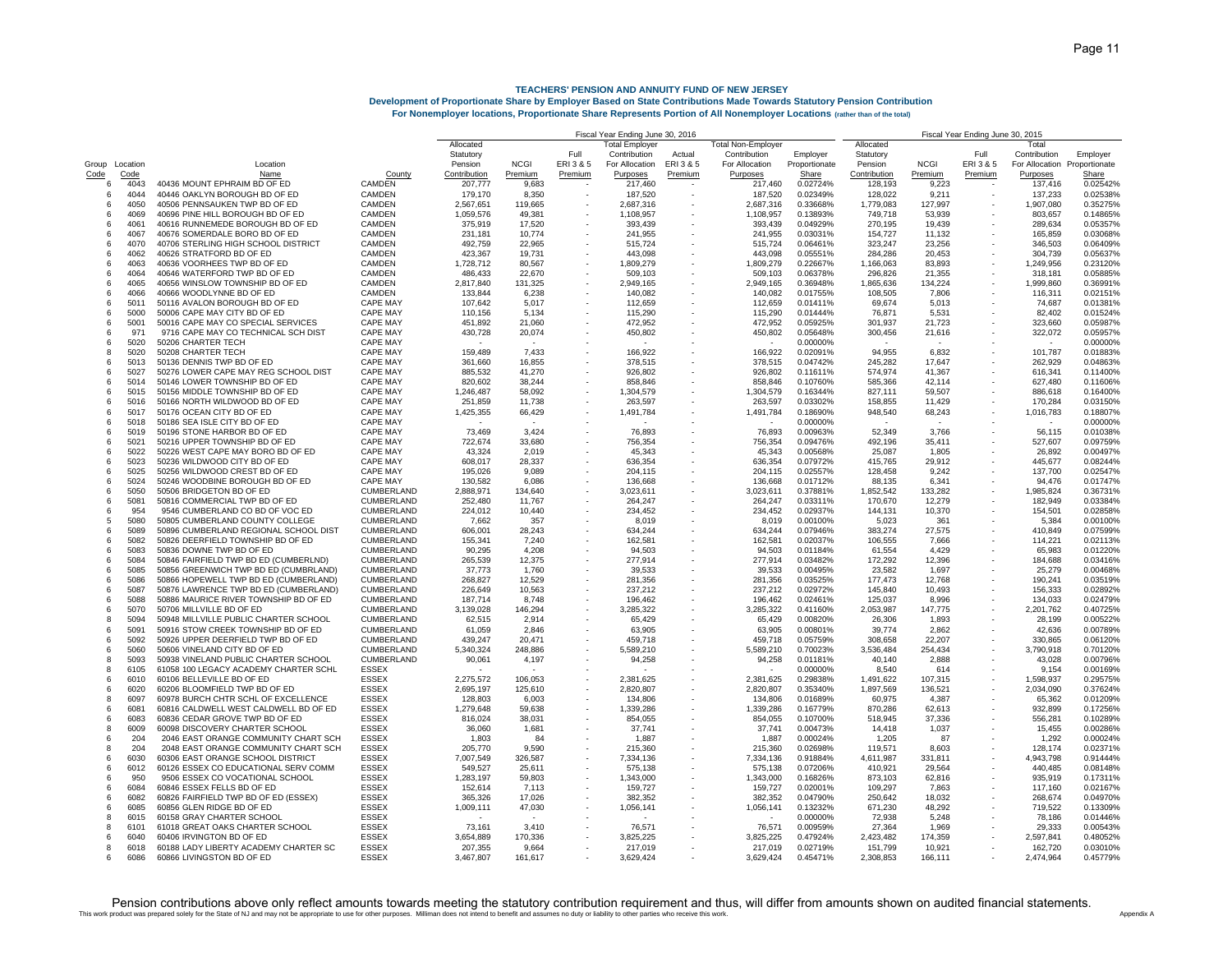# TEACHERS' PENSION AND ANNUITY FUND OF NEW JERSEY

**Development of Proportionate Share by Employer Based on State Contributions Made Towards Statutory Pension Contribution**

**For Nonemployer locations, Proportionate Share Represents Portion of All Nonemployer Locations** (rather than of the total)

| | | | | Fiscal Year Ending June 30, 2016 | | | | | | | Fiscal Year Ending June 30, 2015 | | | | |
|---|---|---|---|---|---|---|---|---|---|---|---|---|---|---|---|
| Group Code | Location Code | Location Name | County | Allocated Statutory Pension Contribution | NCGI Premium | Full ERI 3 & 5 Premium | Total Employer Contribution For Allocation Purposes | Actual ERI 3 & 5 Premium | Total Non-Employer Contribution For Allocation Purposes | Employer Proportionate Share | Allocated Statutory Pension Contribution | NCGI Premium | Full ERI 3 & 5 Premium | Total Contribution For Allocation Purposes | Employer Proportionate Share |
| 6 | 4043 | 40436 MOUNT EPHRAIM BD OF ED | CAMDEN | 207,777 | 9,683 | - | 217,460 | - | 217,460 | 0.02724% | 128,193 | 9,223 | - | 137,416 | 0.02542% |
| 6 | 4044 | 40446 OAKLYN BOROUGH BD OF ED | CAMDEN | 179,170 | 8,350 | - | 187,520 | - | 187,520 | 0.02349% | 128,022 | 9,211 | - | 137,233 | 0.02538% |
| 6 | 4050 | 40506 PENNSAUKEN TWP BD OF ED | CAMDEN | 2,567,651 | 119,665 | - | 2,687,316 | - | 2,687,316 | 0.33668% | 1,779,083 | 127,997 | - | 1,907,080 | 0.35275% |
| 6 | 4069 | 40696 PINE HILL BOROUGH BD OF ED | CAMDEN | 1,059,576 | 49,381 | - | 1,108,957 | - | 1,108,957 | 0.13893% | 749,718 | 53,939 | - | 803,657 | 0.14865% |
| 6 | 4061 | 40616 RUNNEMEDE BOROUGH BD OF ED | CAMDEN | 375,919 | 17,520 | - | 393,439 | - | 393,439 | 0.04929% | 270,195 | 19,439 | - | 289,634 | 0.05357% |
| 6 | 4067 | 40676 SOMERDALE BORO BD OF ED | CAMDEN | 231,181 | 10,774 | - | 241,955 | - | 241,955 | 0.03031% | 154,727 | 11,132 | - | 165,859 | 0.03068% |
| 6 | 4070 | 40706 STERLING HIGH SCHOOL DISTRICT | CAMDEN | 492,759 | 22,965 | - | 515,724 | - | 515,724 | 0.06461% | 323,247 | 23,256 | - | 346,503 | 0.06409% |
| 6 | 4062 | 40626 STRATFORD BD OF ED | CAMDEN | 423,367 | 19,731 | - | 443,098 | - | 443,098 | 0.05551% | 284,286 | 20,453 | - | 304,739 | 0.05637% |
| 6 | 4063 | 40636 VOORHEES TWP BD OF ED | CAMDEN | 1,728,712 | 80,567 | - | 1,809,279 | - | 1,809,279 | 0.22667% | 1,166,063 | 83,893 | - | 1,249,956 | 0.23120% |
| 6 | 4064 | 40646 WATERFORD TWP BD OF ED | CAMDEN | 486,433 | 22,670 | - | 509,103 | - | 509,103 | 0.06378% | 296,826 | 21,355 | - | 318,181 | 0.05885% |
| 6 | 4065 | 40656 WINSLOW TOWNSHIP BD OF ED | CAMDEN | 2,817,840 | 131,325 | - | 2,949,165 | - | 2,949,165 | 0.36948% | 1,865,636 | 134,224 | - | 1,999,860 | 0.36991% |
| 6 | 4066 | 40666 WOODLYNNE BD OF ED | CAMDEN | 133,844 | 6,238 | - | 140,082 | - | 140,082 | 0.01755% | 108,505 | 7,806 | - | 116,311 | 0.02151% |
| 6 | 5011 | 50116 AVALON BOROUGH BD OF ED | CAPE MAY | 107,642 | 5,017 | - | 112,659 | - | 112,659 | 0.01411% | 69,674 | 5,013 | - | 74,687 | 0.01381% |
| 6 | 5000 | 50006 CAPE MAY CITY BD OF ED | CAPE MAY | 110,156 | 5,134 | - | 115,290 | - | 115,290 | 0.01444% | 76,871 | 5,531 | - | 82,402 | 0.01524% |
| 6 | 5001 | 50016 CAPE MAY CO SPECIAL SERVICES | CAPE MAY | 451,892 | 21,060 | - | 472,952 | - | 472,952 | 0.05925% | 301,937 | 21,723 | - | 323,660 | 0.05987% |
| 6 | 971 | 9716 CAPE MAY CO TECHNICAL SCH DIST | CAPE MAY | 430,728 | 20,074 | - | 450,802 | - | 450,802 | 0.05648% | 300,456 | 21,616 | - | 322,072 | 0.05957% |
| 6 | 5020 | 50206 CHARTER TECH | CAPE MAY | - | - | - | - | - | - | 0.00000% | - | - | - | - | 0.00000% |
| 8 | 5020 | 50208 CHARTER TECH | CAPE MAY | 159,489 | 7,433 | - | 166,922 | - | 166,922 | 0.02091% | 94,955 | 6,832 | - | 101,787 | 0.01883% |
| 6 | 5013 | 50136 DENNIS TWP BD OF ED | CAPE MAY | 361,660 | 16,855 | - | 378,515 | - | 378,515 | 0.04742% | 245,282 | 17,647 | - | 262,929 | 0.04863% |
| 6 | 5027 | 50276 LOWER CAPE MAY REG SCHOOL DIST | CAPE MAY | 885,532 | 41,270 | - | 926,802 | - | 926,802 | 0.11611% | 574,974 | 41,367 | - | 616,341 | 0.11400% |
| 6 | 5014 | 50146 LOWER TOWNSHIP BD OF ED | CAPE MAY | 820,602 | 38,244 | - | 858,846 | - | 858,846 | 0.10760% | 585,366 | 42,114 | - | 627,480 | 0.11606% |
| 6 | 5015 | 50156 MIDDLE TOWNSHIP BD OF ED | CAPE MAY | 1,246,487 | 58,092 | - | 1,304,579 | - | 1,304,579 | 0.16344% | 827,111 | 59,507 | - | 886,618 | 0.16400% |
| 6 | 5016 | 50166 NORTH WILDWOOD BD OF ED | CAPE MAY | 251,859 | 11,738 | - | 263,597 | - | 263,597 | 0.03302% | 158,855 | 11,429 | - | 170,284 | 0.03150% |
| 6 | 5017 | 50176 OCEAN CITY BD OF ED | CAPE MAY | 1,425,355 | 66,429 | - | 1,491,784 | - | 1,491,784 | 0.18690% | 948,540 | 68,243 | - | 1,016,783 | 0.18807% |
| 6 | 5018 | 50186 SEA ISLE CITY BD OF ED | CAPE MAY | - | - | - | - | - | - | 0.00000% | - | - | - | - | 0.00000% |
| 6 | 5019 | 50196 STONE HARBOR BD OF ED | CAPE MAY | 73,469 | 3,424 | - | 76,893 | - | 76,893 | 0.00963% | 52,349 | 3,766 | - | 56,115 | 0.01038% |
| 6 | 5021 | 50216 UPPER TOWNSHIP BD OF ED | CAPE MAY | 722,674 | 33,680 | - | 756,354 | - | 756,354 | 0.09476% | 492,196 | 35,411 | - | 527,607 | 0.09759% |
| 6 | 5022 | 50226 WEST CAPE MAY BORO BD OF ED | CAPE MAY | 43,324 | 2,019 | - | 45,343 | - | 45,343 | 0.00568% | 25,087 | 1,805 | - | 26,892 | 0.00497% |
| 6 | 5023 | 50236 WILDWOOD CITY BD OF ED | CAPE MAY | 608,017 | 28,337 | - | 636,354 | - | 636,354 | 0.07972% | 415,765 | 29,912 | - | 445,677 | 0.08244% |
| 6 | 5025 | 50256 WILDWOOD CREST BD OF ED | CAPE MAY | 195,026 | 9,089 | - | 204,115 | - | 204,115 | 0.02557% | 128,458 | 9,242 | - | 137,700 | 0.02547% |
| 6 | 5024 | 50246 WOODBINE BOROUGH BD OF ED | CAPE MAY | 130,582 | 6,086 | - | 136,668 | - | 136,668 | 0.01712% | 88,135 | 6,341 | - | 94,476 | 0.01747% |
| 6 | 5050 | 50506 BRIDGETON BD OF ED | CUMBERLAND | 2,888,971 | 134,640 | - | 3,023,611 | - | 3,023,611 | 0.37881% | 1,852,542 | 133,282 | - | 1,985,824 | 0.36731% |
| 6 | 5081 | 50816 COMMERCIAL TWP BD OF ED | CUMBERLAND | 252,480 | 11,767 | - | 264,247 | - | 264,247 | 0.03311% | 170,670 | 12,279 | - | 182,949 | 0.03384% |
| 6 | 954 | 9546 CUMBERLAND CO BD OF VOC ED | CUMBERLAND | 224,012 | 10,440 | - | 234,452 | - | 234,452 | 0.02937% | 144,131 | 10,370 | - | 154,501 | 0.02858% |
| 5 | 5080 | 50805 CUMBERLAND COUNTY COLLEGE | CUMBERLAND | 7,662 | 357 | - | 8,019 | - | 8,019 | 0.00100% | 5,023 | 361 | - | 5,384 | 0.00100% |
| 6 | 5089 | 50896 CUMBERLAND REGIONAL SCHOOL DIST | CUMBERLAND | 606,001 | 28,243 | - | 634,244 | - | 634,244 | 0.07946% | 383,274 | 27,575 | - | 410,849 | 0.07599% |
| 6 | 5082 | 50826 DEERFIELD TOWNSHIP BD OF ED | CUMBERLAND | 155,341 | 7,240 | - | 162,581 | - | 162,581 | 0.02037% | 106,555 | 7,666 | - | 114,221 | 0.02113% |
| 6 | 5083 | 50836 DOWNE TWP BD OF ED | CUMBERLAND | 90,295 | 4,208 | - | 94,503 | - | 94,503 | 0.01184% | 61,554 | 4,429 | - | 65,983 | 0.01220% |
| 6 | 5084 | 50846 FAIRFIELD TWP BD ED (CUMBERLND) | CUMBERLAND | 265,539 | 12,375 | - | 277,914 | - | 277,914 | 0.03482% | 172,292 | 12,396 | - | 184,688 | 0.03416% |
| 6 | 5085 | 50856 GREENWICH TWP BD ED (CUMBRLAND) | CUMBERLAND | 37,773 | 1,760 | - | 39,533 | - | 39,533 | 0.00495% | 23,582 | 1,697 | - | 25,279 | 0.00468% |
| 6 | 5086 | 50866 HOPEWELL TWP BD ED (CUMBERLAND) | CUMBERLAND | 268,827 | 12,529 | - | 281,356 | - | 281,356 | 0.03525% | 177,473 | 12,768 | - | 190,241 | 0.03519% |
| 6 | 5087 | 50876 LAWRENCE TWP BD ED (CUMBERLAND) | CUMBERLAND | 226,649 | 10,563 | - | 237,212 | - | 237,212 | 0.02972% | 145,840 | 10,493 | - | 156,333 | 0.02892% |
| 6 | 5088 | 50886 MAURICE RIVER TOWNSHIP BD OF ED | CUMBERLAND | 187,714 | 8,748 | - | 196,462 | - | 196,462 | 0.02461% | 125,037 | 8,996 | - | 134,033 | 0.02479% |
| 6 | 5070 | 50706 MILLVILLE BD OF ED | CUMBERLAND | 3,139,028 | 146,294 | - | 3,285,322 | - | 3,285,322 | 0.41160% | 2,053,987 | 147,775 | - | 2,201,762 | 0.40725% |
| 8 | 5094 | 50948 MILLVILLE PUBLIC CHARTER SCHOOL | CUMBERLAND | 62,515 | 2,914 | - | 65,429 | - | 65,429 | 0.00820% | 26,306 | 1,893 | - | 28,199 | 0.00522% |
| 6 | 5091 | 50916 STOW CREEK TOWNSHIP BD OF ED | CUMBERLAND | 61,059 | 2,846 | - | 63,905 | - | 63,905 | 0.00801% | 39,774 | 2,862 | - | 42,636 | 0.00789% |
| 6 | 5092 | 50926 UPPER DEERFIELD TWP BD OF ED | CUMBERLAND | 439,247 | 20,471 | - | 459,718 | - | 459,718 | 0.05759% | 308,658 | 22,207 | - | 330,865 | 0.06120% |
| 6 | 5060 | 50606 VINELAND CITY BD OF ED | CUMBERLAND | 5,340,324 | 248,886 | - | 5,589,210 | - | 5,589,210 | 0.70023% | 3,536,484 | 254,434 | - | 3,790,918 | 0.70120% |
| 8 | 5093 | 50938 VINELAND PUBLIC CHARTER SCHOOL | CUMBERLAND | 90,061 | 4,197 | - | 94,258 | - | 94,258 | 0.01181% | 40,140 | 2,888 | - | 43,028 | 0.00796% |
| 8 | 6105 | 61058 100 LEGACY ACADEMY CHARTER SCHL | ESSEX | - | - | - | - | - | - | 0.00000% | 8,540 | 614 | - | 9,154 | 0.00169% |
| 6 | 6010 | 60106 BELLEVILLE BD OF ED | ESSEX | 2,275,572 | 106,053 | - | 2,381,625 | - | 2,381,625 | 0.29838% | 1,491,622 | 107,315 | - | 1,598,937 | 0.29575% |
| 6 | 6020 | 60206 BLOOMFIELD TWP BD OF ED | ESSEX | 2,695,197 | 125,610 | - | 2,820,807 | - | 2,820,807 | 0.35340% | 1,897,569 | 136,521 | - | 2,034,090 | 0.37624% |
| 8 | 6097 | 60978 BURCH CHTR SCHL OF EXCELLENCE | ESSEX | 128,803 | 6,003 | - | 134,806 | - | 134,806 | 0.01689% | 60,975 | 4,387 | - | 65,362 | 0.01209% |
| 6 | 6081 | 60816 CALDWELL WEST CALDWELL BD OF ED | ESSEX | 1,279,648 | 59,638 | - | 1,339,286 | - | 1,339,286 | 0.16779% | 870,286 | 62,613 | - | 932,899 | 0.17256% |
| 6 | 6083 | 60836 CEDAR GROVE TWP BD OF ED | ESSEX | 816,024 | 38,031 | - | 854,055 | - | 854,055 | 0.10700% | 518,945 | 37,336 | - | 556,281 | 0.10289% |
| 8 | 6009 | 60098 DISCOVERY CHARTER SCHOOL | ESSEX | 36,060 | 1,681 | - | 37,741 | - | 37,741 | 0.00473% | 14,418 | 1,037 | - | 15,455 | 0.00286% |
| 6 | 204 | 2046 EAST ORANGE COMMUNITY CHART SCH | ESSEX | 1,803 | 84 | - | 1,887 | - | 1,887 | 0.00024% | 1,205 | 87 | - | 1,292 | 0.00024% |
| 8 | 204 | 2048 EAST ORANGE COMMUNITY CHART SCH | ESSEX | 205,770 | 9,590 | - | 215,360 | - | 215,360 | 0.02698% | 119,571 | 8,603 | - | 128,174 | 0.02371% |
| 6 | 6030 | 60306 EAST ORANGE SCHOOL DISTRICT | ESSEX | 7,007,549 | 326,587 | - | 7,334,136 | - | 7,334,136 | 0.91884% | 4,611,987 | 331,811 | - | 4,943,798 | 0.91444% |
| 6 | 6012 | 60126 ESSEX CO EDUCATIONAL SERV COMM | ESSEX | 549,527 | 25,611 | - | 575,138 | - | 575,138 | 0.07206% | 410,921 | 29,564 | - | 440,485 | 0.08148% |
| 6 | 950 | 9506 ESSEX CO VOCATIONAL SCHOOL | ESSEX | 1,283,197 | 59,803 | - | 1,343,000 | - | 1,343,000 | 0.16826% | 873,103 | 62,816 | - | 935,919 | 0.17311% |
| 6 | 6084 | 60846 ESSEX FELLS BD OF ED | ESSEX | 152,614 | 7,113 | - | 159,727 | - | 159,727 | 0.02001% | 109,297 | 7,863 | - | 117,160 | 0.02167% |
| 6 | 6082 | 60826 FAIRFIELD TWP BD OF ED (ESSEX) | ESSEX | 365,326 | 17,026 | - | 382,352 | - | 382,352 | 0.04790% | 250,642 | 18,032 | - | 268,674 | 0.04970% |
| 6 | 6085 | 60856 GLEN RIDGE BD OF ED | ESSEX | 1,009,111 | 47,030 | - | 1,056,141 | - | 1,056,141 | 0.13232% | 671,230 | 48,292 | - | 719,522 | 0.13309% |
| 8 | 6015 | 60158 GRAY CHARTER SCHOOL | ESSEX | - | - | - | - | - | - | 0.00000% | 72,938 | 5,248 | - | 78,186 | 0.01446% |
| 8 | 6101 | 61018 GREAT OAKS CHARTER SCHOOL | ESSEX | 73,161 | 3,410 | - | 76,571 | - | 76,571 | 0.00959% | 27,364 | 1,969 | - | 29,333 | 0.00543% |
| 6 | 6040 | 60406 IRVINGTON BD OF ED | ESSEX | 3,654,889 | 170,336 | - | 3,825,225 | - | 3,825,225 | 0.47924% | 2,423,482 | 174,359 | - | 2,597,841 | 0.48052% |
| 8 | 6018 | 60188 LADY LIBERTY ACADEMY CHARTER SC | ESSEX | 207,355 | 9,664 | - | 217,019 | - | 217,019 | 0.02719% | 151,799 | 10,921 | - | 162,720 | 0.03010% |
| 6 | 6086 | 60866 LIVINGSTON BD OF ED | ESSEX | 3,467,807 | 161,617 | - | 3,629,424 | - | 3,629,424 | 0.45471% | 2,308,853 | 166,111 | - | 2,474,964 | 0.45779% |

Pension contributions above only reflect amounts towards meeting the statutory contribution requirement and thus, will differ from amounts shown on audited financial statements.

This work product was prepared solely for the State of NJ and may not be appropriate to use for other purposes. Milliman does not intend to benefit and assumes no duty or liability to other parties who receive this work.

Appendix A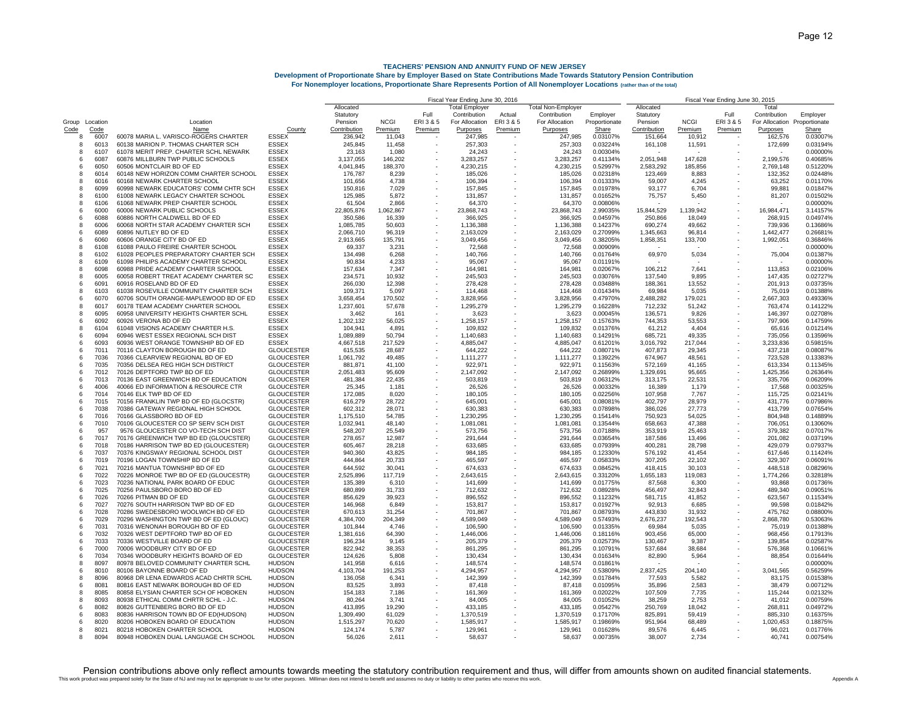# TEACHERS' PENSION AND ANNUITY FUND OF NEW JERSEY

## Development of Proportionate Share by Employer Based on State Contributions Made Towards Statutory Pension Contribution

### For Nonemployer locations, Proportionate Share Represents Portion of All Nonemployer Locations (rather than of the total)

| | | | | Fiscal Year Ending June 30, 2016 | | | | | | | Fiscal Year Ending June 30, 2015 | | | | |
|---|---|---|---|---|---|---|---|---|---|---|---|---|---|---|---|
| Group Code | Location Code | Location Name | County | Allocated Statutory Pension Contribution | NCGI Premium | Full ERI 3 & 5 Premium | Total Employer Contribution For Allocation Purposes | Actual ERI 3 & 5 Premium | Total Non-Employer Contribution For Allocation Purposes | Employer Proportionate Share | Allocated Statutory Pension Contribution | NCGI Premium | Full ERI 3 & 5 Premium | Total Contribution For Allocation Purposes | Employer Proportionate Share |
| 8 | 6007 | 60078 MARIA L. VARISCO-ROGERS CHARTER | ESSEX | 236,942 | 11,043 | - | 247,985 | - | 247,985 | 0.03107% | 151,664 | 10,912 | - | 162,576 | 0.03007% |
| 8 | 6013 | 60138 MARION P. THOMAS CHARTER SCH | ESSEX | 245,845 | 11,458 | - | 257,303 | - | 257,303 | 0.03224% | 161,108 | 11,591 | - | 172,699 | 0.03194% |
| 8 | 6107 | 61078 MERIT PREP. CHARTER SCHL NEWARK | ESSEX | 23,163 | 1,080 | - | 24,243 | - | 24,243 | 0.00304% | - | - | - | - | 0.00000% |
| 6 | 6087 | 60876 MILLBURN TWP PUBLIC SCHOOLS | ESSEX | 3,137,055 | 146,202 | - | 3,283,257 | - | 3,283,257 | 0.41134% | 2,051,948 | 147,628 | - | 2,199,576 | 0.40685% |
| 6 | 6050 | 60506 MONTCLAIR BD OF ED | ESSEX | 4,041,845 | 188,370 | - | 4,230,215 | - | 4,230,215 | 0.52997% | 2,583,292 | 185,856 | - | 2,769,148 | 0.51220% |
| 8 | 6014 | 60148 NEW HORIZON COMM CHARTER SCHOOL | ESSEX | 176,787 | 8,239 | - | 185,026 | - | 185,026 | 0.02318% | 123,469 | 8,883 | - | 132,352 | 0.02448% |
| 8 | 6016 | 60168 NEWARK CHARTER SCHOOL | ESSEX | 101,656 | 4,738 | - | 106,394 | - | 106,394 | 0.01333% | 59,007 | 4,245 | - | 63,252 | 0.01170% |
| 8 | 6099 | 60998 NEWARK EDUCATORS' COMM CHTR SCH | ESSEX | 150,816 | 7,029 | - | 157,845 | - | 157,845 | 0.01978% | 93,177 | 6,704 | - | 99,881 | 0.01847% |
| 8 | 6100 | 61008 NEWARK LEGACY CHARTER SCHOOL | ESSEX | 125,985 | 5,872 | - | 131,857 | - | 131,857 | 0.01652% | 75,757 | 5,450 | - | 81,207 | 0.01502% |
| 8 | 6106 | 61068 NEWARK PREP CHARTER SCHOOL | ESSEX | 61,504 | 2,866 | - | 64,370 | - | 64,370 | 0.00806% | - | - | - | - | 0.00000% |
| 6 | 6000 | 60006 NEWARK PUBLIC SCHOOLS | ESSEX | 22,805,876 | 1,062,867 | - | 23,868,743 | - | 23,868,743 | 2.99035% | 15,844,529 | 1,139,942 | - | 16,984,471 | 3.14157% |
| 6 | 6088 | 60886 NORTH CALDWELL BD OF ED | ESSEX | 350,586 | 16,339 | - | 366,925 | - | 366,925 | 0.04597% | 250,866 | 18,049 | - | 268,915 | 0.04974% |
| 8 | 6006 | 60068 NORTH STAR ACADEMY CHARTER SCH | ESSEX | 1,085,785 | 50,603 | - | 1,136,388 | - | 1,136,388 | 0.14237% | 690,274 | 49,662 | - | 739,936 | 0.13686% |
| 6 | 6089 | 60896 NUTLEY BD OF ED | ESSEX | 2,066,710 | 96,319 | - | 2,163,029 | - | 2,163,029 | 0.27099% | 1,345,663 | 96,814 | - | 1,442,477 | 0.26681% |
| 6 | 6060 | 60606 ORANGE CITY BD OF ED | ESSEX | 2,913,665 | 135,791 | - | 3,049,456 | - | 3,049,456 | 0.38205% | 1,858,351 | 133,700 | - | 1,992,051 | 0.36846% |
| 8 | 6108 | 61088 PAULO FREIRE CHARTER SCHOOL | ESSEX | 69,337 | 3,231 | - | 72,568 | - | 72,568 | 0.00909% | - | - | - | - | 0.00000% |
| 8 | 6102 | 61028 PEOPLES PREPARATORY CHARTER SCH | ESSEX | 134,498 | 6,268 | - | 140,766 | - | 140,766 | 0.01764% | 69,970 | 5,034 | - | 75,004 | 0.01387% |
| 8 | 6109 | 61098 PHILIPS ACADEMY CHARTER SCHOOL | ESSEX | 90,834 | 4,233 | - | 95,067 | - | 95,067 | 0.01191% | - | - | - | - | 0.00000% |
| 8 | 6098 | 60988 PRIDE ACADEMY CHARTER SCHOOL | ESSEX | 157,634 | 7,347 | - | 164,981 | - | 164,981 | 0.02067% | 106,212 | 7,641 | - | 113,853 | 0.02106% |
| 8 | 6005 | 60058 ROBERT TREAT ACADEMY CHARTER SC | ESSEX | 234,571 | 10,932 | - | 245,503 | - | 245,503 | 0.03076% | 137,540 | 9,895 | - | 147,435 | 0.02727% |
| 6 | 6091 | 60916 ROSELAND BD OF ED | ESSEX | 266,030 | 12,398 | - | 278,428 | - | 278,428 | 0.03488% | 188,361 | 13,552 | - | 201,913 | 0.03735% |
| 8 | 6103 | 61038 ROSEVILLE COMMUNITY CHARTER SCH | ESSEX | 109,371 | 5,097 | - | 114,468 | - | 114,468 | 0.01434% | 69,984 | 5,035 | - | 75,019 | 0.01388% |
| 6 | 6070 | 60706 SOUTH ORANGE-MAPLEWOOD BD OF ED | ESSEX | 3,658,454 | 170,502 | - | 3,828,956 | - | 3,828,956 | 0.47970% | 2,488,282 | 179,021 | - | 2,667,303 | 0.49336% |
| 8 | 6017 | 60178 TEAM ACADEMY CHARTER SCHOOL | ESSEX | 1,237,601 | 57,678 | - | 1,295,279 | - | 1,295,279 | 0.16228% | 712,232 | 51,242 | - | 763,474 | 0.14122% |
| 8 | 6095 | 60958 UNIVERSITY HEIGHTS CHARTER SCHL | ESSEX | 3,462 | 161 | - | 3,623 | - | 3,623 | 0.00045% | 136,571 | 9,826 | - | 146,397 | 0.02708% |
| 6 | 6092 | 60926 VERONA BD OF ED | ESSEX | 1,202,132 | 56,025 | - | 1,258,157 | - | 1,258,157 | 0.15763% | 744,353 | 53,553 | - | 797,906 | 0.14759% |
| 8 | 6104 | 61048 VISIONS ACADEMY CHARTER H.S. | ESSEX | 104,941 | 4,891 | - | 109,832 | - | 109,832 | 0.01376% | 61,212 | 4,404 | - | 65,616 | 0.01214% |
| 6 | 6094 | 60946 WEST ESSEX REGIONAL SCH DIST | ESSEX | 1,089,889 | 50,794 | - | 1,140,683 | - | 1,140,683 | 0.14291% | 685,721 | 49,335 | - | 735,056 | 0.13596% |
| 6 | 6093 | 60936 WEST ORANGE TOWNSHIP BD OF ED | ESSEX | 4,667,518 | 217,529 | - | 4,885,047 | - | 4,885,047 | 0.61201% | 3,016,792 | 217,044 | - | 3,233,836 | 0.59815% |
| 6 | 7011 | 70116 CLAYTON BOROUGH BD OF ED | GLOUCESTER | 615,535 | 28,687 | - | 644,222 | - | 644,222 | 0.08071% | 407,873 | 29,345 | - | 437,218 | 0.08087% |
| 6 | 7036 | 70366 CLEARVIEW REGIONAL BD OF ED | GLOUCESTER | 1,061,792 | 49,485 | - | 1,111,277 | - | 1,111,277 | 0.13922% | 674,967 | 48,561 | - | 723,528 | 0.13383% |
| 6 | 7035 | 70356 DELSEA REG HIGH SCH DISTRICT | GLOUCESTER | 881,871 | 41,100 | - | 922,971 | - | 922,971 | 0.11563% | 572,169 | 41,165 | - | 613,334 | 0.11345% |
| 6 | 7012 | 70126 DEPTFORD TWP BD OF ED | GLOUCESTER | 2,051,483 | 95,609 | - | 2,147,092 | - | 2,147,092 | 0.26899% | 1,329,691 | 95,665 | - | 1,425,356 | 0.26364% |
| 6 | 7013 | 70136 EAST GREENWICH BD OF EDUCATION | GLOUCESTER | 481,384 | 22,435 | - | 503,819 | - | 503,819 | 0.06312% | 313,175 | 22,531 | - | 335,706 | 0.06209% |
| 6 | 4006 | 40066 ED INFORMATION & RESOURCE CTR | GLOUCESTER | 25,345 | 1,181 | - | 26,526 | - | 26,526 | 0.00332% | 16,389 | 1,179 | - | 17,568 | 0.00325% |
| 6 | 7014 | 70146 ELK TWP BD OF ED | GLOUCESTER | 172,085 | 8,020 | - | 180,105 | - | 180,105 | 0.02256% | 107,958 | 7,767 | - | 115,725 | 0.02141% |
| 6 | 7015 | 70156 FRANKLIN TWP BD OF ED (GLOCSTR) | GLOUCESTER | 616,279 | 28,722 | - | 645,001 | - | 645,001 | 0.08081% | 402,797 | 28,979 | - | 431,776 | 0.07986% |
| 6 | 7038 | 70386 GATEWAY REGIONAL HIGH SCHOOL | GLOUCESTER | 602,312 | 28,071 | - | 630,383 | - | 630,383 | 0.07898% | 386,026 | 27,773 | - | 413,799 | 0.07654% |
| 6 | 7016 | 70166 GLASSBORO BD OF ED | GLOUCESTER | 1,175,510 | 54,785 | - | 1,230,295 | - | 1,230,295 | 0.15414% | 750,923 | 54,025 | - | 804,948 | 0.14889% |
| 6 | 7010 | 70106 GLOUCESTER CO SP SERV SCH DIST | GLOUCESTER | 1,032,941 | 48,140 | - | 1,081,081 | - | 1,081,081 | 0.13544% | 658,663 | 47,388 | - | 706,051 | 0.13060% |
| 6 | 957 | 9576 GLOUCESTER CO VO-TECH SCH DIST | GLOUCESTER | 548,207 | 25,549 | - | 573,756 | - | 573,756 | 0.07188% | 353,919 | 25,463 | - | 379,382 | 0.07017% |
| 6 | 7017 | 70176 GREENWICH TWP BD ED (GLOUCSTER) | GLOUCESTER | 278,657 | 12,987 | - | 291,644 | - | 291,644 | 0.03654% | 187,586 | 13,496 | - | 201,082 | 0.03719% |
| 6 | 7018 | 70186 HARRISON TWP BD ED (GLOUCESTER) | GLOUCESTER | 605,467 | 28,218 | - | 633,685 | - | 633,685 | 0.07939% | 400,281 | 28,798 | - | 429,079 | 0.07937% |
| 6 | 7037 | 70376 KINGSWAY REGIONAL SCHOOL DIST | GLOUCESTER | 940,360 | 43,825 | - | 984,185 | - | 984,185 | 0.12330% | 576,192 | 41,454 | - | 617,646 | 0.11424% |
| 6 | 7019 | 70196 LOGAN TOWNSHIP BD OF ED | GLOUCESTER | 444,864 | 20,733 | - | 465,597 | - | 465,597 | 0.05833% | 307,205 | 22,102 | - | 329,307 | 0.06091% |
| 6 | 7021 | 70216 MANTUA TOWNSHIP BD OF ED | GLOUCESTER | 644,592 | 30,041 | - | 674,633 | - | 674,633 | 0.08452% | 418,415 | 30,103 | - | 448,518 | 0.08296% |
| 6 | 7022 | 70226 MONROE TWP BD OF ED (GLOUCESTR) | GLOUCESTER | 2,525,896 | 117,719 | - | 2,643,615 | - | 2,643,615 | 0.33120% | 1,655,183 | 119,083 | - | 1,774,266 | 0.32818% |
| 6 | 7023 | 70236 NATIONAL PARK BOARD OF EDUC | GLOUCESTER | 135,389 | 6,310 | - | 141,699 | - | 141,699 | 0.01775% | 87,568 | 6,300 | - | 93,868 | 0.01736% |
| 6 | 7025 | 70256 PAULSBORO BORO BD OF ED | GLOUCESTER | 680,899 | 31,733 | - | 712,632 | - | 712,632 | 0.08928% | 456,497 | 32,843 | - | 489,340 | 0.09051% |
| 6 | 7026 | 70266 PITMAN BD OF ED | GLOUCESTER | 856,629 | 39,923 | - | 896,552 | - | 896,552 | 0.11232% | 581,715 | 41,852 | - | 623,567 | 0.11534% |
| 6 | 7027 | 70276 SOUTH HARRISON TWP BD OF ED | GLOUCESTER | 146,968 | 6,849 | - | 153,817 | - | 153,817 | 0.01927% | 92,913 | 6,685 | - | 99,598 | 0.01842% |
| 6 | 7028 | 70286 SWEDESBORO WOOLWICH BD OF ED | GLOUCESTER | 670,613 | 31,254 | - | 701,867 | - | 701,867 | 0.08793% | 443,830 | 31,932 | - | 475,762 | 0.08800% |
| 6 | 7029 | 70296 WASHINGTON TWP BD OF ED (GLOUC) | GLOUCESTER | 4,384,700 | 204,349 | - | 4,589,049 | - | 4,589,049 | 0.57493% | 2,676,237 | 192,543 | - | 2,868,780 | 0.53063% |
| 6 | 7031 | 70316 WENONAH BOROUGH BD OF ED | GLOUCESTER | 101,844 | 4,746 | - | 106,590 | - | 106,590 | 0.01335% | 69,984 | 5,035 | - | 75,019 | 0.01388% |
| 6 | 7032 | 70326 WEST DEPTFORD TWP BD OF ED | GLOUCESTER | 1,381,616 | 64,390 | - | 1,446,006 | - | 1,446,006 | 0.18116% | 903,456 | 65,000 | - | 968,456 | 0.17913% |
| 6 | 7033 | 70336 WESTVILLE BOARD OF ED | GLOUCESTER | 196,234 | 9,145 | - | 205,379 | - | 205,379 | 0.02573% | 130,467 | 9,387 | - | 139,854 | 0.02587% |
| 6 | 7000 | 70006 WOODBURY CITY BD OF ED | GLOUCESTER | 822,942 | 38,353 | - | 861,295 | - | 861,295 | 0.10791% | 537,684 | 38,684 | - | 576,368 | 0.10661% |
| 6 | 7034 | 70346 WOODBURY HEIGHTS BOARD OF ED | GLOUCESTER | 124,626 | 5,808 | - | 130,434 | - | 130,434 | 0.01634% | 82,890 | 5,964 | - | 88,854 | 0.01644% |
| 8 | 8097 | 80978 BELOVED COMMUNITY CHARTER SCHL | HUDSON | 141,958 | 6,616 | - | 148,574 | - | 148,574 | 0.01861% | - | - | - | - | 0.00000% |
| 6 | 8010 | 80106 BAYONNE BOARD OF ED | HUDSON | 4,103,704 | 191,253 | - | 4,294,957 | - | 4,294,957 | 0.53809% | 2,837,425 | 204,140 | - | 3,041,565 | 0.56259% |
| 8 | 8096 | 80968 DR LENA EDWARDS ACAD CHRTR SCHL | HUDSON | 136,058 | 6,341 | - | 142,399 | - | 142,399 | 0.01784% | 77,593 | 5,582 | - | 83,175 | 0.01538% |
| 6 | 8081 | 80816 EAST NEWARK BOROUGH BD OF ED | HUDSON | 83,525 | 3,893 | - | 87,418 | - | 87,418 | 0.01095% | 35,896 | 2,583 | - | 38,479 | 0.00712% |
| 8 | 8085 | 80858 ELYSIAN CHARTER SCH OF HOBOKEN | HUDSON | 154,183 | 7,186 | - | 161,369 | - | 161,369 | 0.02022% | 107,509 | 7,735 | - | 115,244 | 0.02132% |
| 8 | 8093 | 80938 ETHICAL COMM CHRTR SCHL - J.C. | HUDSON | 80,264 | 3,741 | - | 84,005 | - | 84,005 | 0.01052% | 38,259 | 2,753 | - | 41,012 | 0.00759% |
| 6 | 8082 | 80826 GUTTENBERG BORO BD OF ED | HUDSON | 413,895 | 19,290 | - | 433,185 | - | 433,185 | 0.05427% | 250,769 | 18,042 | - | 268,811 | 0.04972% |
| 6 | 8083 | 80836 HARRISON TOWN BD OF ED(HUDSON) | HUDSON | 1,309,490 | 61,029 | - | 1,370,519 | - | 1,370,519 | 0.17170% | 825,891 | 59,419 | - | 885,310 | 0.16375% |
| 6 | 8020 | 80206 HOBOKEN BOARD OF EDUCATION | HUDSON | 1,515,297 | 70,620 | - | 1,585,917 | - | 1,585,917 | 0.19869% | 951,964 | 68,489 | - | 1,020,453 | 0.18875% |
| 8 | 8021 | 80218 HOBOKEN CHARTER SCHOOL | HUDSON | 124,174 | 5,787 | - | 129,961 | - | 129,961 | 0.01628% | 89,576 | 6,445 | - | 96,021 | 0.01776% |
| 8 | 8094 | 80948 HOBOKEN DUAL LANGUAGE CH SCHOOL | HUDSON | 56,026 | 2,611 | - | 58,637 | - | 58,637 | 0.00735% | 38,007 | 2,734 | - | 40,741 | 0.00754% |

Pension contributions above only reflect amounts towards meeting the statutory contribution requirement and thus, will differ from amounts shown on audited financial statements.

This work product was prepared solely for the State of NJ and may not be appropriate to use for other purposes. Milliman does not intend to benefit and assumes no duty or liability to other parties who receive this work.

Appendix A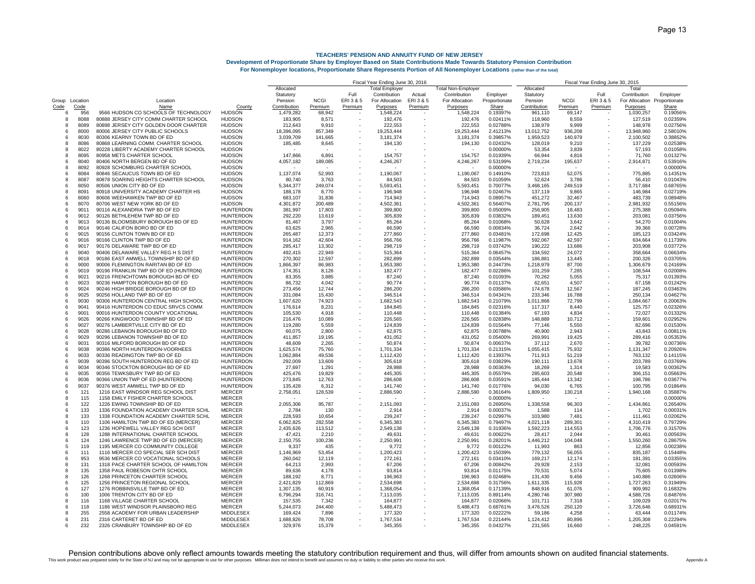# TEACHERS' PENSION AND ANNUITY FUND OF NEW JERSEY

## Development of Proportionate Share by Employer Based on State Contributions Made Towards Statutory Pension Contribution

### For Nonemployer locations, Proportionate Share Represents Portion of All Nonemployer Locations (rather than of the total)

| | | | | Fiscal Year Ending June 30, 2016 | | | | | | | | Fiscal Year Ending June 30, 2015 | | | | |
|---|---|---|---|---|---|---|---|---|---|---|---|---|---|---|---|---|
| Group Code | Location Code | Location Name | County | Allocated Statutory Pension Contribution | NCGI Premium | Full ERI 3 & 5 Premium | Total Employer Contribution For Allocation Purposes | Actual ERI 3 & 5 Premium | Total Non-Employer Contribution For Allocation Purposes | Employer Proportionate Share | Allocated Statutory Pension Contribution | NCGI Premium | Full ERI 3 & 5 Premium | Total Contribution For Allocation Purposes | Employer Proportionate Share |
| 6 | 956 | 9566 HUDSON CO SCHOOLS OF TECHNOLOGY | HUDSON | 1,479,282 | 68,942 | - | 1,548,224 | - | 1,548,224 | 0.19397% | 961,110 | 69,147 | - | 1,030,257 | 0.19056% |
| 8 | 8088 | 80888 JERSEY CITY COMM CHARTER SCHOOL | HUDSON | 183,905 | 8,571 | - | 192,476 | - | 192,476 | 0.02411% | 118,960 | 8,559 | - | 127,519 | 0.02359% |
| 8 | 8089 | 80898 JERSEY CITY GOLDEN DOOR CHARTER | HUDSON | 212,643 | 9,910 | - | 222,553 | - | 222,553 | 0.02788% | 138,979 | 9,999 | - | 148,978 | 0.02756% |
| 6 | 8000 | 80006 JERSEY CITY PUBLIC SCHOOLS | HUDSON | 18,396,095 | 857,349 | - | 19,253,444 | - | 19,253,444 | 2.41213% | 13,012,752 | 936,208 | - | 13,948,960 | 2.58010% |
| 6 | 8030 | 80306 KEARNY TOWN BD OF ED | HUDSON | 3,039,709 | 141,665 | - | 3,181,374 | - | 3,181,374 | 0.39857% | 1,959,523 | 140,979 | - | 2,100,502 | 0.38852% |
| 8 | 8086 | 80868 LEARNING COMM. CHARTER SCHOOL | HUDSON | 185,485 | 8,645 | - | 194,130 | - | 194,130 | 0.02432% | 128,019 | 9,210 | - | 137,229 | 0.02538% |
| 8 | 8022 | 80228 LIBERTY ACADEMY CHARTER SCHOOL | HUDSON | - | - | - | - | - | - | 0.00000% | 53,354 | 3,839 | - | 57,193 | 0.01058% |
| 8 | 8095 | 80958 METS CHARTER SCHOOL | HUDSON | 147,866 | 6,891 | - | 154,757 | - | 154,757 | 0.01939% | 66,944 | 4,816 | - | 71,760 | 0.01327% |
| 6 | 8040 | 80406 NORTH BERGEN BD OF ED | HUDSON | 4,057,182 | 189,085 | - | 4,246,267 | - | 4,246,267 | 0.53199% | 2,719,234 | 195,637 | - | 2,914,871 | 0.53916% |
| 8 | 8092 | 80928 SCHOMBURG CHARTER SCHOOL | HUDSON | - | - | - | - | - | - | 0.00000% | - | - | - | - | 0.00000% |
| 6 | 8084 | 80846 SECAUCUS TOWN BD OF ED | HUDSON | 1,137,074 | 52,993 | - | 1,190,067 | - | 1,190,067 | 0.14910% | 723,810 | 52,075 | - | 775,885 | 0.14351% |
| 8 | 8087 | 80878 SOARING HEIGHTS CHARTER SCHOOL | HUDSON | 80,740 | 3,763 | - | 84,503 | - | 84,503 | 0.01059% | 52,624 | 3,786 | - | 56,410 | 0.01043% |
| 6 | 8050 | 80506 UNION CITY BD OF ED | HUDSON | 5,344,377 | 249,074 | - | 5,593,451 | - | 5,593,451 | 0.70077% | 3,468,165 | 249,519 | - | 3,717,684 | 0.68765% |
| 8 | 8091 | 80918 UNIVERSITY ACADEMY CHARTER HS | HUDSON | 188,178 | 8,770 | - | 196,948 | - | 196,948 | 0.02467% | 137,119 | 9,865 | - | 146,984 | 0.02719% |
| 6 | 8060 | 80606 WEEHAWKEN TWP BD OF ED | HUDSON | 683,107 | 31,836 | - | 714,943 | - | 714,943 | 0.08957% | 451,272 | 32,467 | - | 483,739 | 0.08948% |
| 6 | 8070 | 80706 WEST NEW YORK BD OF ED | HUDSON | 4,301,872 | 200,489 | - | 4,502,361 | - | 4,502,361 | 0.56407% | 2,781,795 | 200,137 | - | 2,981,932 | 0.55156% |
| 6 | 9011 | 90116 ALEXANDRIA TWP BD OF ED | HUNTERDON | 381,997 | 17,803 | - | 399,800 | - | 399,800 | 0.05009% | 256,905 | 18,483 | - | 275,388 | 0.05094% |
| 6 | 9012 | 90126 BETHLEHEM TWP BD OF ED | HUNTERDON | 292,220 | 13,619 | - | 305,839 | - | 305,839 | 0.03832% | 189,451 | 13,630 | - | 203,081 | 0.03756% |
| 6 | 9013 | 90136 BLOOMSBURY BOROUGH BD OF ED | HUNTERDON | 81,467 | 3,797 | - | 85,264 | - | 85,264 | 0.01068% | 50,628 | 3,642 | - | 54,270 | 0.01004% |
| 6 | 9014 | 90146 CALIFON BORO BD OF ED | HUNTERDON | 63,625 | 2,965 | - | 66,590 | - | 66,590 | 0.00834% | 36,724 | 2,642 | - | 39,366 | 0.00728% |
| 6 | 9015 | 90156 CLINTON TOWN BD OF ED | HUNTERDON | 265,487 | 12,373 | - | 277,860 | - | 277,860 | 0.03481% | 172,698 | 12,425 | - | 185,123 | 0.03424% |
| 6 | 9016 | 90166 CLINTON TWP BD OF ED | HUNTERDON | 914,162 | 42,604 | - | 956,766 | - | 956,766 | 0.11987% | 592,067 | 42,597 | - | 634,664 | 0.11739% |
| 6 | 9017 | 90176 DELAWARE TWP BD OF ED | HUNTERDON | 285,417 | 13,302 | - | 298,719 | - | 298,719 | 0.03742% | 190,222 | 13,686 | - | 203,908 | 0.03772% |
| 6 | 9040 | 90406 DELAWARE VALLEY REG H S DIST | HUNTERDON | 492,415 | 22,949 | - | 515,364 | - | 515,364 | 0.06457% | 334,592 | 24,072 | - | 358,664 | 0.06634% |
| 6 | 9018 | 90186 EAST AMWELL TOWNSHIP BD OF ED | HUNTERDON | 270,302 | 12,597 | - | 282,899 | - | 282,899 | 0.03544% | 186,881 | 13,445 | - | 200,326 | 0.03705% |
| 6 | 9000 | 90006 FLEMINGTON RARITAN BD OF ED | HUNTERDON | 1,866,397 | 86,983 | - | 1,953,380 | - | 1,953,380 | 0.24473% | 1,218,979 | 87,700 | - | 1,306,679 | 0.24169% |
| 6 | 9019 | 90196 FRANKLIN TWP BD OF ED (HUNTRDN) | HUNTERDON | 174,351 | 8,126 | - | 182,477 | - | 182,477 | 0.02286% | 101,259 | 7,285 | - | 108,544 | 0.02008% |
| 6 | 9021 | 90216 FRENCHTOWN BOROUGH BD OF ED | HUNTERDON | 83,355 | 3,885 | - | 87,240 | - | 87,240 | 0.01093% | 70,262 | 5,055 | - | 75,317 | 0.01393% |
| 6 | 9023 | 90236 HAMPTON BOROUGH BD OF ED | HUNTERDON | 86,732 | 4,042 | - | 90,774 | - | 90,774 | 0.01137% | 62,651 | 4,507 | - | 67,158 | 0.01242% |
| 6 | 9024 | 90246 HIGH BRIDGE BOROUGH BD OF ED | HUNTERDON | 273,456 | 12,744 | - | 286,200 | - | 286,200 | 0.03586% | 174,678 | 12,567 | - | 187,245 | 0.03463% |
| 6 | 9025 | 90256 HOLLAND TWP BD OF ED | HUNTERDON | 331,084 | 15,430 | - | 346,514 | - | 346,514 | 0.04341% | 233,346 | 16,788 | - | 250,134 | 0.04627% |
| 6 | 9030 | 90306 HUNTERDON CENTRAL HIGH SCHOOL | HUNTERDON | 1,607,620 | 74,923 | - | 1,682,543 | - | 1,682,543 | 0.21079% | 1,011,868 | 72,799 | - | 1,084,667 | 0.20063% |
| 6 | 9041 | 90416 HUNTERDON CO EDUC SRVCS COMM | HUNTERDON | 176,614 | 8,231 | - | 184,845 | - | 184,845 | 0.02316% | 117,317 | 8,440 | - | 125,757 | 0.02326% |
| 6 | 9001 | 90016 HUNTERDON COUNTY VOCATIONAL | HUNTERDON | 105,530 | 4,918 | - | 110,448 | - | 110,448 | 0.01384% | 67,193 | 4,834 | - | 72,027 | 0.01332% |
| 6 | 9026 | 90266 KINGWOOD TOWNSHIP BD OF ED | HUNTERDON | 216,476 | 10,089 | - | 226,565 | - | 226,565 | 0.02838% | 148,889 | 10,712 | - | 159,601 | 0.02952% |
| 6 | 9027 | 90276 LAMBERTVILLE CITY BD OF ED | HUNTERDON | 119,280 | 5,559 | - | 124,839 | - | 124,839 | 0.01564% | 77,146 | 5,550 | - | 82,696 | 0.01530% |
| 6 | 9028 | 90286 LEBANON BOROUGH BD OF ED | HUNTERDON | 60,075 | 2,800 | - | 62,875 | - | 62,875 | 0.00788% | 40,900 | 2,943 | - | 43,843 | 0.00811% |
| 6 | 9029 | 90296 LEBANON TOWNSHIP BD OF ED | HUNTERDON | 411,857 | 19,195 | - | 431,052 | - | 431,052 | 0.05400% | 269,991 | 19,425 | - | 289,416 | 0.05353% |
| 6 | 9031 | 90316 MILFORD BOROUGH BD OF ED | HUNTERDON | 48,609 | 2,265 | - | 50,874 | - | 50,874 | 0.00637% | 37,112 | 2,670 | - | 39,782 | 0.00736% |
| 6 | 9038 | 90386 NORTH HUNTERDON-VOORHEES | HUNTERDON | 1,625,574 | 75,760 | - | 1,701,334 | - | 1,701,334 | 0.21315% | 1,055,415 | 75,932 | - | 1,131,347 | 0.20926% |
| 6 | 9033 | 90336 READINGTON TWP BD OF ED | HUNTERDON | 1,062,884 | 49,536 | - | 1,112,420 | - | 1,112,420 | 0.13937% | 711,913 | 51,219 | - | 763,132 | 0.14115% |
| 6 | 9039 | 90396 SOUTH HUNTERDON REG BD OF ED | HUNTERDON | 292,009 | 13,609 | - | 305,618 | - | 305,618 | 0.03829% | 190,111 | 13,678 | - | 203,789 | 0.03769% |
| 6 | 9034 | 90346 STOCKTON BOROUGH BD OF ED | HUNTERDON | 27,697 | 1,291 | - | 28,988 | - | 28,988 | 0.00363% | 18,269 | 1,314 | - | 19,583 | 0.00362% |
| 6 | 9035 | 90356 TEWKSBURY TWP BD OF ED | HUNTERDON | 425,476 | 19,829 | - | 445,305 | - | 445,305 | 0.05579% | 285,603 | 20,548 | - | 306,151 | 0.05663% |
| 6 | 9036 | 90366 UNION TWP OF ED (HUNTERDON) | HUNTERDON | 273,845 | 12,763 | - | 286,608 | - | 286,608 | 0.03591% | 185,444 | 13,342 | - | 198,786 | 0.03677% |
| 6 | 9037 | 90376 WEST AMWELL TWP BD OF ED | HUNTERDON | 135,428 | 6,312 | - | 141,740 | - | 141,740 | 0.01776% | 94,030 | 6,765 | - | 100,795 | 0.01864% |
| 6 | 121 | 1216 EAST WINDSOR REG SCHOOL DIST | MERCER | 2,758,051 | 128,539 | - | 2,886,590 | - | 2,886,590 | 0.36164% | 1,809,950 | 130,218 | - | 1,940,168 | 0.35887% |
| 8 | 115 | 1158 EMILY FISHER CHARTER SCHOOL | MERCER | - | - | - | - | - | - | 0.00000% | - | - | - | - | 0.00000% |
| 6 | 122 | 1226 EWING TOWNSHIP BD OF ED | MERCER | 2,055,306 | 95,787 | - | 2,151,093 | - | 2,151,093 | 0.26950% | 1,338,558 | 96,303 | - | 1,434,861 | 0.26540% |
| 6 | 133 | 1336 FOUNDATION ACADEMY CHARTER SCHL | MERCER | 2,784 | 130 | - | 2,914 | - | 2,914 | 0.00037% | 1,588 | 114 | - | 1,702 | 0.00031% |
| 8 | 133 | 1338 FOUNDATION ACADEMY CHARTER SCHL | MERCER | 228,593 | 10,654 | - | 239,247 | - | 239,247 | 0.02997% | 103,980 | 7,481 | - | 111,461 | 0.02062% |
| 6 | 110 | 1106 HAMILTON TWP BD OF ED (MERCER) | MERCER | 6,062,825 | 282,558 | - | 6,345,383 | - | 6,345,383 | 0.79497% | 4,021,118 | 289,301 | - | 4,310,419 | 0.79729% |
| 6 | 123 | 1236 HOPEWELL VALLEY REG SCH DIST | MERCER | 2,435,626 | 113,512 | - | 2,549,138 | - | 2,549,138 | 0.31936% | 1,592,223 | 114,553 | - | 1,706,776 | 0.31570% |
| 8 | 128 | 1288 INTERNATIONAL CHARTER SCHOOL | MERCER | 47,421 | 2,210 | - | 49,631 | - | 49,631 | 0.00622% | 28,417 | 2,044 | - | 30,461 | 0.00563% |
| 6 | 124 | 1246 LAWRENCE TWP BD OF ED (MERCER) | MERCER | 2,150,755 | 100,236 | - | 2,250,991 | - | 2,250,991 | 0.28201% | 1,446,212 | 104,048 | - | 1,550,260 | 0.28675% |
| 5 | 119 | 1195 MERCER CO COMMUNITY COLLEGE | MERCER | 9,337 | 435 | - | 9,772 | - | 9,772 | 0.00122% | 11,993 | 863 | - | 12,856 | 0.00238% |
| 6 | 111 | 1116 MERCER CO SPECIAL SER SCH DIST | MERCER | 1,146,969 | 53,454 | - | 1,200,423 | - | 1,200,423 | 0.15039% | 779,132 | 56,055 | - | 835,187 | 0.15448% |
| 6 | 953 | 9536 MERCER CO VOCATIONAL SCHOOLS | MERCER | 260,042 | 12,119 | - | 272,161 | - | 272,161 | 0.03410% | 169,217 | 12,174 | - | 181,391 | 0.03355% |
| 8 | 131 | 1318 PACE CHARTER SCHOOL OF HAMILTON | MERCER | 64,213 | 2,993 | - | 67,206 | - | 67,206 | 0.00842% | 29,928 | 2,153 | - | 32,081 | 0.00593% |
| 8 | 135 | 1358 PAUL ROBESON CHTR SCHOOL | MERCER | 89,636 | 4,178 | - | 93,814 | - | 93,814 | 0.01175% | 70,531 | 5,074 | - | 75,605 | 0.01398% |
| 8 | 126 | 1268 PRINCETON CHARTER SCHOOL | MERCER | 188,192 | 8,771 | - | 196,963 | - | 196,963 | 0.02468% | 131,430 | 9,456 | - | 140,886 | 0.02606% |
| 6 | 125 | 1256 PRINCETON REGIONAL SCHOOL | MERCER | 2,421,829 | 112,869 | - | 2,534,698 | - | 2,534,698 | 0.31756% | 1,611,335 | 115,928 | - | 1,727,263 | 0.31949% |
| 6 | 127 | 1276 ROBBINSVILLE TWP BD OF ED | MERCER | 1,307,135 | 60,919 | - | 1,368,054 | - | 1,368,054 | 0.17139% | 848,916 | 61,076 | - | 909,992 | 0.16832% |
| 6 | 100 | 1006 TRENTON CITY BD OF ED | MERCER | 6,796,294 | 316,741 | - | 7,113,035 | - | 7,113,035 | 0.89114% | 4,280,746 | 307,980 | - | 4,588,726 | 0.84876% |
| 8 | 116 | 1168 VILLAGE CHARTER SCHOOL | MERCER | 157,535 | 7,342 | - | 164,877 | - | 164,877 | 0.02066% | 101,711 | 7,318 | - | 109,029 | 0.02017% |
| 6 | 118 | 1186 WEST WINDSOR PLAINSBORO REG | MERCER | 5,244,073 | 244,400 | - | 5,488,473 | - | 5,488,473 | 0.68761% | 3,476,526 | 250,120 | - | 3,726,646 | 0.68931% |
| 8 | 255 | 2558 ACADEMY FOR URBAN LEADERSHIP | MIDDLESEX | 169,424 | 7,896 | - | 177,320 | - | 177,320 | 0.02222% | 59,186 | 4,258 | - | 63,444 | 0.01174% |
| 6 | 231 | 2316 CARTERET BD OF ED | MIDDLESEX | 1,688,826 | 78,708 | - | 1,767,534 | - | 1,767,534 | 0.22144% | 1,124,412 | 80,896 | - | 1,205,308 | 0.22294% |
| 6 | 232 | 2326 CRANBURY TOWNSHIP BD OF ED | MIDDLESEX | 329,976 | 15,379 | - | 345,355 | - | 345,355 | 0.04327% | 231,565 | 16,660 | - | 248,225 | 0.04591% |

Pension contributions above only reflect amounts towards meeting the statutory contribution requirement and thus, will differ from amounts shown on audited financial statements.

This work product was prepared solely for the State of NJ and may not be appropriate to use for other purposes. Milliman does not intend to benefit and assumes no duty or liability to other parties who receive this work.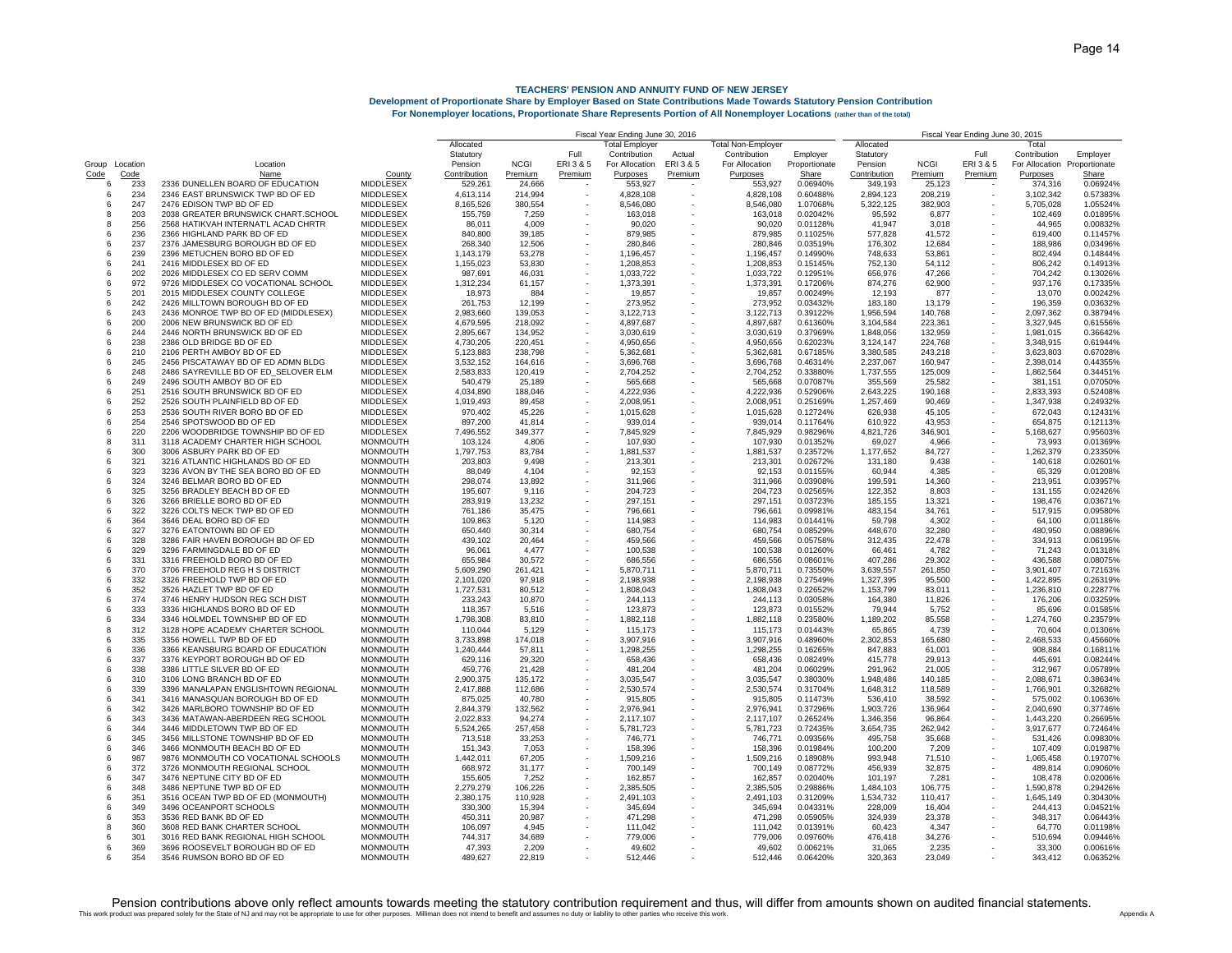# TEACHERS' PENSION AND ANNUITY FUND OF NEW JERSEY

**Development of Proportionate Share by Employer Based on State Contributions Made Towards Statutory Pension Contribution**

**For Nonemployer locations, Proportionate Share Represents Portion of All Nonemployer Locations (rather than of the total)**

| | | | | Fiscal Year Ending June 30, 2016 | | | | | | | Fiscal Year Ending June 30, 2015 | | | | |
|---|---|---|---|---|---|---|---|---|---|---|---|---|---|---|---|
| Group Code | Location Code | Location Name | County | Allocated Statutory Pension Contribution | NCGI Premium | Full ERI 3 & 5 Premium | Total Employer Contribution For Allocation Purposes | Actual ERI 3 & 5 Premium | Total Non-Employer Contribution For Allocation Purposes | Employer Proportionate Share | Allocated Statutory Pension Contribution | NCGI Premium | Full ERI 3 & 5 Premium | Total Contribution For Allocation Purposes | Employer Proportionate Share |
| 6 | 233 | 2336 DUNELLEN BOARD OF EDUCATION | MIDDLESEX | 529,261 | 24,666 | - | 553,927 | - | 553,927 | 0.06940% | 349,193 | 25,123 | - | 374,316 | 0.06924% |
| 6 | 234 | 2346 EAST BRUNSWICK TWP BD OF ED | MIDDLESEX | 4,613,114 | 214,994 | - | 4,828,108 | - | 4,828,108 | 0.60488% | 2,894,123 | 208,219 | - | 3,102,342 | 0.57383% |
| 6 | 247 | 2476 EDISON TWP BD OF ED | MIDDLESEX | 8,165,526 | 380,554 | - | 8,546,080 | - | 8,546,080 | 1.07068% | 5,322,125 | 382,903 | - | 5,705,028 | 1.05524% |
| 8 | 203 | 2038 GREATER BRUNSWICK CHART.SCHOOL | MIDDLESEX | 155,759 | 7,259 | - | 163,018 | - | 163,018 | 0.02042% | 95,592 | 6,877 | - | 102,469 | 0.01895% |
| 8 | 256 | 2568 HATIKVAH INTERNAT'L ACAD CHRTR | MIDDLESEX | 86,011 | 4,009 | - | 90,020 | - | 90,020 | 0.01128% | 41,947 | 3,018 | - | 44,965 | 0.00832% |
| 6 | 236 | 2366 HIGHLAND PARK BD OF ED | MIDDLESEX | 840,800 | 39,185 | - | 879,985 | - | 879,985 | 0.11025% | 577,828 | 41,572 | - | 619,400 | 0.11457% |
| 6 | 237 | 2376 JAMESBURG BOROUGH BD OF ED | MIDDLESEX | 268,340 | 12,506 | - | 280,846 | - | 280,846 | 0.03519% | 176,302 | 12,684 | - | 188,986 | 0.03496% |
| 6 | 239 | 2396 METUCHEN BORO BD OF ED | MIDDLESEX | 1,143,179 | 53,278 | - | 1,196,457 | - | 1,196,457 | 0.14990% | 748,633 | 53,861 | - | 802,494 | 0.14844% |
| 6 | 241 | 2416 MIDDLESEX BD OF ED | MIDDLESEX | 1,155,023 | 53,830 | - | 1,208,853 | - | 1,208,853 | 0.15145% | 752,130 | 54,112 | - | 806,242 | 0.14913% |
| 6 | 202 | 2026 MIDDLESEX CO ED SERV COMM | MIDDLESEX | 987,691 | 46,031 | - | 1,033,722 | - | 1,033,722 | 0.12951% | 656,976 | 47,266 | - | 704,242 | 0.13026% |
| 6 | 972 | 9726 MIDDLESEX CO VOCATIONAL SCHOOL | MIDDLESEX | 1,312,234 | 61,157 | - | 1,373,391 | - | 1,373,391 | 0.17206% | 874,276 | 62,900 | - | 937,176 | 0.17335% |
| 5 | 201 | 2015 MIDDLESEX COUNTY COLLEGE | MIDDLESEX | 18,973 | 884 | - | 19,857 | - | 19,857 | 0.00249% | 12,193 | 877 | - | 13,070 | 0.00242% |
| 6 | 242 | 2426 MILLTOWN BOROUGH BD OF ED | MIDDLESEX | 261,753 | 12,199 | - | 273,952 | - | 273,952 | 0.03432% | 183,180 | 13,179 | - | 196,359 | 0.03632% |
| 6 | 243 | 2436 MONROE TWP BD OF ED (MIDDLESEX) | MIDDLESEX | 2,983,660 | 139,053 | - | 3,122,713 | - | 3,122,713 | 0.39122% | 1,956,594 | 140,768 | - | 2,097,362 | 0.38794% |
| 6 | 200 | 2006 NEW BRUNSWICK BD OF ED | MIDDLESEX | 4,679,595 | 218,092 | - | 4,897,687 | - | 4,897,687 | 0.61360% | 3,104,584 | 223,361 | - | 3,327,945 | 0.61556% |
| 6 | 244 | 2446 NORTH BRUNSWICK BD OF ED | MIDDLESEX | 2,895,667 | 134,952 | - | 3,030,619 | - | 3,030,619 | 0.37969% | 1,848,056 | 132,959 | - | 1,981,015 | 0.36642% |
| 6 | 238 | 2386 OLD BRIDGE BD OF ED | MIDDLESEX | 4,730,205 | 220,451 | - | 4,950,656 | - | 4,950,656 | 0.62023% | 3,124,147 | 224,768 | - | 3,348,915 | 0.61944% |
| 6 | 210 | 2106 PERTH AMBOY BD OF ED | MIDDLESEX | 5,123,883 | 238,798 | - | 5,362,681 | - | 5,362,681 | 0.67185% | 3,380,585 | 243,218 | - | 3,623,803 | 0.67028% |
| 6 | 245 | 2456 PISCATAWAY BD OF ED ADMN BLDG | MIDDLESEX | 3,532,152 | 164,616 | - | 3,696,768 | - | 3,696,768 | 0.46314% | 2,237,067 | 160,947 | - | 2,398,014 | 0.44355% |
| 6 | 248 | 2486 SAYREVILLE BD OF ED_SELOVER ELM | MIDDLESEX | 2,583,833 | 120,419 | - | 2,704,252 | - | 2,704,252 | 0.33880% | 1,737,555 | 125,009 | - | 1,862,564 | 0.34451% |
| 6 | 249 | 2496 SOUTH AMBOY BD OF ED | MIDDLESEX | 540,479 | 25,189 | - | 565,668 | - | 565,668 | 0.07087% | 355,569 | 25,582 | - | 381,151 | 0.07050% |
| 6 | 251 | 2516 SOUTH BRUNSWICK BD OF ED | MIDDLESEX | 4,034,890 | 188,046 | - | 4,222,936 | - | 4,222,936 | 0.52906% | 2,643,225 | 190,168 | - | 2,833,393 | 0.52408% |
| 6 | 252 | 2526 SOUTH PLAINFIELD BD OF ED | MIDDLESEX | 1,919,493 | 89,458 | - | 2,008,951 | - | 2,008,951 | 0.25169% | 1,257,469 | 90,469 | - | 1,347,938 | 0.24932% |
| 6 | 253 | 2536 SOUTH RIVER BORO BD OF ED | MIDDLESEX | 970,402 | 45,226 | - | 1,015,628 | - | 1,015,628 | 0.12724% | 626,938 | 45,105 | - | 672,043 | 0.12431% |
| 6 | 254 | 2546 SPOTSWOOD BD OF ED | MIDDLESEX | 897,200 | 41,814 | - | 939,014 | - | 939,014 | 0.11764% | 610,922 | 43,953 | - | 654,875 | 0.12113% |
| 6 | 220 | 2206 WOODBRIDGE TOWNSHIP BD OF ED | MIDDLESEX | 7,496,552 | 349,377 | - | 7,845,929 | - | 7,845,929 | 0.98296% | 4,821,726 | 346,901 | - | 5,168,627 | 0.95603% |
| 8 | 311 | 3118 ACADEMY CHARTER HIGH SCHOOL | MONMOUTH | 103,124 | 4,806 | - | 107,930 | - | 107,930 | 0.01352% | 69,027 | 4,966 | - | 73,993 | 0.01369% |
| 6 | 300 | 3006 ASBURY PARK BD OF ED | MONMOUTH | 1,797,753 | 83,784 | - | 1,881,537 | - | 1,881,537 | 0.23572% | 1,177,652 | 84,727 | - | 1,262,379 | 0.23350% |
| 6 | 321 | 3216 ATLANTIC HIGHLANDS BD OF ED | MONMOUTH | 203,803 | 9,498 | - | 213,301 | - | 213,301 | 0.02672% | 131,180 | 9,438 | - | 140,618 | 0.02601% |
| 6 | 323 | 3236 AVON BY THE SEA BORO BD OF ED | MONMOUTH | 88,049 | 4,104 | - | 92,153 | - | 92,153 | 0.01155% | 60,944 | 4,385 | - | 65,329 | 0.01208% |
| 6 | 324 | 3246 BELMAR BORO BD OF ED | MONMOUTH | 298,074 | 13,892 | - | 311,966 | - | 311,966 | 0.03908% | 199,591 | 14,360 | - | 213,951 | 0.03957% |
| 6 | 325 | 3256 BRADLEY BEACH BD OF ED | MONMOUTH | 195,607 | 9,116 | - | 204,723 | - | 204,723 | 0.02565% | 122,352 | 8,803 | - | 131,155 | 0.02426% |
| 6 | 326 | 3266 BRIELLE BORO BD OF ED | MONMOUTH | 283,919 | 13,232 | - | 297,151 | - | 297,151 | 0.03723% | 185,155 | 13,321 | - | 198,476 | 0.03671% |
| 6 | 322 | 3226 COLTS NECK TWP BD OF ED | MONMOUTH | 761,186 | 35,475 | - | 796,661 | - | 796,661 | 0.09981% | 483,154 | 34,761 | - | 517,915 | 0.09580% |
| 6 | 364 | 3646 DEAL BORO BD OF ED | MONMOUTH | 109,863 | 5,120 | - | 114,983 | - | 114,983 | 0.01441% | 59,798 | 4,302 | - | 64,100 | 0.01186% |
| 6 | 327 | 3276 EATONTOWN BD OF ED | MONMOUTH | 650,440 | 30,314 | - | 680,754 | - | 680,754 | 0.08529% | 448,670 | 32,280 | - | 480,950 | 0.08896% |
| 6 | 328 | 3286 FAIR HAVEN BOROUGH BD OF ED | MONMOUTH | 439,102 | 20,464 | - | 459,566 | - | 459,566 | 0.05758% | 312,435 | 22,478 | - | 334,913 | 0.06195% |
| 6 | 329 | 3296 FARMINGDALE BD OF ED | MONMOUTH | 96,061 | 4,477 | - | 100,538 | - | 100,538 | 0.01260% | 66,461 | 4,782 | - | 71,243 | 0.01318% |
| 6 | 331 | 3316 FREEHOLD BORO BD OF ED | MONMOUTH | 655,984 | 30,572 | - | 686,556 | - | 686,556 | 0.08601% | 407,286 | 29,302 | - | 436,588 | 0.08075% |
| 6 | 370 | 3706 FREEHOLD REG H S DISTRICT | MONMOUTH | 5,609,290 | 261,421 | - | 5,870,711 | - | 5,870,711 | 0.73550% | 3,639,557 | 261,850 | - | 3,901,407 | 0.72163% |
| 6 | 332 | 3326 FREEHOLD TWP BD OF ED | MONMOUTH | 2,101,020 | 97,918 | - | 2,198,938 | - | 2,198,938 | 0.27549% | 1,327,395 | 95,500 | - | 1,422,895 | 0.26319% |
| 6 | 352 | 3526 HAZLET TWP BD OF ED | MONMOUTH | 1,727,531 | 80,512 | - | 1,808,043 | - | 1,808,043 | 0.22652% | 1,153,799 | 83,011 | - | 1,236,810 | 0.22877% |
| 6 | 374 | 3746 HENRY HUDSON REG SCH DIST | MONMOUTH | 233,243 | 10,870 | - | 244,113 | - | 244,113 | 0.03058% | 164,380 | 11,826 | - | 176,206 | 0.03259% |
| 6 | 333 | 3336 HIGHLANDS BORO BD OF ED | MONMOUTH | 118,357 | 5,516 | - | 123,873 | - | 123,873 | 0.01552% | 79,944 | 5,752 | - | 85,696 | 0.01585% |
| 6 | 334 | 3346 HOLMDEL TOWNSHIP BD OF ED | MONMOUTH | 1,798,308 | 83,810 | - | 1,882,118 | - | 1,882,118 | 0.23580% | 1,189,202 | 85,558 | - | 1,274,760 | 0.23579% |
| 8 | 312 | 3128 HOPE ACADEMY CHARTER SCHOOL | MONMOUTH | 110,044 | 5,129 | - | 115,173 | - | 115,173 | 0.01443% | 65,865 | 4,739 | - | 70,604 | 0.01306% |
| 6 | 335 | 3356 HOWELL TWP BD OF ED | MONMOUTH | 3,733,898 | 174,018 | - | 3,907,916 | - | 3,907,916 | 0.48960% | 2,302,853 | 165,680 | - | 2,468,533 | 0.45660% |
| 6 | 336 | 3366 KEANSBURG BOARD OF EDUCATION | MONMOUTH | 1,240,444 | 57,811 | - | 1,298,255 | - | 1,298,255 | 0.16265% | 847,883 | 61,001 | - | 908,884 | 0.16811% |
| 6 | 337 | 3376 KEYPORT BOROUGH BD OF ED | MONMOUTH | 629,116 | 29,320 | - | 658,436 | - | 658,436 | 0.08249% | 415,778 | 29,913 | - | 445,691 | 0.08244% |
| 6 | 338 | 3386 LITTLE SILVER BD OF ED | MONMOUTH | 459,776 | 21,428 | - | 481,204 | - | 481,204 | 0.06029% | 291,962 | 21,005 | - | 312,967 | 0.05789% |
| 6 | 310 | 3106 LONG BRANCH BD OF ED | MONMOUTH | 2,900,375 | 135,172 | - | 3,035,547 | - | 3,035,547 | 0.38030% | 1,948,486 | 140,185 | - | 2,088,671 | 0.38634% |
| 6 | 339 | 3396 MANALAPAN ENGLISHTOWN REGIONAL | MONMOUTH | 2,417,888 | 112,686 | - | 2,530,574 | - | 2,530,574 | 0.31704% | 1,648,312 | 118,589 | - | 1,766,901 | 0.32682% |
| 6 | 341 | 3416 MANASQUAN BOROUGH BD OF ED | MONMOUTH | 875,025 | 40,780 | - | 915,805 | - | 915,805 | 0.11473% | 536,410 | 38,592 | - | 575,002 | 0.10636% |
| 6 | 342 | 3426 MARLBORO TOWNSHIP BD OF ED | MONMOUTH | 2,844,379 | 132,562 | - | 2,976,941 | - | 2,976,941 | 0.37296% | 1,903,726 | 136,964 | - | 2,040,690 | 0.37746% |
| 6 | 343 | 3436 MATAWAN-ABERDEEN REG SCHOOL | MONMOUTH | 2,022,833 | 94,274 | - | 2,117,107 | - | 2,117,107 | 0.26524% | 1,346,356 | 96,864 | - | 1,443,220 | 0.26695% |
| 6 | 344 | 3446 MIDDLETOWN TWP BD OF ED | MONMOUTH | 5,524,265 | 257,458 | - | 5,781,723 | - | 5,781,723 | 0.72435% | 3,654,735 | 262,942 | - | 3,917,677 | 0.72464% |
| 6 | 345 | 3456 MILLSTONE TOWNSHIP BD OF ED | MONMOUTH | 713,518 | 33,253 | - | 746,771 | - | 746,771 | 0.09356% | 495,758 | 35,668 | - | 531,426 | 0.09830% |
| 6 | 346 | 3466 MONMOUTH BEACH BD OF ED | MONMOUTH | 151,343 | 7,053 | - | 158,396 | - | 158,396 | 0.01984% | 100,200 | 7,209 | - | 107,409 | 0.01987% |
| 6 | 987 | 9876 MONMOUTH CO VOCATIONAL SCHOOLS | MONMOUTH | 1,442,011 | 67,205 | - | 1,509,216 | - | 1,509,216 | 0.18908% | 993,948 | 71,510 | - | 1,065,458 | 0.19707% |
| 6 | 372 | 3726 MONMOUTH REGIONAL SCHOOL | MONMOUTH | 668,972 | 31,177 | - | 700,149 | - | 700,149 | 0.08772% | 456,939 | 32,875 | - | 489,814 | 0.09060% |
| 6 | 347 | 3476 NEPTUNE CITY BD OF ED | MONMOUTH | 155,605 | 7,252 | - | 162,857 | - | 162,857 | 0.02040% | 101,197 | 7,281 | - | 108,478 | 0.02006% |
| 6 | 348 | 3486 NEPTUNE TWP BD OF ED | MONMOUTH | 2,279,279 | 106,226 | - | 2,385,505 | - | 2,385,505 | 0.29886% | 1,484,103 | 106,775 | - | 1,590,878 | 0.29426% |
| 6 | 351 | 3516 OCEAN TWP BD OF ED (MONMOUTH) | MONMOUTH | 2,380,175 | 110,928 | - | 2,491,103 | - | 2,491,103 | 0.31209% | 1,534,732 | 110,417 | - | 1,645,149 | 0.30430% |
| 6 | 349 | 3496 OCEANPORT SCHOOLS | MONMOUTH | 330,300 | 15,394 | - | 345,694 | - | 345,694 | 0.04331% | 228,009 | 16,404 | - | 244,413 | 0.04521% |
| 6 | 353 | 3536 RED BANK BD OF ED | MONMOUTH | 450,311 | 20,987 | - | 471,298 | - | 471,298 | 0.05905% | 324,939 | 23,378 | - | 348,317 | 0.06443% |
| 8 | 360 | 3608 RED BANK CHARTER SCHOOL | MONMOUTH | 106,097 | 4,945 | - | 111,042 | - | 111,042 | 0.01391% | 60,423 | 4,347 | - | 64,770 | 0.01198% |
| 6 | 301 | 3016 RED BANK REGIONAL HIGH SCHOOL | MONMOUTH | 744,317 | 34,689 | - | 779,006 | - | 779,006 | 0.09760% | 476,418 | 34,276 | - | 510,694 | 0.09446% |
| 6 | 369 | 3696 ROOSEVELT BOROUGH BD OF ED | MONMOUTH | 47,393 | 2,209 | - | 49,602 | - | 49,602 | 0.00621% | 31,065 | 2,235 | - | 33,300 | 0.00616% |
| 6 | 354 | 3546 RUMSON BORO BD OF ED | MONMOUTH | 489,627 | 22,819 | - | 512,446 | - | 512,446 | 0.06420% | 320,363 | 23,049 | - | 343,412 | 0.06352% |

Pension contributions above only reflect amounts towards meeting the statutory contribution requirement and thus, will differ from amounts shown on audited financial statements.

This work product was prepared solely for the State of NJ and may not be appropriate to use for other purposes. Milliman does not intend to benefit and assumes no duty or liability to other parties who receive this work.

Appendix A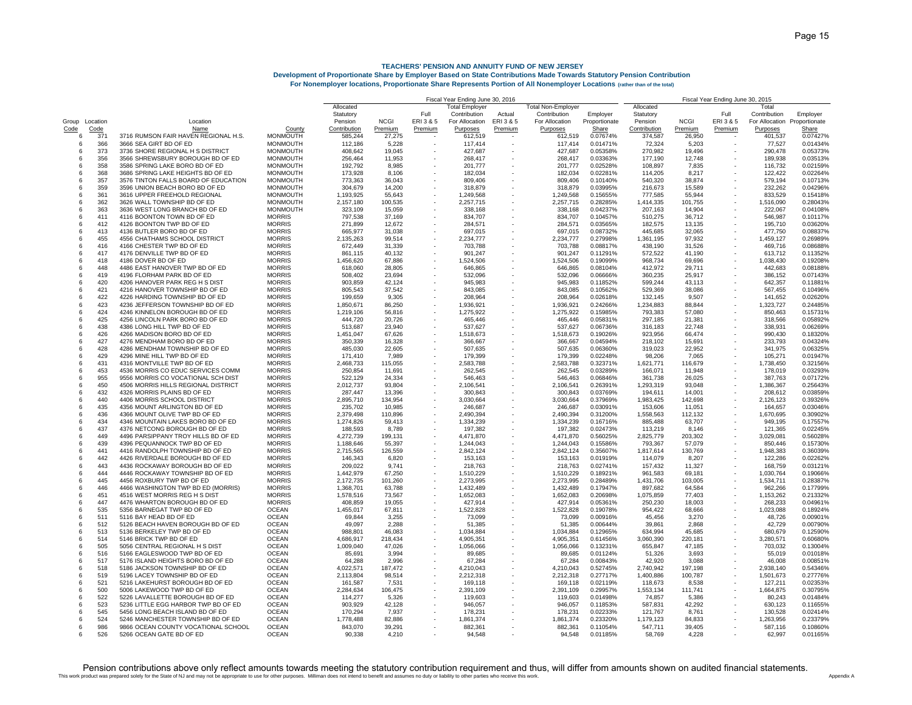# TEACHERS' PENSION AND ANNUITY FUND OF NEW JERSEY

## Development of Proportionate Share by Employer Based on State Contributions Made Towards Statutory Pension Contribution

### For Nonemployer locations, Proportionate Share Represents Portion of All Nonemployer Locations (rather than of the total)

| | | | | Fiscal Year Ending June 30, 2016 | | | | | | | | Fiscal Year Ending June 30, 2015 | | | | |
|---|---|---|---|---|---|---|---|---|---|---|---|---|---|---|---|---|
| Group Code | Location Code | Location Name | County | Allocated Statutory Pension Contribution | NCGI Premium | Full ERI 3 & 5 Premium | Total Employer Contribution For Allocation Purposes | Actual ERI 3 & 5 Premium | Total Non-Employer Contribution For Allocation Purposes | Employer Proportionate Share | Allocated Statutory Pension Contribution | NCGI Premium | Full ERI 3 & 5 Premium | Total Contribution For Allocation Purposes | Employer Proportionate Share |
| 6 | 371 | 3716 RUMSON FAIR HAVEN REGIONAL H.S. | MONMOUTH | 585,244 | 27,275 | - | 612,519 | - | 612,519 | 0.07674% | 374,587 | 26,950 | - | 401,537 | 0.07427% |
| 6 | 366 | 3666 SEA GIRT BD OF ED | MONMOUTH | 112,186 | 5,228 | - | 117,414 | - | 117,414 | 0.01471% | 72,324 | 5,203 | - | 77,527 | 0.01434% |
| 6 | 373 | 3736 SHORE REGIONAL H S DISTRICT | MONMOUTH | 408,642 | 19,045 | - | 427,687 | - | 427,687 | 0.05358% | 270,982 | 19,496 | - | 290,478 | 0.05373% |
| 6 | 356 | 3566 SHREWSBURY BOROUGH BD OF ED | MONMOUTH | 256,464 | 11,953 | - | 268,417 | - | 268,417 | 0.03363% | 177,190 | 12,748 | - | 189,938 | 0.03513% |
| 6 | 358 | 3586 SPRING LAKE BORO BD OF ED | MONMOUTH | 192,792 | 8,985 | - | 201,777 | - | 201,777 | 0.02528% | 108,897 | 7,835 | - | 116,732 | 0.02159% |
| 6 | 368 | 3686 SPRING LAKE HEIGHTS BD OF ED | MONMOUTH | 173,928 | 8,106 | - | 182,034 | - | 182,034 | 0.02281% | 114,205 | 8,217 | - | 122,422 | 0.02264% |
| 6 | 357 | 3576 TINTON FALLS BOARD OF EDUCATION | MONMOUTH | 773,363 | 36,043 | - | 809,406 | - | 809,406 | 0.10140% | 540,320 | 38,874 | - | 579,194 | 0.10713% |
| 6 | 359 | 3596 UNION BEACH BORO BD OF ED | MONMOUTH | 304,679 | 14,200 | - | 318,879 | - | 318,879 | 0.03995% | 216,673 | 15,589 | - | 232,262 | 0.04296% |
| 6 | 361 | 3616 UPPER FREEHOLD REGIONAL | MONMOUTH | 1,193,925 | 55,643 | - | 1,249,568 | - | 1,249,568 | 0.15655% | 777,585 | 55,944 | - | 833,529 | 0.15418% |
| 6 | 362 | 3626 WALL TOWNSHIP BD OF ED | MONMOUTH | 2,157,180 | 100,535 | - | 2,257,715 | - | 2,257,715 | 0.28285% | 1,414,335 | 101,755 | - | 1,516,090 | 0.28043% |
| 6 | 363 | 3636 WEST LONG BRANCH BD OF ED | MONMOUTH | 323,109 | 15,059 | - | 338,168 | - | 338,168 | 0.04237% | 207,163 | 14,904 | - | 222,067 | 0.04108% |
| 6 | 411 | 4116 BOONTON TOWN BD OF ED | MORRIS | 797,538 | 37,169 | - | 834,707 | - | 834,707 | 0.10457% | 510,275 | 36,712 | - | 546,987 | 0.10117% |
| 6 | 412 | 4126 BOONTON TWP BD OF ED | MORRIS | 271,899 | 12,672 | - | 284,571 | - | 284,571 | 0.03565% | 182,575 | 13,135 | - | 195,710 | 0.03620% |
| 6 | 413 | 4136 BUTLER BORO BD OF ED | MORRIS | 665,977 | 31,038 | - | 697,015 | - | 697,015 | 0.08732% | 445,685 | 32,065 | - | 477,750 | 0.08837% |
| 6 | 455 | 4556 CHATHAMS SCHOOL DISTRICT | MORRIS | 2,135,263 | 99,514 | - | 2,234,777 | - | 2,234,777 | 0.27998% | 1,361,195 | 97,932 | - | 1,459,127 | 0.26989% |
| 6 | 416 | 4166 CHESTER TWP BD OF ED | MORRIS | 672,449 | 31,339 | - | 703,788 | - | 703,788 | 0.08817% | 438,190 | 31,526 | - | 469,716 | 0.08688% |
| 6 | 417 | 4176 DENVILLE TWP BD OF ED | MORRIS | 861,115 | 40,132 | - | 901,247 | - | 901,247 | 0.11291% | 572,522 | 41,190 | - | 613,712 | 0.11352% |
| 6 | 418 | 4186 DOVER BD OF ED | MORRIS | 1,456,620 | 67,886 | - | 1,524,506 | - | 1,524,506 | 0.19099% | 968,734 | 69,696 | - | 1,038,430 | 0.19208% |
| 6 | 448 | 4486 EAST HANOVER TWP BD OF ED | MORRIS | 618,060 | 28,805 | - | 646,865 | - | 646,865 | 0.08104% | 412,972 | 29,711 | - | 442,683 | 0.08188% |
| 6 | 419 | 4196 FLORHAM PARK BD OF ED | MORRIS | 508,402 | 23,694 | - | 532,096 | - | 532,096 | 0.06666% | 360,235 | 25,917 | - | 386,152 | 0.07143% |
| 6 | 420 | 4206 HANOVER PARK REG H S DIST | MORRIS | 903,859 | 42,124 | - | 945,983 | - | 945,983 | 0.11852% | 599,244 | 43,113 | - | 642,357 | 0.11881% |
| 6 | 421 | 4216 HANOVER TOWNSHIP BD OF ED | MORRIS | 805,543 | 37,542 | - | 843,085 | - | 843,085 | 0.10562% | 529,369 | 38,086 | - | 567,455 | 0.10496% |
| 6 | 422 | 4226 HARDING TOWNSHIP BD OF ED | MORRIS | 199,659 | 9,305 | - | 208,964 | - | 208,964 | 0.02618% | 132,145 | 9,507 | - | 141,652 | 0.02620% |
| 6 | 423 | 4236 JEFFERSON TOWNSHIP BD OF ED | MORRIS | 1,850,671 | 86,250 | - | 1,936,921 | - | 1,936,921 | 0.24266% | 1,234,883 | 88,844 | - | 1,323,727 | 0.24485% |
| 6 | 424 | 4246 KINNELON BOROUGH BD OF ED | MORRIS | 1,219,106 | 56,816 | - | 1,275,922 | - | 1,275,922 | 0.15985% | 793,383 | 57,080 | - | 850,463 | 0.15731% |
| 6 | 425 | 4256 LINCOLN PARK BORO BD OF ED | MORRIS | 444,720 | 20,726 | - | 465,446 | - | 465,446 | 0.05831% | 297,185 | 21,381 | - | 318,566 | 0.05892% |
| 6 | 438 | 4386 LONG HILL TWP BD OF ED | MORRIS | 513,687 | 23,940 | - | 537,627 | - | 537,627 | 0.06736% | 316,183 | 22,748 | - | 338,931 | 0.06269% |
| 6 | 426 | 4266 MADISON BORO BD OF ED | MORRIS | 1,451,047 | 67,626 | - | 1,518,673 | - | 1,518,673 | 0.19026% | 923,956 | 66,474 | - | 990,430 | 0.18320% |
| 6 | 427 | 4276 MENDHAM BORO BD OF ED | MORRIS | 350,339 | 16,328 | - | 366,667 | - | 366,667 | 0.04594% | 218,102 | 15,691 | - | 233,793 | 0.04324% |
| 6 | 428 | 4286 MENDHAM TOWNSHIP BD OF ED | MORRIS | 485,030 | 22,605 | - | 507,635 | - | 507,635 | 0.06360% | 319,023 | 22,952 | - | 341,975 | 0.06325% |
| 6 | 429 | 4296 MINE HILL TWP BD OF ED | MORRIS | 171,410 | 7,989 | - | 179,399 | - | 179,399 | 0.02248% | 98,206 | 7,065 | - | 105,271 | 0.01947% |
| 6 | 431 | 4316 MONTVILLE TWP BD OF ED | MORRIS | 2,468,733 | 115,055 | - | 2,583,788 | - | 2,583,788 | 0.32371% | 1,621,771 | 116,679 | - | 1,738,450 | 0.32156% |
| 6 | 453 | 4536 MORRIS CO EDUC SERVICES COMM | MORRIS | 250,854 | 11,691 | - | 262,545 | - | 262,545 | 0.03289% | 166,071 | 11,948 | - | 178,019 | 0.03293% |
| 6 | 955 | 9556 MORRIS CO VOCATIONAL SCH DIST | MORRIS | 522,129 | 24,334 | - | 546,463 | - | 546,463 | 0.06846% | 361,738 | 26,025 | - | 387,763 | 0.07172% |
| 6 | 450 | 4506 MORRIS HILLS REGIONAL DISTRICT | MORRIS | 2,012,737 | 93,804 | - | 2,106,541 | - | 2,106,541 | 0.26391% | 1,293,319 | 93,048 | - | 1,386,367 | 0.25643% |
| 6 | 432 | 4326 MORRIS PLAINS BD OF ED | MORRIS | 287,447 | 13,396 | - | 300,843 | - | 300,843 | 0.03769% | 194,611 | 14,001 | - | 208,612 | 0.03859% |
| 6 | 440 | 4406 MORRIS SCHOOL DISTRICT | MORRIS | 2,895,710 | 134,954 | - | 3,030,664 | - | 3,030,664 | 0.37969% | 1,983,425 | 142,698 | - | 2,126,123 | 0.39326% |
| 6 | 435 | 4356 MOUNT ARLINGTON BD OF ED | MORRIS | 235,702 | 10,985 | - | 246,687 | - | 246,687 | 0.03091% | 153,606 | 11,051 | - | 164,657 | 0.03046% |
| 6 | 436 | 4366 MOUNT OLIVE TWP BD OF ED | MORRIS | 2,379,498 | 110,896 | - | 2,490,394 | - | 2,490,394 | 0.31200% | 1,558,563 | 112,132 | - | 1,670,695 | 0.30902% |
| 6 | 434 | 4346 MOUNTAIN LAKES BORO BD OF ED | MORRIS | 1,274,826 | 59,413 | - | 1,334,239 | - | 1,334,239 | 0.16716% | 885,488 | 63,707 | - | 949,195 | 0.17557% |
| 6 | 437 | 4376 NETCONG BOROUGH BD OF ED | MORRIS | 188,593 | 8,789 | - | 197,382 | - | 197,382 | 0.02473% | 113,219 | 8,146 | - | 121,365 | 0.02245% |
| 6 | 449 | 4496 PARSIPPANY TROY HILLS BD OF ED | MORRIS | 4,272,739 | 199,131 | - | 4,471,870 | - | 4,471,870 | 0.56025% | 2,825,779 | 203,302 | - | 3,029,081 | 0.56028% |
| 6 | 439 | 4396 PEQUANNOCK TWP BD OF ED | MORRIS | 1,188,646 | 55,397 | - | 1,244,043 | - | 1,244,043 | 0.15586% | 793,367 | 57,079 | - | 850,446 | 0.15730% |
| 6 | 441 | 4416 RANDOLPH TOWNSHIP BD OF ED | MORRIS | 2,715,565 | 126,559 | - | 2,842,124 | - | 2,842,124 | 0.35607% | 1,817,614 | 130,769 | - | 1,948,383 | 0.36039% |
| 6 | 442 | 4426 RIVERDALE BOROUGH BD OF ED | MORRIS | 146,343 | 6,820 | - | 153,163 | - | 153,163 | 0.01919% | 114,079 | 8,207 | - | 122,286 | 0.02262% |
| 6 | 443 | 4436 ROCKAWAY BOROUGH BD OF ED | MORRIS | 209,022 | 9,741 | - | 218,763 | - | 218,763 | 0.02741% | 157,432 | 11,327 | - | 168,759 | 0.03121% |
| 6 | 444 | 4446 ROCKAWAY TOWNSHIP BD OF ED | MORRIS | 1,442,979 | 67,250 | - | 1,510,229 | - | 1,510,229 | 0.18921% | 961,583 | 69,181 | - | 1,030,764 | 0.19066% |
| 6 | 445 | 4456 ROXBURY TWP BD OF ED | MORRIS | 2,172,735 | 101,260 | - | 2,273,995 | - | 2,273,995 | 0.28489% | 1,431,706 | 103,005 | - | 1,534,711 | 0.28387% |
| 6 | 446 | 4466 WASHINGTON TWP BD ED (MORRIS) | MORRIS | 1,368,701 | 63,788 | - | 1,432,489 | - | 1,432,489 | 0.17947% | 897,682 | 64,584 | - | 962,266 | 0.17799% |
| 6 | 451 | 4516 WEST MORRIS REG H S DIST | MORRIS | 1,578,516 | 73,567 | - | 1,652,083 | - | 1,652,083 | 0.20698% | 1,075,859 | 77,403 | - | 1,153,262 | 0.21332% |
| 6 | 447 | 4476 WHARTON BOROUGH BD OF ED | MORRIS | 408,859 | 19,055 | - | 427,914 | - | 427,914 | 0.05361% | 250,230 | 18,003 | - | 268,233 | 0.04961% |
| 6 | 535 | 5356 BARNEGAT TWP BD OF ED | OCEAN | 1,455,017 | 67,811 | - | 1,522,828 | - | 1,522,828 | 0.19078% | 954,422 | 68,666 | - | 1,023,088 | 0.18924% |
| 6 | 511 | 5116 BAY HEAD BD OF ED | OCEAN | 69,844 | 3,255 | - | 73,099 | - | 73,099 | 0.00916% | 45,456 | 3,270 | - | 48,726 | 0.00901% |
| 6 | 512 | 5126 BEACH HAVEN BOROUGH BD OF ED | OCEAN | 49,097 | 2,288 | - | 51,385 | - | 51,385 | 0.00644% | 39,861 | 2,868 | - | 42,729 | 0.00790% |
| 6 | 513 | 5136 BERKELEY TWP BD OF ED | OCEAN | 988,801 | 46,083 | - | 1,034,884 | - | 1,034,884 | 0.12965% | 634,994 | 45,685 | - | 680,679 | 0.12590% |
| 6 | 514 | 5146 BRICK TWP BD OF ED | OCEAN | 4,686,917 | 218,434 | - | 4,905,351 | - | 4,905,351 | 0.61456% | 3,060,390 | 220,181 | - | 3,280,571 | 0.60680% |
| 6 | 505 | 5056 CENTRAL REGIONAL H S DIST | OCEAN | 1,009,040 | 47,026 | - | 1,056,066 | - | 1,056,066 | 0.13231% | 655,847 | 47,185 | - | 703,032 | 0.13004% |
| 6 | 516 | 5166 EAGLESWOOD TWP BD OF ED | OCEAN | 85,691 | 3,994 | - | 89,685 | - | 89,685 | 0.01124% | 51,326 | 3,693 | - | 55,019 | 0.01018% |
| 6 | 517 | 5176 ISLAND HEIGHTS BORO BD OF ED | OCEAN | 64,288 | 2,996 | - | 67,284 | - | 67,284 | 0.00843% | 42,920 | 3,088 | - | 46,008 | 0.00851% |
| 6 | 518 | 5186 JACKSON TOWNSHIP BD OF ED | OCEAN | 4,022,571 | 187,472 | - | 4,210,043 | - | 4,210,043 | 0.52745% | 2,740,942 | 197,198 | - | 2,938,140 | 0.54346% |
| 6 | 519 | 5196 LACEY TOWNSHIP BD OF ED | OCEAN | 2,113,804 | 98,514 | - | 2,212,318 | - | 2,212,318 | 0.27717% | 1,400,886 | 100,787 | - | 1,501,673 | 0.27776% |
| 6 | 521 | 5216 LAKEHURST BOROUGH BD OF ED | OCEAN | 161,587 | 7,531 | - | 169,118 | - | 169,118 | 0.02119% | 118,673 | 8,538 | - | 127,211 | 0.02353% |
| 6 | 500 | 5006 LAKEWOOD TWP BD OF ED | OCEAN | 2,284,634 | 106,475 | - | 2,391,109 | - | 2,391,109 | 0.29957% | 1,553,134 | 111,741 | - | 1,664,875 | 0.30795% |
| 6 | 522 | 5226 LAVALLETTE BOROUGH BD OF ED | OCEAN | 114,277 | 5,326 | - | 119,603 | - | 119,603 | 0.01498% | 74,857 | 5,386 | - | 80,243 | 0.01484% |
| 6 | 523 | 5236 LITTLE EGG HARBOR TWP BD OF ED | OCEAN | 903,929 | 42,128 | - | 946,057 | - | 946,057 | 0.11853% | 587,831 | 42,292 | - | 630,123 | 0.11655% |
| 6 | 545 | 5456 LONG BEACH ISLAND BD OF ED | OCEAN | 170,294 | 7,937 | - | 178,231 | - | 178,231 | 0.02233% | 121,767 | 8,761 | - | 130,528 | 0.02414% |
| 6 | 524 | 5246 MANCHESTER TOWNSHIP BD OF ED | OCEAN | 1,778,488 | 82,886 | - | 1,861,374 | - | 1,861,374 | 0.23320% | 1,179,123 | 84,833 | - | 1,263,956 | 0.23379% |
| 6 | 986 | 9866 OCEAN COUNTY VOCATIONAL SCHOOL | OCEAN | 843,070 | 39,291 | - | 882,361 | - | 882,361 | 0.11054% | 547,711 | 39,405 | - | 587,116 | 0.10860% |
| 6 | 526 | 5266 OCEAN GATE BD OF ED | OCEAN | 90,338 | 4,210 | - | 94,548 | - | 94,548 | 0.01185% | 58,769 | 4,228 | - | 62,997 | 0.01165% |

Pension contributions above only reflect amounts towards meeting the statutory contribution requirement and thus, will differ from amounts shown on audited financial statements.

This work product was prepared solely for the State of NJ and may not be appropriate to use for other purposes. Milliman does not intend to benefit and assumes no duty or liability to other parties who receive this work.

Appendix A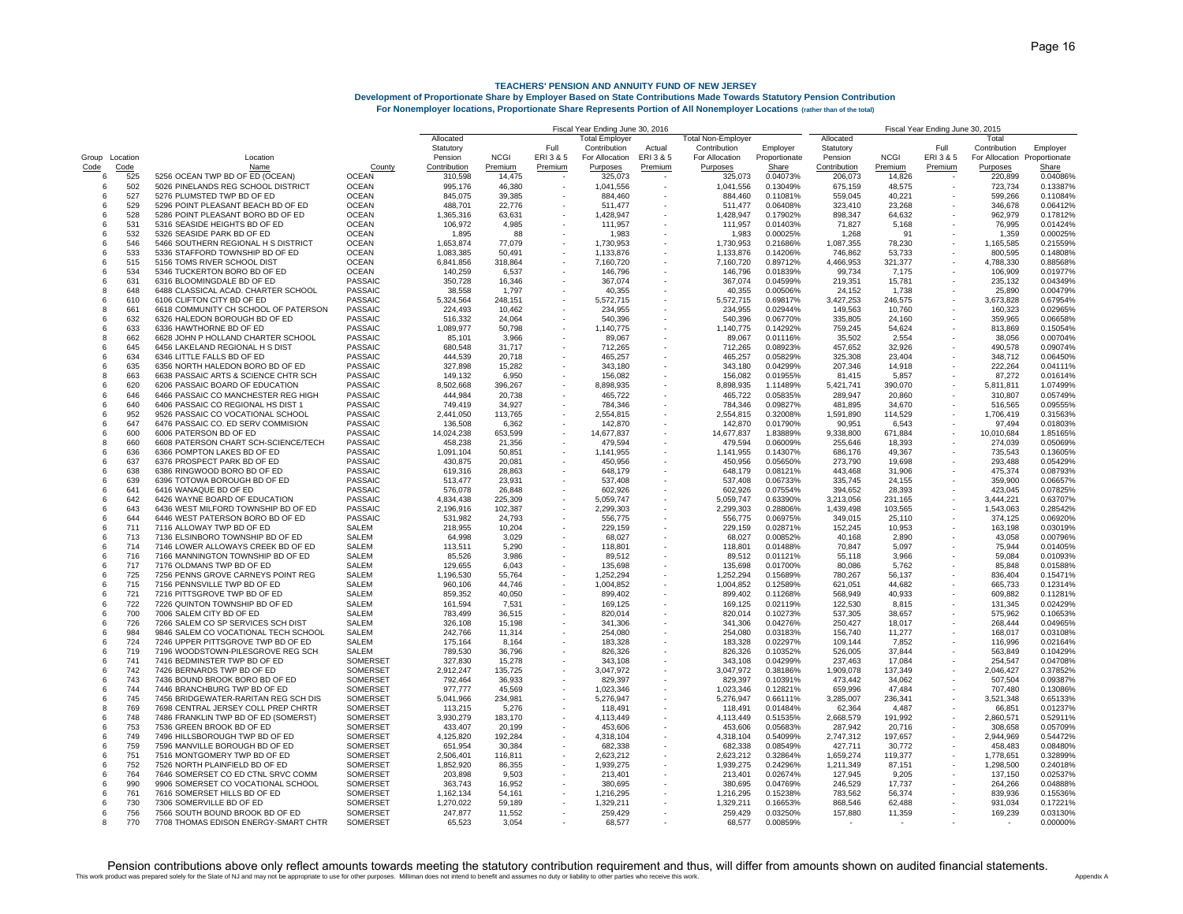# TEACHERS' PENSION AND ANNUITY FUND OF NEW JERSEY

## Development of Proportionate Share by Employer Based on State Contributions Made Towards Statutory Pension Contribution

### For Nonemployer locations, Proportionate Share Represents Portion of All Nonemployer Locations (rather than of the total)

| | | | | Fiscal Year Ending June 30, 2016 | | | | | | | | Fiscal Year Ending June 30, 2015 | | | | |
|---|---|---|---|---|---|---|---|---|---|---|---|---|---|---|---|---|
| Group Code | Location Code | Location Name | County | Allocated Statutory Pension Contribution | NCGI Premium | Full ERI 3 & 5 Premium | Total Employer Contribution For Allocation Purposes | Actual ERI 3 & 5 Premium | Total Non-Employer Contribution For Allocation Purposes | Employer Proportionate Share | Allocated Statutory Pension Contribution | NCGI Premium | Full ERI 3 & 5 Premium | Total Contribution For Allocation Purposes | Employer Proportionate Share |
| 6 | 525 | 5256 OCEAN TWP BD OF ED (OCEAN) | OCEAN | 310,598 | 14,475 | - | 325,073 | - | 325,073 | 0.04073% | 206,073 | 14,826 | - | 220,899 | 0.04086% |
| 6 | 502 | 5026 PINELANDS REG SCHOOL DISTRICT | OCEAN | 995,176 | 46,380 | - | 1,041,556 | - | 1,041,556 | 0.13049% | 675,159 | 48,575 | - | 723,734 | 0.13387% |
| 6 | 527 | 5276 PLUMSTED TWP BD OF ED | OCEAN | 845,075 | 39,385 | - | 884,460 | - | 884,460 | 0.11081% | 559,045 | 40,221 | - | 599,266 | 0.11084% |
| 6 | 529 | 5296 POINT PLEASANT BEACH BD OF ED | OCEAN | 488,701 | 22,776 | - | 511,477 | - | 511,477 | 0.06408% | 323,410 | 23,268 | - | 346,678 | 0.06412% |
| 6 | 528 | 5286 POINT PLEASANT BORO BD OF ED | OCEAN | 1,365,316 | 63,631 | - | 1,428,947 | - | 1,428,947 | 0.17902% | 898,347 | 64,632 | - | 962,979 | 0.17812% |
| 6 | 531 | 5316 SEASIDE HEIGHTS BD OF ED | OCEAN | 106,972 | 4,985 | - | 111,957 | - | 111,957 | 0.01403% | 71,827 | 5,168 | - | 76,995 | 0.01424% |
| 6 | 532 | 5326 SEASIDE PARK BD OF ED | OCEAN | 1,895 | 88 | - | 1,983 | - | 1,983 | 0.00025% | 1,268 | 91 | - | 1,359 | 0.00025% |
| 6 | 546 | 5466 SOUTHERN REGIONAL H S DISTRICT | OCEAN | 1,653,874 | 77,079 | - | 1,730,953 | - | 1,730,953 | 0.21686% | 1,087,355 | 78,230 | - | 1,165,585 | 0.21559% |
| 6 | 533 | 5336 STAFFORD TOWNSHIP BD OF ED | OCEAN | 1,083,385 | 50,491 | - | 1,133,876 | - | 1,133,876 | 0.14206% | 746,862 | 53,733 | - | 800,595 | 0.14808% |
| 6 | 515 | 5156 TOMS RIVER SCHOOL DIST | OCEAN | 6,841,856 | 318,864 | - | 7,160,720 | - | 7,160,720 | 0.89712% | 4,466,953 | 321,377 | - | 4,788,330 | 0.88568% |
| 6 | 534 | 5346 TUCKERTON BORO BD OF ED | OCEAN | 140,259 | 6,537 | - | 146,796 | - | 146,796 | 0.01839% | 99,734 | 7,175 | - | 106,909 | 0.01977% |
| 6 | 631 | 6316 BLOOMINGDALE BD OF ED | PASSAIC | 350,728 | 16,346 | - | 367,074 | - | 367,074 | 0.04599% | 219,351 | 15,781 | - | 235,132 | 0.04349% |
| 8 | 648 | 6488 CLASSICAL ACAD. CHARTER SCHOOL | PASSAIC | 38,558 | 1,797 | - | 40,355 | - | 40,355 | 0.00506% | 24,152 | 1,738 | - | 25,890 | 0.00479% |
| 6 | 610 | 6106 CLIFTON CITY BD OF ED | PASSAIC | 5,324,564 | 248,151 | - | 5,572,715 | - | 5,572,715 | 0.69817% | 3,427,253 | 246,575 | - | 3,673,828 | 0.67954% |
| 8 | 661 | 6618 COMMUNITY CH SCHOOL OF PATERSON | PASSAIC | 224,493 | 10,462 | - | 234,955 | - | 234,955 | 0.02944% | 149,563 | 10,760 | - | 160,323 | 0.02965% |
| 6 | 632 | 6326 HALEDON BOROUGH BD OF ED | PASSAIC | 516,332 | 24,064 | - | 540,396 | - | 540,396 | 0.06770% | 335,805 | 24,160 | - | 359,965 | 0.06658% |
| 6 | 633 | 6336 HAWTHORNE BD OF ED | PASSAIC | 1,089,977 | 50,798 | - | 1,140,775 | - | 1,140,775 | 0.14292% | 759,245 | 54,624 | - | 813,869 | 0.15054% |
| 8 | 662 | 6628 JOHN P HOLLAND CHARTER SCHOOL | PASSAIC | 85,101 | 3,966 | - | 89,067 | - | 89,067 | 0.01116% | 35,502 | 2,554 | - | 38,056 | 0.00704% |
| 6 | 645 | 6456 LAKELAND REGIONAL H S DIST | PASSAIC | 680,548 | 31,717 | - | 712,265 | - | 712,265 | 0.08923% | 457,652 | 32,926 | - | 490,578 | 0.09074% |
| 6 | 634 | 6346 LITTLE FALLS BD OF ED | PASSAIC | 444,539 | 20,718 | - | 465,257 | - | 465,257 | 0.05829% | 325,308 | 23,404 | - | 348,712 | 0.06450% |
| 6 | 635 | 6356 NORTH HALEDON BORO BD OF ED | PASSAIC | 327,898 | 15,282 | - | 343,180 | - | 343,180 | 0.04299% | 207,346 | 14,918 | - | 222,264 | 0.04111% |
| 8 | 663 | 6638 PASSAIC ARTS & SCIENCE CHTR SCH | PASSAIC | 149,132 | 6,950 | - | 156,082 | - | 156,082 | 0.01955% | 81,415 | 5,857 | - | 87,272 | 0.01614% |
| 6 | 620 | 6206 PASSAIC BOARD OF EDUCATION | PASSAIC | 8,502,668 | 396,267 | - | 8,898,935 | - | 8,898,935 | 1.11489% | 5,421,741 | 390,070 | - | 5,811,811 | 1.07499% |
| 6 | 646 | 6466 PASSAIC CO MANCHESTER REG HIGH | PASSAIC | 444,984 | 20,738 | - | 465,722 | - | 465,722 | 0.05835% | 289,947 | 20,860 | - | 310,807 | 0.05749% |
| 6 | 640 | 6406 PASSAIC CO REGIONAL HS DIST 1 | PASSAIC | 749,419 | 34,927 | - | 784,346 | - | 784,346 | 0.09827% | 481,895 | 34,670 | - | 516,565 | 0.09555% |
| 6 | 952 | 9526 PASSAIC CO VOCATIONAL SCHOOL | PASSAIC | 2,441,050 | 113,765 | - | 2,554,815 | - | 2,554,815 | 0.32008% | 1,591,890 | 114,529 | - | 1,706,419 | 0.31563% |
| 6 | 647 | 6476 PASSAIC CO. ED SERV COMMISION | PASSAIC | 136,508 | 6,362 | - | 142,870 | - | 142,870 | 0.01790% | 90,951 | 6,543 | - | 97,494 | 0.01803% |
| 6 | 600 | 6006 PATERSON BD OF ED | PASSAIC | 14,024,238 | 653,599 | - | 14,677,837 | - | 14,677,837 | 1.83889% | 9,338,800 | 671,884 | - | 10,010,684 | 1.85165% |
| 8 | 660 | 6608 PATERSON CHART SCH-SCIENCE/TECH | PASSAIC | 458,238 | 21,356 | - | 479,594 | - | 479,594 | 0.06009% | 255,646 | 18,393 | - | 274,039 | 0.05069% |
| 6 | 636 | 6366 POMPTON LAKES BD OF ED | PASSAIC | 1,091,104 | 50,851 | - | 1,141,955 | - | 1,141,955 | 0.14307% | 686,176 | 49,367 | - | 735,543 | 0.13605% |
| 6 | 637 | 6376 PROSPECT PARK BD OF ED | PASSAIC | 430,875 | 20,081 | - | 450,956 | - | 450,956 | 0.05650% | 273,790 | 19,698 | - | 293,488 | 0.05429% |
| 6 | 638 | 6386 RINGWOOD BORO BD OF ED | PASSAIC | 619,316 | 28,863 | - | 648,179 | - | 648,179 | 0.08121% | 443,468 | 31,906 | - | 475,374 | 0.08793% |
| 6 | 639 | 6396 TOTOWA BOROUGH BD OF ED | PASSAIC | 513,477 | 23,931 | - | 537,408 | - | 537,408 | 0.06733% | 335,745 | 24,155 | - | 359,900 | 0.06657% |
| 6 | 641 | 6416 WANAQUE BD OF ED | PASSAIC | 576,078 | 26,848 | - | 602,926 | - | 602,926 | 0.07554% | 394,652 | 28,393 | - | 423,045 | 0.07825% |
| 6 | 642 | 6426 WAYNE BOARD OF EDUCATION | PASSAIC | 4,834,438 | 225,309 | - | 5,059,747 | - | 5,059,747 | 0.63390% | 3,213,056 | 231,165 | - | 3,444,221 | 0.63707% |
| 6 | 643 | 6436 WEST MILFORD TOWNSHIP BD OF ED | PASSAIC | 2,196,916 | 102,387 | - | 2,299,303 | - | 2,299,303 | 0.28806% | 1,439,498 | 103,565 | - | 1,543,063 | 0.28542% |
| 6 | 644 | 6446 WEST PATERSON BORO BD OF ED | PASSAIC | 531,982 | 24,793 | - | 556,775 | - | 556,775 | 0.06975% | 349,015 | 25,110 | - | 374,125 | 0.06920% |
| 6 | 711 | 7116 ALLOWAY TWP BD OF ED | SALEM | 218,955 | 10,204 | - | 229,159 | - | 229,159 | 0.02871% | 152,245 | 10,953 | - | 163,198 | 0.03019% |
| 6 | 713 | 7136 ELSINBORO TOWNSHIP BD OF ED | SALEM | 64,998 | 3,029 | - | 68,027 | - | 68,027 | 0.00852% | 40,168 | 2,890 | - | 43,058 | 0.00796% |
| 6 | 714 | 7146 LOWER ALLOWAYS CREEK BD OF ED | SALEM | 113,511 | 5,290 | - | 118,801 | - | 118,801 | 0.01488% | 70,847 | 5,097 | - | 75,944 | 0.01405% |
| 6 | 716 | 7166 MANNINGTON TOWNSHIP BD OF ED | SALEM | 85,526 | 3,986 | - | 89,512 | - | 89,512 | 0.01121% | 55,118 | 3,966 | - | 59,084 | 0.01093% |
| 6 | 717 | 7176 OLDMANS TWP BD OF ED | SALEM | 129,655 | 6,043 | - | 135,698 | - | 135,698 | 0.01700% | 80,086 | 5,762 | - | 85,848 | 0.01588% |
| 6 | 725 | 7256 PENNS GROVE CARNEYS POINT REG | SALEM | 1,196,530 | 55,764 | - | 1,252,294 | - | 1,252,294 | 0.15689% | 780,267 | 56,137 | - | 836,404 | 0.15471% |
| 6 | 715 | 7156 PENNSVILLE TWP BD OF ED | SALEM | 960,106 | 44,746 | - | 1,004,852 | - | 1,004,852 | 0.12589% | 621,051 | 44,682 | - | 665,733 | 0.12314% |
| 6 | 721 | 7216 PITTSGROVE TWP BD OF ED | SALEM | 859,352 | 40,050 | - | 899,402 | - | 899,402 | 0.11268% | 568,949 | 40,933 | - | 609,882 | 0.11281% |
| 6 | 722 | 7226 QUINTON TOWNSHIP BD OF ED | SALEM | 161,594 | 7,531 | - | 169,125 | - | 169,125 | 0.02119% | 122,530 | 8,815 | - | 131,345 | 0.02429% |
| 6 | 700 | 7006 SALEM CITY BD OF ED | SALEM | 783,499 | 36,515 | - | 820,014 | - | 820,014 | 0.10273% | 537,305 | 38,657 | - | 575,962 | 0.10653% |
| 6 | 726 | 7266 SALEM CO SP SERVICES SCH DIST | SALEM | 326,108 | 15,198 | - | 341,306 | - | 341,306 | 0.04276% | 250,427 | 18,017 | - | 268,444 | 0.04965% |
| 6 | 984 | 9846 SALEM CO VOCATIONAL TECH SCHOOL | SALEM | 242,766 | 11,314 | - | 254,080 | - | 254,080 | 0.03183% | 156,740 | 11,277 | - | 168,017 | 0.03108% |
| 6 | 724 | 7246 UPPER PITTSGROVE TWP BD OF ED | SALEM | 175,164 | 8,164 | - | 183,328 | - | 183,328 | 0.02297% | 109,144 | 7,852 | - | 116,996 | 0.02164% |
| 6 | 719 | 7196 WOODSTOWN-PILESGROVE REG SCH | SALEM | 789,530 | 36,796 | - | 826,326 | - | 826,326 | 0.10352% | 526,005 | 37,844 | - | 563,849 | 0.10429% |
| 6 | 741 | 7416 BEDMINSTER TWP BD OF ED | SOMERSET | 327,830 | 15,278 | - | 343,108 | - | 343,108 | 0.04299% | 237,463 | 17,084 | - | 254,547 | 0.04708% |
| 6 | 742 | 7426 BERNARDS TWP BD OF ED | SOMERSET | 2,912,247 | 135,725 | - | 3,047,972 | - | 3,047,972 | 0.38186% | 1,909,078 | 137,349 | - | 2,046,427 | 0.37852% |
| 6 | 743 | 7436 BOUND BROOK BORO BD OF ED | SOMERSET | 792,464 | 36,933 | - | 829,397 | - | 829,397 | 0.10391% | 473,442 | 34,062 | - | 507,504 | 0.09387% |
| 6 | 744 | 7446 BRANCHBURG TWP BD OF ED | SOMERSET | 977,777 | 45,569 | - | 1,023,346 | - | 1,023,346 | 0.12821% | 659,996 | 47,484 | - | 707,480 | 0.13086% |
| 6 | 745 | 7456 BRIDGEWATER-RARITAN REG SCH DIS | SOMERSET | 5,041,966 | 234,981 | - | 5,276,947 | - | 5,276,947 | 0.66111% | 3,285,007 | 236,341 | - | 3,521,348 | 0.65133% |
| 8 | 769 | 7698 CENTRAL JERSEY COLL PREP CHRTR | SOMERSET | 113,215 | 5,276 | - | 118,491 | - | 118,491 | 0.01484% | 62,364 | 4,487 | - | 66,851 | 0.01237% |
| 6 | 748 | 7486 FRANKLIN TWP BD OF ED (SOMERST) | SOMERSET | 3,930,279 | 183,170 | - | 4,113,449 | - | 4,113,449 | 0.51535% | 2,668,579 | 191,992 | - | 2,860,571 | 0.52911% |
| 6 | 753 | 7536 GREEN BROOK BD OF ED | SOMERSET | 433,407 | 20,199 | - | 453,606 | - | 453,606 | 0.05683% | 287,942 | 20,716 | - | 308,658 | 0.05709% |
| 6 | 749 | 7496 HILLSBOROUGH TWP BD OF ED | SOMERSET | 4,125,820 | 192,284 | - | 4,318,104 | - | 4,318,104 | 0.54099% | 2,747,312 | 197,657 | - | 2,944,969 | 0.54472% |
| 6 | 759 | 7596 MANVILLE BOROUGH BD OF ED | SOMERSET | 651,954 | 30,384 | - | 682,338 | - | 682,338 | 0.08549% | 427,711 | 30,772 | - | 458,483 | 0.08480% |
| 6 | 751 | 7516 MONTGOMERY TWP BD OF ED | SOMERSET | 2,506,401 | 116,811 | - | 2,623,212 | - | 2,623,212 | 0.32864% | 1,659,274 | 119,377 | - | 1,778,651 | 0.32899% |
| 6 | 752 | 7526 NORTH PLAINFIELD BD OF ED | SOMERSET | 1,852,920 | 86,355 | - | 1,939,275 | - | 1,939,275 | 0.24296% | 1,211,349 | 87,151 | - | 1,298,500 | 0.24018% |
| 6 | 764 | 7646 SOMERSET CO ED CTNL SRVC COMM | SOMERSET | 203,898 | 9,503 | - | 213,401 | - | 213,401 | 0.02674% | 127,945 | 9,205 | - | 137,150 | 0.02537% |
| 6 | 990 | 9906 SOMERSET CO VOCATIONAL SCHOOL | SOMERSET | 363,743 | 16,952 | - | 380,695 | - | 380,695 | 0.04769% | 246,529 | 17,737 | - | 264,266 | 0.04888% |
| 6 | 761 | 7616 SOMERSET HILLS BD OF ED | SOMERSET | 1,162,134 | 54,161 | - | 1,216,295 | - | 1,216,295 | 0.15238% | 783,562 | 56,374 | - | 839,936 | 0.15536% |
| 6 | 730 | 7306 SOMERVILLE BD OF ED | SOMERSET | 1,270,022 | 59,189 | - | 1,329,211 | - | 1,329,211 | 0.16653% | 868,546 | 62,488 | - | 931,034 | 0.17221% |
| 6 | 756 | 7566 SOUTH BOUND BROOK BD OF ED | SOMERSET | 247,877 | 11,552 | - | 259,429 | - | 259,429 | 0.03250% | 157,880 | 11,359 | - | 169,239 | 0.03130% |
| 8 | 770 | 7708 THOMAS EDISON ENERGY-SMART CHTR | SOMERSET | 65,523 | 3,054 | - | 68,577 | - | 68,577 | 0.00859% | - | - | - | - | 0.00000% |

Pension contributions above only reflect amounts towards meeting the statutory contribution requirement and thus, will differ from amounts shown on audited financial statements.

This work product was prepared solely for the State of NJ and may not be appropriate to use for other purposes. Milliman does not intend to benefit and assumes no duty or liability to other parties who receive this work.

Appendix A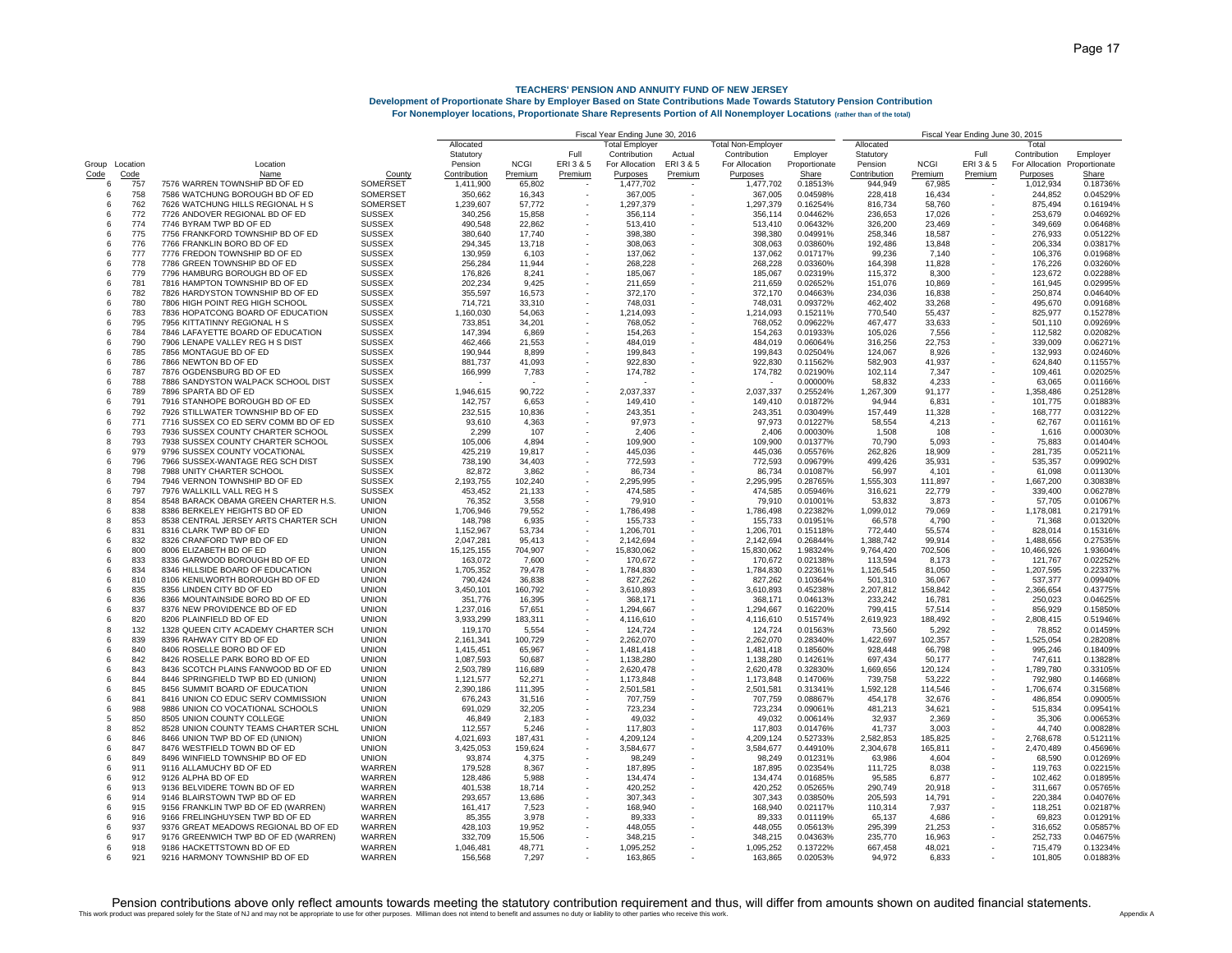# TEACHERS' PENSION AND ANNUITY FUND OF NEW JERSEY

## Development of Proportionate Share by Employer Based on State Contributions Made Towards Statutory Pension Contribution

### For Nonemployer locations, Proportionate Share Represents Portion of All Nonemployer Locations (rather than of the total)

| | | | | Fiscal Year Ending June 30, 2016 | | | | | | | | Fiscal Year Ending June 30, 2015 | | | | |
|---|---|---|---|---|---|---|---|---|---|---|---|---|---|---|---|---|
| Group Code | Location Code | Location Name | County | Allocated Statutory Pension Contribution | NCGI Premium | Full ERI 3 & 5 Premium | Total Employer Contribution For Allocation Purposes | Actual ERI 3 & 5 Premium | Total Non-Employer Contribution For Allocation Purposes | Employer Proportionate Share | Allocated Statutory Pension Contribution | NCGI Premium | Full ERI 3 & 5 Premium | Total Contribution For Allocation Purposes | Employer Proportionate Share |
| 6 | 757 | 7576 WARREN TOWNSHIP BD OF ED | SOMERSET | 1,411,900 | 65,802 | - | 1,477,702 | - | 1,477,702 | 0.18513% | 944,949 | 67,985 | - | 1,012,934 | 0.18736% |
| 6 | 758 | 7586 WATCHUNG BOROUGH BD OF ED | SOMERSET | 350,662 | 16,343 | - | 367,005 | - | 367,005 | 0.04598% | 228,418 | 16,434 | - | 244,852 | 0.04529% |
| 6 | 762 | 7626 WATCHUNG HILLS REGIONAL H S | SOMERSET | 1,239,607 | 57,772 | - | 1,297,379 | - | 1,297,379 | 0.16254% | 816,734 | 58,760 | - | 875,494 | 0.16194% |
| 6 | 772 | 7726 ANDOVER REGIONAL BD OF ED | SUSSEX | 340,256 | 15,858 | - | 356,114 | - | 356,114 | 0.04462% | 236,653 | 17,026 | - | 253,679 | 0.04692% |
| 6 | 774 | 7746 BYRAM TWP BD OF ED | SUSSEX | 490,548 | 22,862 | - | 513,410 | - | 513,410 | 0.06432% | 326,200 | 23,469 | - | 349,669 | 0.06468% |
| 6 | 775 | 7756 FRANKFORD TOWNSHIP BD OF ED | SUSSEX | 380,640 | 17,740 | - | 398,380 | - | 398,380 | 0.04991% | 258,346 | 18,587 | - | 276,933 | 0.05122% |
| 6 | 776 | 7766 FRANKLIN BORO BD OF ED | SUSSEX | 294,345 | 13,718 | - | 308,063 | - | 308,063 | 0.03860% | 192,486 | 13,848 | - | 206,334 | 0.03817% |
| 6 | 777 | 7776 FREDON TOWNSHIP BD OF ED | SUSSEX | 130,959 | 6,103 | - | 137,062 | - | 137,062 | 0.01717% | 99,236 | 7,140 | - | 106,376 | 0.01968% |
| 6 | 778 | 7786 GREEN TOWNSHIP BD OF ED | SUSSEX | 256,284 | 11,944 | - | 268,228 | - | 268,228 | 0.03360% | 164,398 | 11,828 | - | 176,226 | 0.03260% |
| 6 | 779 | 7796 HAMBURG BOROUGH BD OF ED | SUSSEX | 176,826 | 8,241 | - | 185,067 | - | 185,067 | 0.02319% | 115,372 | 8,300 | - | 123,672 | 0.02288% |
| 6 | 781 | 7816 HAMPTON TOWNSHIP BD OF ED | SUSSEX | 202,234 | 9,425 | - | 211,659 | - | 211,659 | 0.02652% | 151,076 | 10,869 | - | 161,945 | 0.02995% |
| 6 | 782 | 7826 HARDYSTON TOWNSHIP BD OF ED | SUSSEX | 355,597 | 16,573 | - | 372,170 | - | 372,170 | 0.04663% | 234,036 | 16,838 | - | 250,874 | 0.04640% |
| 6 | 780 | 7806 HIGH POINT REG HIGH SCHOOL | SUSSEX | 714,721 | 33,310 | - | 748,031 | - | 748,031 | 0.09372% | 462,402 | 33,268 | - | 495,670 | 0.09168% |
| 6 | 783 | 7836 HOPATCONG BOARD OF EDUCATION | SUSSEX | 1,160,030 | 54,063 | - | 1,214,093 | - | 1,214,093 | 0.15211% | 770,540 | 55,437 | - | 825,977 | 0.15278% |
| 6 | 795 | 7956 KITTATINNY REGIONAL H S | SUSSEX | 733,851 | 34,201 | - | 768,052 | - | 768,052 | 0.09622% | 467,477 | 33,633 | - | 501,110 | 0.09269% |
| 6 | 784 | 7846 LAFAYETTE BOARD OF EDUCATION | SUSSEX | 147,394 | 6,869 | - | 154,263 | - | 154,263 | 0.01933% | 105,026 | 7,556 | - | 112,582 | 0.02082% |
| 6 | 790 | 7906 LENAPE VALLEY REG H S DIST | SUSSEX | 462,466 | 21,553 | - | 484,019 | - | 484,019 | 0.06064% | 316,256 | 22,753 | - | 339,009 | 0.06271% |
| 6 | 785 | 7856 MONTAGUE BD OF ED | SUSSEX | 190,944 | 8,899 | - | 199,843 | - | 199,843 | 0.02504% | 124,067 | 8,926 | - | 132,993 | 0.02460% |
| 6 | 786 | 7866 NEWTON BD OF ED | SUSSEX | 881,737 | 41,093 | - | 922,830 | - | 922,830 | 0.11562% | 582,903 | 41,937 | - | 624,840 | 0.11557% |
| 6 | 787 | 7876 OGDENSBURG BD OF ED | SUSSEX | 166,999 | 7,783 | - | 174,782 | - | 174,782 | 0.02190% | 102,114 | 7,347 | - | 109,461 | 0.02025% |
| 6 | 788 | 7886 SANDYSTON WALPACK SCHOOL DIST | SUSSEX | - | - | - | - | - | - | 0.00000% | 58,832 | 4,233 | - | 63,065 | 0.01166% |
| 6 | 789 | 7896 SPARTA BD OF ED | SUSSEX | 1,946,615 | 90,722 | - | 2,037,337 | - | 2,037,337 | 0.25524% | 1,267,309 | 91,177 | - | 1,358,486 | 0.25128% |
| 6 | 791 | 7916 STANHOPE BOROUGH BD OF ED | SUSSEX | 142,757 | 6,653 | - | 149,410 | - | 149,410 | 0.01872% | 94,944 | 6,831 | - | 101,775 | 0.01883% |
| 6 | 792 | 7926 STILLWATER TOWNSHIP BD OF ED | SUSSEX | 232,515 | 10,836 | - | 243,351 | - | 243,351 | 0.03049% | 157,449 | 11,328 | - | 168,777 | 0.03122% |
| 6 | 771 | 7716 SUSSEX CO ED SERV COMM BD OF ED | SUSSEX | 93,610 | 4,363 | - | 97,973 | - | 97,973 | 0.01227% | 58,554 | 4,213 | - | 62,767 | 0.01161% |
| 6 | 793 | 7936 SUSSEX COUNTY CHARTER SCHOOL | SUSSEX | 2,299 | 107 | - | 2,406 | - | 2,406 | 0.00030% | 1,508 | 108 | - | 1,616 | 0.00030% |
| 8 | 793 | 7938 SUSSEX COUNTY CHARTER SCHOOL | SUSSEX | 105,006 | 4,894 | - | 109,900 | - | 109,900 | 0.01377% | 70,790 | 5,093 | - | 75,883 | 0.01404% |
| 6 | 979 | 9796 SUSSEX COUNTY VOCATIONAL | SUSSEX | 425,219 | 19,817 | - | 445,036 | - | 445,036 | 0.05576% | 262,826 | 18,909 | - | 281,735 | 0.05211% |
| 6 | 796 | 7966 SUSSEX-WANTAGE REG SCH DIST | SUSSEX | 738,190 | 34,403 | - | 772,593 | - | 772,593 | 0.09679% | 499,426 | 35,931 | - | 535,357 | 0.09902% |
| 8 | 798 | 7988 UNITY CHARTER SCHOOL | SUSSEX | 82,872 | 3,862 | - | 86,734 | - | 86,734 | 0.01087% | 56,997 | 4,101 | - | 61,098 | 0.01130% |
| 6 | 794 | 7946 VERNON TOWNSHIP BD OF ED | SUSSEX | 2,193,755 | 102,240 | - | 2,295,995 | - | 2,295,995 | 0.28765% | 1,555,303 | 111,897 | - | 1,667,200 | 0.30838% |
| 6 | 797 | 7976 WALLKILL VALL REG H S | SUSSEX | 453,452 | 21,133 | - | 474,585 | - | 474,585 | 0.05946% | 316,621 | 22,779 | - | 339,400 | 0.06278% |
| 8 | 854 | 8548 BARACK OBAMA GREEN CHARTER H.S. | UNION | 76,352 | 3,558 | - | 79,910 | - | 79,910 | 0.01001% | 53,832 | 3,873 | - | 57,705 | 0.01067% |
| 6 | 838 | 8386 BERKELEY HEIGHTS BD OF ED | UNION | 1,706,946 | 79,552 | - | 1,786,498 | - | 1,786,498 | 0.22382% | 1,099,012 | 79,069 | - | 1,178,081 | 0.21791% |
| 8 | 853 | 8538 CENTRAL JERSEY ARTS CHARTER SCH | UNION | 148,798 | 6,935 | - | 155,733 | - | 155,733 | 0.01951% | 66,578 | 4,790 | - | 71,368 | 0.01320% |
| 6 | 831 | 8316 CLARK TWP BD OF ED | UNION | 1,152,967 | 53,734 | - | 1,206,701 | - | 1,206,701 | 0.15118% | 772,440 | 55,574 | - | 828,014 | 0.15316% |
| 6 | 832 | 8326 CRANFORD TWP BD OF ED | UNION | 2,047,281 | 95,413 | - | 2,142,694 | - | 2,142,694 | 0.26844% | 1,388,742 | 99,914 | - | 1,488,656 | 0.27535% |
| 6 | 800 | 8006 ELIZABETH BD OF ED | UNION | 15,125,155 | 704,907 | - | 15,830,062 | - | 15,830,062 | 1.98324% | 9,764,420 | 702,506 | - | 10,466,926 | 1.93604% |
| 6 | 833 | 8336 GARWOOD BOROUGH BD OF ED | UNION | 163,072 | 7,600 | - | 170,672 | - | 170,672 | 0.02138% | 113,594 | 8,173 | - | 121,767 | 0.02252% |
| 6 | 834 | 8346 HILLSIDE BOARD OF EDUCATION | UNION | 1,705,352 | 79,478 | - | 1,784,830 | - | 1,784,830 | 0.22361% | 1,126,545 | 81,050 | - | 1,207,595 | 0.22337% |
| 6 | 810 | 8106 KENILWORTH BOROUGH BD OF ED | UNION | 790,424 | 36,838 | - | 827,262 | - | 827,262 | 0.10364% | 501,310 | 36,067 | - | 537,377 | 0.09940% |
| 6 | 835 | 8356 LINDEN CITY BD OF ED | UNION | 3,450,101 | 160,792 | - | 3,610,893 | - | 3,610,893 | 0.45238% | 2,207,812 | 158,842 | - | 2,366,654 | 0.43775% |
| 6 | 836 | 8366 MOUNTAINSIDE BORO BD OF ED | UNION | 351,776 | 16,395 | - | 368,171 | - | 368,171 | 0.04613% | 233,242 | 16,781 | - | 250,023 | 0.04625% |
| 6 | 837 | 8376 NEW PROVIDENCE BD OF ED | UNION | 1,237,016 | 57,651 | - | 1,294,667 | - | 1,294,667 | 0.16220% | 799,415 | 57,514 | - | 856,929 | 0.15850% |
| 6 | 820 | 8206 PLAINFIELD BD OF ED | UNION | 3,933,299 | 183,311 | - | 4,116,610 | - | 4,116,610 | 0.51574% | 2,619,923 | 188,492 | - | 2,808,415 | 0.51946% |
| 8 | 132 | 1328 QUEEN CITY ACADEMY CHARTER SCH | UNION | 119,170 | 5,554 | - | 124,724 | - | 124,724 | 0.01563% | 73,560 | 5,292 | - | 78,852 | 0.01459% |
| 6 | 839 | 8396 RAHWAY CITY BD OF ED | UNION | 2,161,341 | 100,729 | - | 2,262,070 | - | 2,262,070 | 0.28340% | 1,422,697 | 102,357 | - | 1,525,054 | 0.28208% |
| 6 | 840 | 8406 ROSELLE BORO BD OF ED | UNION | 1,415,451 | 65,967 | - | 1,481,418 | - | 1,481,418 | 0.18560% | 928,448 | 66,798 | - | 995,246 | 0.18409% |
| 6 | 842 | 8426 ROSELLE PARK BORO BD OF ED | UNION | 1,087,593 | 50,687 | - | 1,138,280 | - | 1,138,280 | 0.14261% | 697,434 | 50,177 | - | 747,611 | 0.13828% |
| 6 | 843 | 8436 SCOTCH PLAINS FANWOOD BD OF ED | UNION | 2,503,789 | 116,689 | - | 2,620,478 | - | 2,620,478 | 0.32830% | 1,669,656 | 120,124 | - | 1,789,780 | 0.33105% |
| 6 | 844 | 8446 SPRINGFIELD TWP BD ED (UNION) | UNION | 1,121,577 | 52,271 | - | 1,173,848 | - | 1,173,848 | 0.14706% | 739,758 | 53,222 | - | 792,980 | 0.14668% |
| 6 | 845 | 8456 SUMMIT BOARD OF EDUCATION | UNION | 2,390,186 | 111,395 | - | 2,501,581 | - | 2,501,581 | 0.31341% | 1,592,128 | 114,546 | - | 1,706,674 | 0.31568% |
| 6 | 841 | 8416 UNION CO EDUC SERV COMMISSION | UNION | 676,243 | 31,516 | - | 707,759 | - | 707,759 | 0.08867% | 454,178 | 32,676 | - | 486,854 | 0.09005% |
| 6 | 988 | 9886 UNION CO VOCATIONAL SCHOOLS | UNION | 691,029 | 32,205 | - | 723,234 | - | 723,234 | 0.09061% | 481,213 | 34,621 | - | 515,834 | 0.09541% |
| 5 | 850 | 8505 UNION COUNTY COLLEGE | UNION | 46,849 | 2,183 | - | 49,032 | - | 49,032 | 0.00614% | 32,937 | 2,369 | - | 35,306 | 0.00653% |
| 8 | 852 | 8528 UNION COUNTY TEAMS CHARTER SCHL | UNION | 112,557 | 5,246 | - | 117,803 | - | 117,803 | 0.01476% | 41,737 | 3,003 | - | 44,740 | 0.00828% |
| 6 | 846 | 8466 UNION TWP BD OF ED (UNION) | UNION | 4,021,693 | 187,431 | - | 4,209,124 | - | 4,209,124 | 0.52733% | 2,582,853 | 185,825 | - | 2,768,678 | 0.51211% |
| 6 | 847 | 8476 WESTFIELD TOWN BD OF ED | UNION | 3,425,053 | 159,624 | - | 3,584,677 | - | 3,584,677 | 0.44910% | 2,304,678 | 165,811 | - | 2,470,489 | 0.45696% |
| 6 | 849 | 8496 WINFIELD TOWNSHIP BD OF ED | UNION | 93,874 | 4,375 | - | 98,249 | - | 98,249 | 0.01231% | 63,986 | 4,604 | - | 68,590 | 0.01269% |
| 6 | 911 | 9116 ALLAMUCHY BD OF ED | WARREN | 179,528 | 8,367 | - | 187,895 | - | 187,895 | 0.02354% | 111,725 | 8,038 | - | 119,763 | 0.02215% |
| 6 | 912 | 9126 ALPHA BD OF ED | WARREN | 128,486 | 5,988 | - | 134,474 | - | 134,474 | 0.01685% | 95,585 | 6,877 | - | 102,462 | 0.01895% |
| 6 | 913 | 9136 BELVIDERE TOWN BD OF ED | WARREN | 401,538 | 18,714 | - | 420,252 | - | 420,252 | 0.05265% | 290,749 | 20,918 | - | 311,667 | 0.05765% |
| 6 | 914 | 9146 BLAIRSTOWN TWP BD OF ED | WARREN | 293,657 | 13,686 | - | 307,343 | - | 307,343 | 0.03850% | 205,593 | 14,791 | - | 220,384 | 0.04076% |
| 6 | 915 | 9156 FRANKLIN TWP BD OF ED (WARREN) | WARREN | 161,417 | 7,523 | - | 168,940 | - | 168,940 | 0.02117% | 110,314 | 7,937 | - | 118,251 | 0.02187% |
| 6 | 916 | 9166 FRELINGHUYSEN TWP BD OF ED | WARREN | 85,355 | 3,978 | - | 89,333 | - | 89,333 | 0.01119% | 65,137 | 4,686 | - | 69,823 | 0.01291% |
| 6 | 937 | 9376 GREAT MEADOWS REGIONAL BD OF ED | WARREN | 428,103 | 19,952 | - | 448,055 | - | 448,055 | 0.05613% | 295,399 | 21,253 | - | 316,652 | 0.05857% |
| 6 | 917 | 9176 GREENWICH TWP BD OF ED (WARREN) | WARREN | 332,709 | 15,506 | - | 348,215 | - | 348,215 | 0.04363% | 235,770 | 16,963 | - | 252,733 | 0.04675% |
| 6 | 918 | 9186 HACKETTSTOWN BD OF ED | WARREN | 1,046,481 | 48,771 | - | 1,095,252 | - | 1,095,252 | 0.13722% | 667,458 | 48,021 | - | 715,479 | 0.13234% |
| 6 | 921 | 9216 HARMONY TOWNSHIP BD OF ED | WARREN | 156,568 | 7,297 | - | 163,865 | - | 163,865 | 0.02053% | 94,972 | 6,833 | - | 101,805 | 0.01883% |

Pension contributions above only reflect amounts towards meeting the statutory contribution requirement and thus, will differ from amounts shown on audited financial statements.

This work product was prepared solely for the State of NJ and may not be appropriate to use for other purposes. Milliman does not intend to benefit and assumes no duty or liability to other parties who receive this work.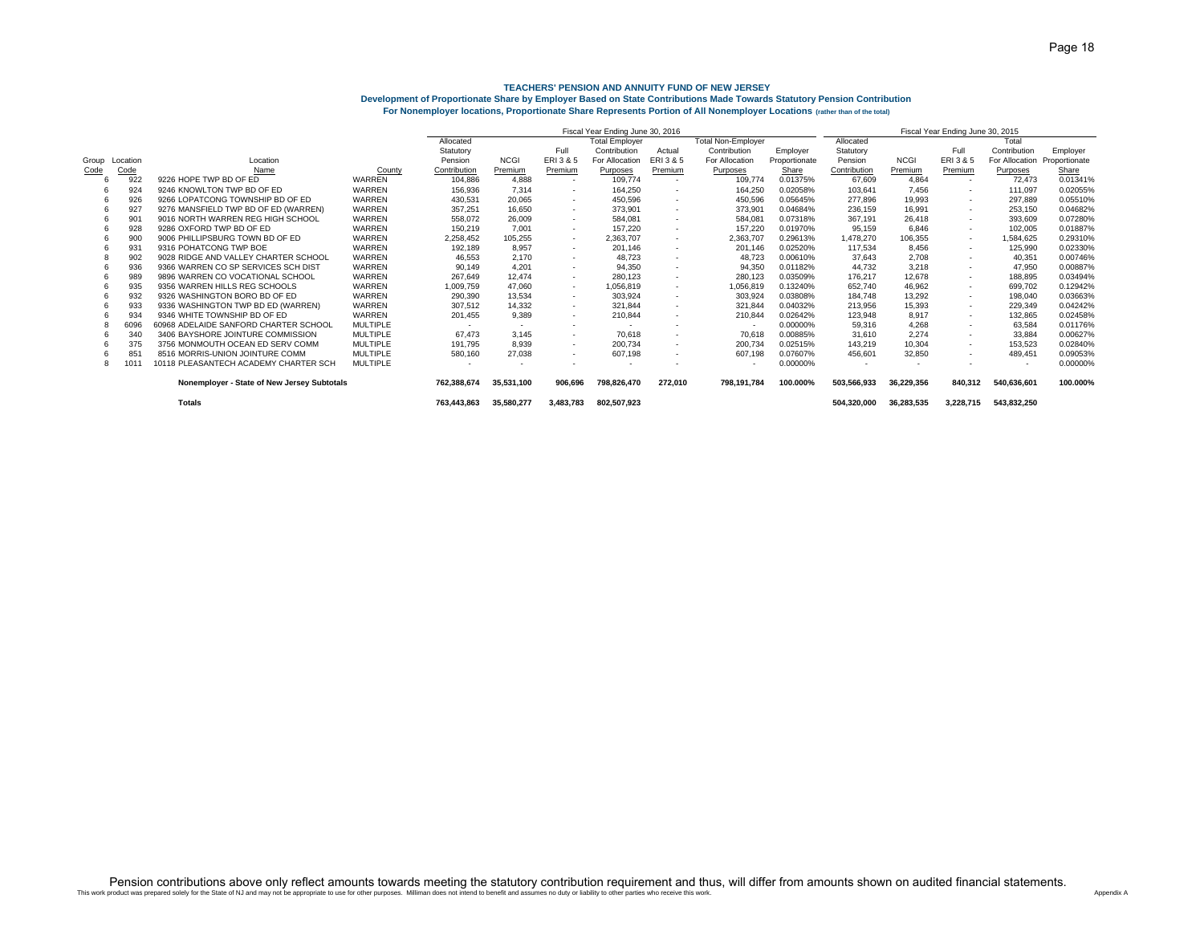**TEACHERS' PENSION AND ANNUITY FUND OF NEW JERSEY**

**Development of Proportionate Share by Employer Based on State Contributions Made Towards Statutory Pension Contribution**

**For Nonemployer locations, Proportionate Share Represents Portion of All Nonemployer Locations (rather than of the total)**

| | | | | Fiscal Year Ending June 30, 2016 | | | | | | | Fiscal Year Ending June 30, 2015 | | | | |
|---|---|---|---|---|---|---|---|---|---|---|---|---|---|---|---|
| Group Code | Location Code | Location Name | County | Allocated Statutory Pension Contribution | NCGI Premium | Full ERI 3 & 5 Premium | Total Employer Contribution For Allocation Purposes | Actual ERI 3 & 5 Premium | Total Non-Employer Contribution For Allocation Purposes | Employer Proportionate Share | Allocated Statutory Pension Contribution | NCGI Premium | Full ERI 3 & 5 Premium | Total Contribution For Allocation Purposes | Employer Proportionate Share |
| 6 | 922 | 9226 HOPE TWP BD OF ED | WARREN | 104,886 | 4,888 | - | 109,774 | - | 109,774 | 0.01375% | 67,609 | 4,864 | - | 72,473 | 0.01341% |
| 6 | 924 | 9246 KNOWLTON TWP BD OF ED | WARREN | 156,936 | 7,314 | - | 164,250 | - | 164,250 | 0.02058% | 103,641 | 7,456 | - | 111,097 | 0.02055% |
| 6 | 926 | 9266 LOPATCONG TOWNSHIP BD OF ED | WARREN | 430,531 | 20,065 | - | 450,596 | - | 450,596 | 0.05645% | 277,896 | 19,993 | - | 297,889 | 0.05510% |
| 6 | 927 | 9276 MANSFIELD TWP BD OF ED (WARREN) | WARREN | 357,251 | 16,650 | - | 373,901 | - | 373,901 | 0.04684% | 236,159 | 16,991 | - | 253,150 | 0.04682% |
| 6 | 901 | 9016 NORTH WARREN REG HIGH SCHOOL | WARREN | 558,072 | 26,009 | - | 584,081 | - | 584,081 | 0.07318% | 367,191 | 26,418 | - | 393,609 | 0.07280% |
| 6 | 928 | 9286 OXFORD TWP BD OF ED | WARREN | 150,219 | 7,001 | - | 157,220 | - | 157,220 | 0.01970% | 95,159 | 6,846 | - | 102,005 | 0.01887% |
| 6 | 900 | 9006 PHILLIPSBURG TOWN BD OF ED | WARREN | 2,258,452 | 105,255 | - | 2,363,707 | - | 2,363,707 | 0.29613% | 1,478,270 | 106,355 | - | 1,584,625 | 0.29310% |
| 6 | 931 | 9316 POHATCONG TWP BOE | WARREN | 192,189 | 8,957 | - | 201,146 | - | 201,146 | 0.02520% | 117,534 | 8,456 | - | 125,990 | 0.02330% |
| 8 | 902 | 9028 RIDGE AND VALLEY CHARTER SCHOOL | WARREN | 46,553 | 2,170 | - | 48,723 | - | 48,723 | 0.00610% | 37,643 | 2,708 | - | 40,351 | 0.00746% |
| 6 | 936 | 9366 WARREN CO SP SERVICES SCH DIST | WARREN | 90,149 | 4,201 | - | 94,350 | - | 94,350 | 0.01182% | 44,732 | 3,218 | - | 47,950 | 0.00887% |
| 6 | 989 | 9896 WARREN CO VOCATIONAL SCHOOL | WARREN | 267,649 | 12,474 | - | 280,123 | - | 280,123 | 0.03509% | 176,217 | 12,678 | - | 188,895 | 0.03494% |
| 6 | 935 | 9356 WARREN HILLS REG SCHOOLS | WARREN | 1,009,759 | 47,060 | - | 1,056,819 | - | 1,056,819 | 0.13240% | 652,740 | 46,962 | - | 699,702 | 0.12942% |
| 6 | 932 | 9326 WASHINGTON BORO BD OF ED | WARREN | 290,390 | 13,534 | - | 303,924 | - | 303,924 | 0.03808% | 184,748 | 13,292 | - | 198,040 | 0.03663% |
| 6 | 933 | 9336 WASHINGTON TWP BD ED (WARREN) | WARREN | 307,512 | 14,332 | - | 321,844 | - | 321,844 | 0.04032% | 213,956 | 15,393 | - | 229,349 | 0.04242% |
| 6 | 934 | 9346 WHITE TOWNSHIP BD OF ED | WARREN | 201,455 | 9,389 | - | 210,844 | - | 210,844 | 0.02642% | 123,948 | 8,917 | - | 132,865 | 0.02458% |
| 8 | 6096 | 60968 ADELAIDE SANFORD CHARTER SCHOOL | MULTIPLE | - | - | - | - | - | - | 0.00000% | 59,316 | 4,268 | - | 63,584 | 0.01176% |
| 6 | 340 | 3406 BAYSHORE JOINTURE COMMISSION | MULTIPLE | 67,473 | 3,145 | - | 70,618 | - | 70,618 | 0.00885% | 31,610 | 2,274 | - | 33,884 | 0.00627% |
| 6 | 375 | 3756 MONMOUTH OCEAN ED SERV COMM | MULTIPLE | 191,795 | 8,939 | - | 200,734 | - | 200,734 | 0.02515% | 143,219 | 10,304 | - | 153,523 | 0.02840% |
| 6 | 851 | 8516 MORRIS-UNION JOINTURE COMM | MULTIPLE | 580,160 | 27,038 | - | 607,198 | - | 607,198 | 0.07607% | 456,601 | 32,850 | - | 489,451 | 0.09053% |
| 8 | 1011 | 10118 PLEASANTECH ACADEMY CHARTER SCH | MULTIPLE | - | - | - | - | - | - | 0.00000% | - | - | - | - | 0.00000% |
| | | **Nonemployer - State of New Jersey Subtotals** | | **762,388,674** | **35,531,100** | **906,696** | **798,826,470** | **272,010** | **798,191,784** | **100.000%** | **503,566,933** | **36,229,356** | **840,312** | **540,636,601** | **100.000%** |
| | | **Totals** | | **763,443,863** | **35,580,277** | **3,483,783** | **802,507,923** | | | | **504,320,000** | **36,283,535** | **3,228,715** | **543,832,250** | |

Pension contributions above only reflect amounts towards meeting the statutory contribution requirement and thus, will differ from amounts shown on audited financial statements.

This work product was prepared solely for the State of NJ and may not be appropriate to use for other purposes. Milliman does not intend to benefit and assumes no duty or liability to other parties who receive this work.

Appendix A